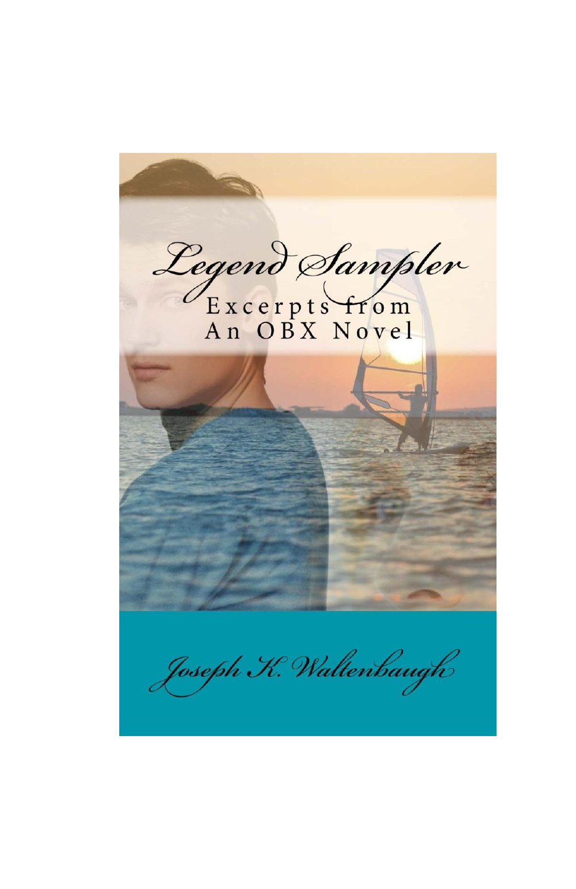# Legend Sampler

Excerpts from
An OBX Novel

Joseph K. Waltenbaugh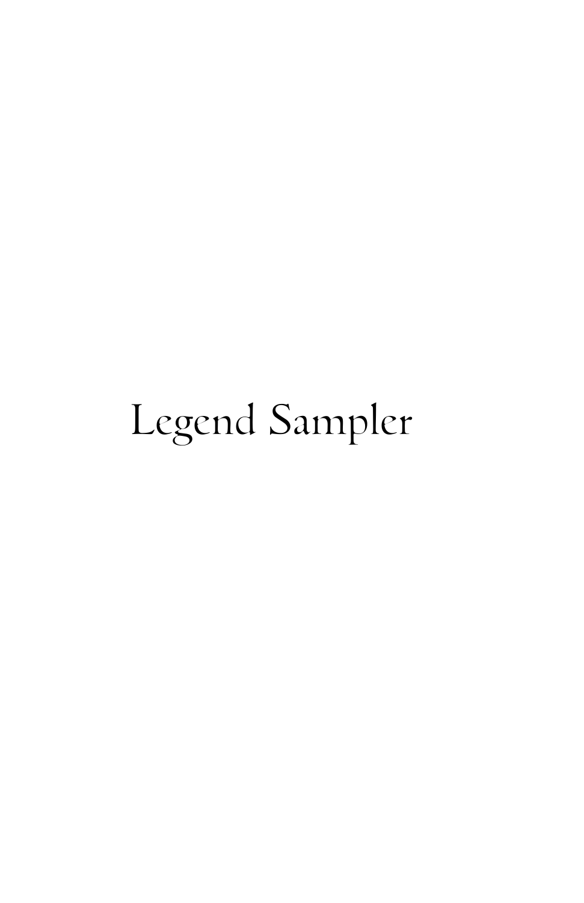# Legend Sampler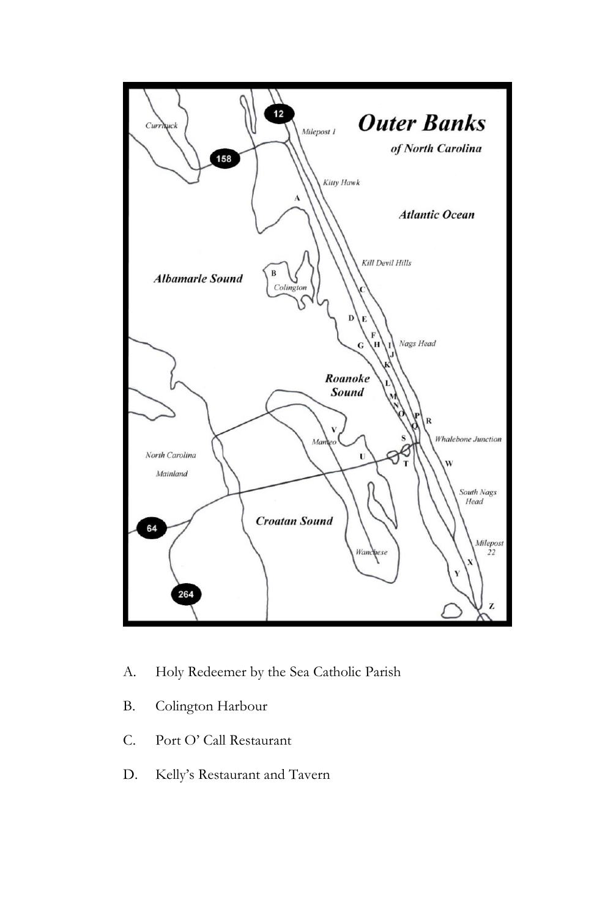A. Holy Redeemer by the Sea Catholic Parish

B. Colington Harbour

C. Port O' Call Restaurant

D. Kelly's Restaurant and Tavern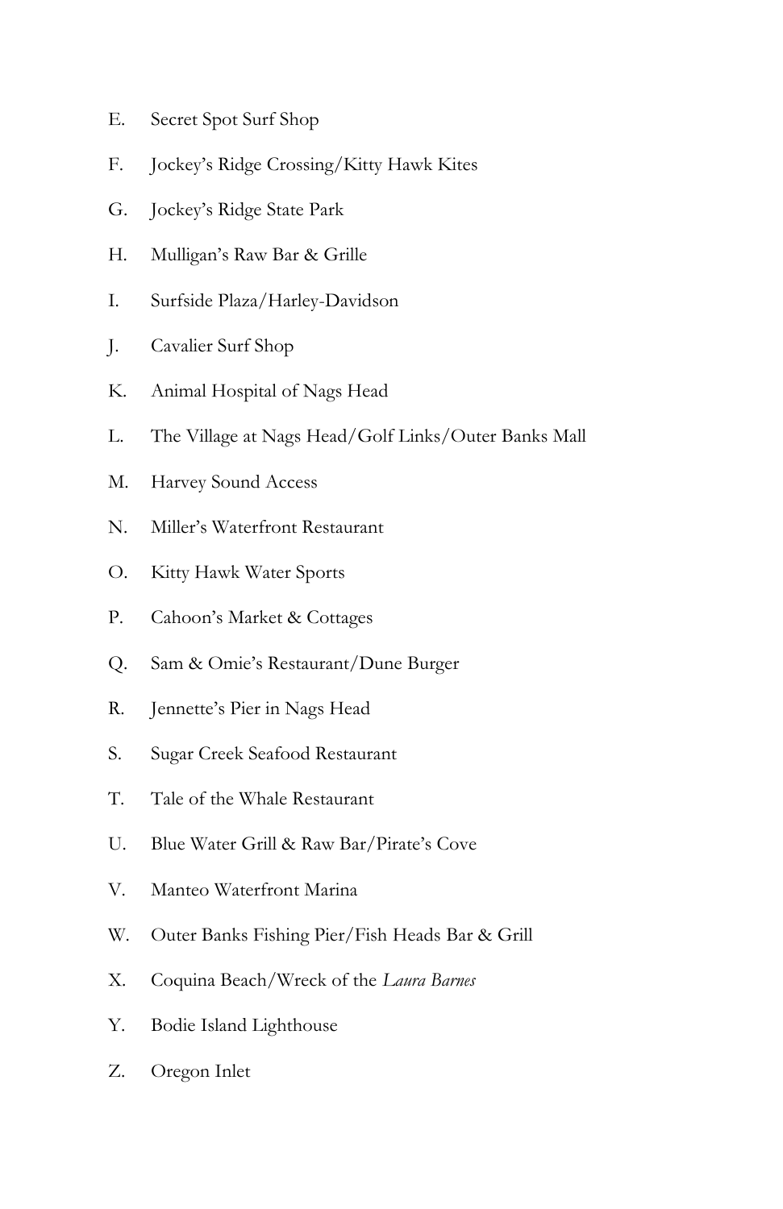E. Secret Spot Surf Shop

F. Jockey's Ridge Crossing/Kitty Hawk Kites

G. Jockey's Ridge State Park

H. Mulligan's Raw Bar & Grille

I. Surfside Plaza/Harley-Davidson

J. Cavalier Surf Shop

K. Animal Hospital of Nags Head

L. The Village at Nags Head/Golf Links/Outer Banks Mall

M. Harvey Sound Access

N. Miller's Waterfront Restaurant

O. Kitty Hawk Water Sports

P. Cahoon's Market & Cottages

Q. Sam & Omie's Restaurant/Dune Burger

R. Jennette's Pier in Nags Head

S. Sugar Creek Seafood Restaurant

T. Tale of the Whale Restaurant

U. Blue Water Grill & Raw Bar/Pirate's Cove

V. Manteo Waterfront Marina

W. Outer Banks Fishing Pier/Fish Heads Bar & Grill

X. Coquina Beach/Wreck of the *Laura Barnes*

Y. Bodie Island Lighthouse

Z. Oregon Inlet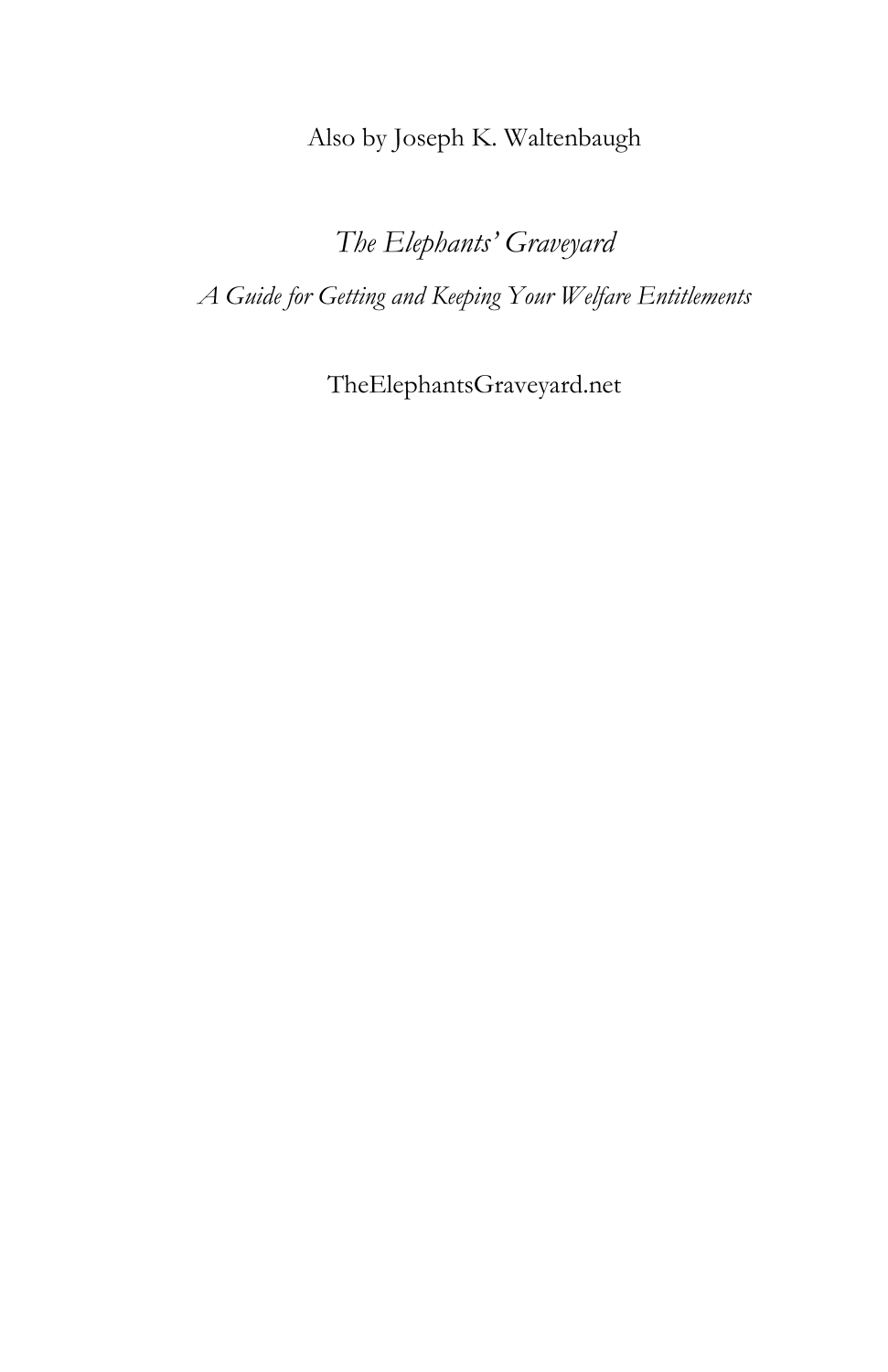Also by Joseph K. Waltenbaugh

*The Elephants' Graveyard*

*A Guide for Getting and Keeping Your Welfare Entitlements*

TheElephantsGraveyard.net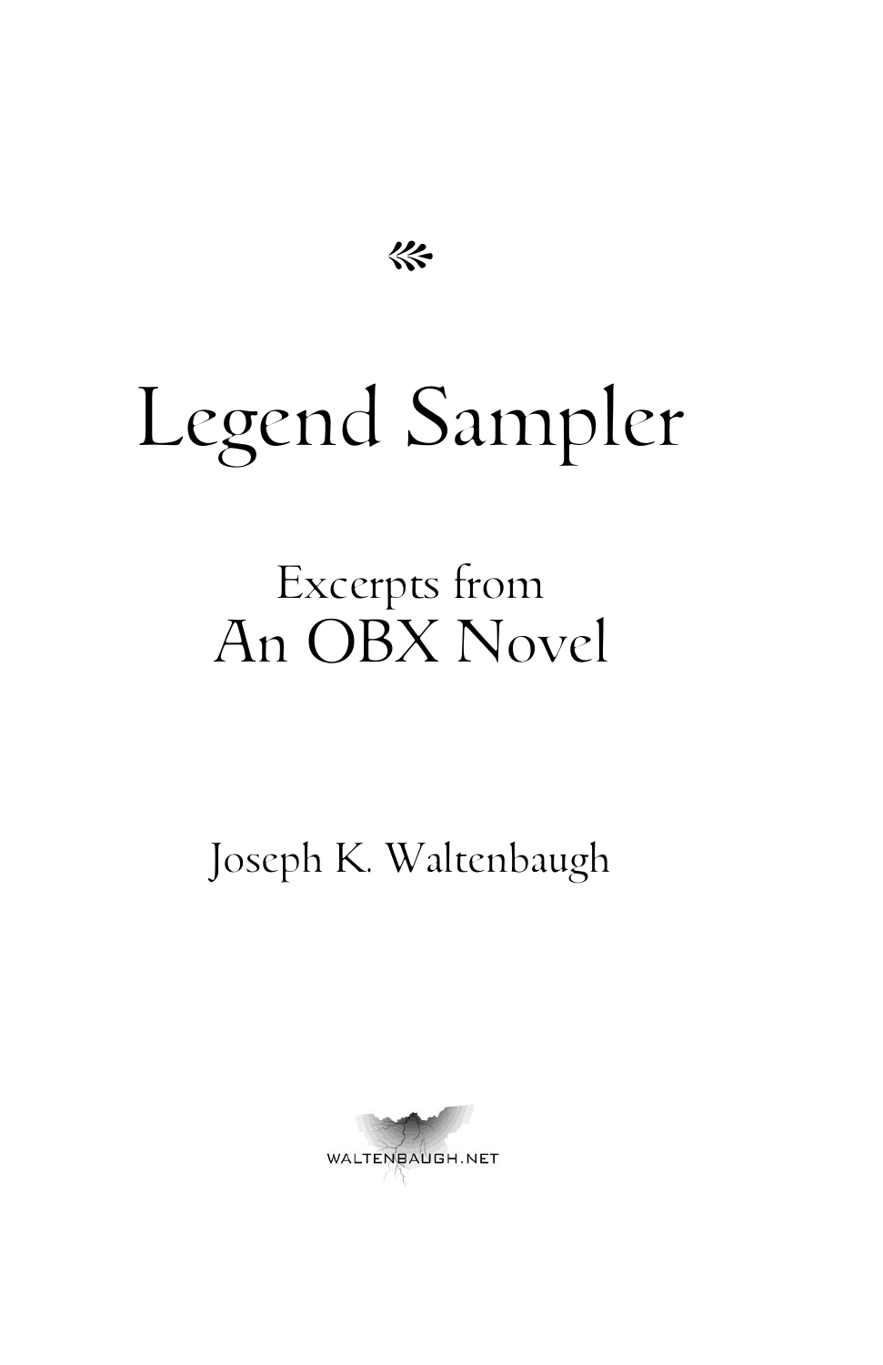# Legend Sampler

## Excerpts from
## An OBX Novel

Joseph K. Waltenbaugh

WALTENBAUGH.NET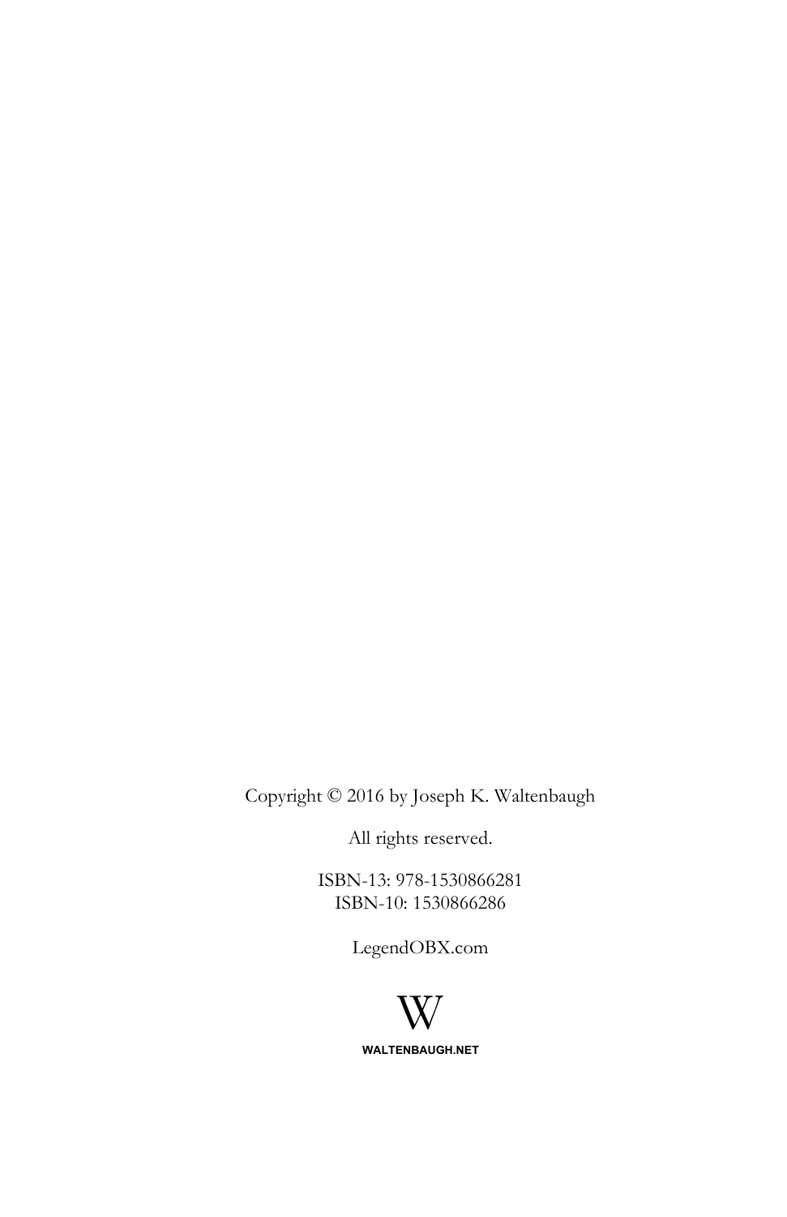Copyright © 2016 by Joseph K. Waltenbaugh

All rights reserved.

ISBN-13: 978-1530866281
ISBN-10: 1530866286

LegendOBX.com

W

**WALTENBAUGH.NET**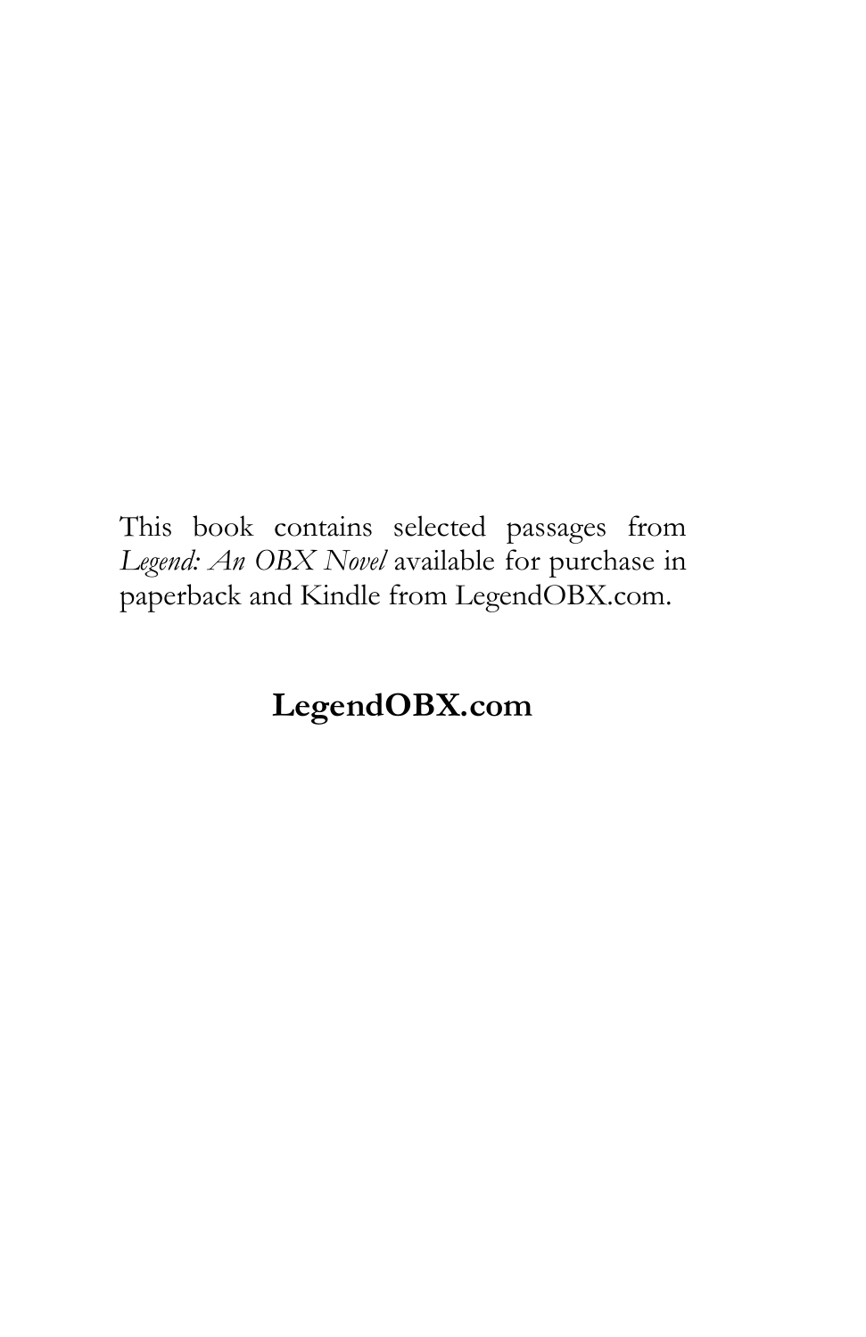This book contains selected passages from *Legend: An OBX Novel* available for purchase in paperback and Kindle from LegendOBX.com.

**LegendOBX.com**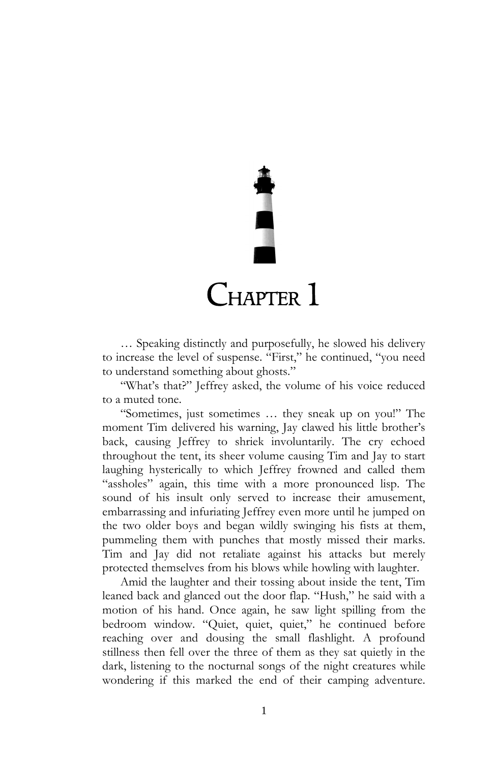# Chapter 1

… Speaking distinctly and purposefully, he slowed his delivery to increase the level of suspense. "First," he continued, "you need to understand something about ghosts."

"What's that?" Jeffrey asked, the volume of his voice reduced to a muted tone.

"Sometimes, just sometimes … they sneak up on you!" The moment Tim delivered his warning, Jay clawed his little brother's back, causing Jeffrey to shriek involuntarily. The cry echoed throughout the tent, its sheer volume causing Tim and Jay to start laughing hysterically to which Jeffrey frowned and called them "assholes" again, this time with a more pronounced lisp. The sound of his insult only served to increase their amusement, embarrassing and infuriating Jeffrey even more until he jumped on the two older boys and began wildly swinging his fists at them, pummeling them with punches that mostly missed their marks. Tim and Jay did not retaliate against his attacks but merely protected themselves from his blows while howling with laughter.

Amid the laughter and their tossing about inside the tent, Tim leaned back and glanced out the door flap. "Hush," he said with a motion of his hand. Once again, he saw light spilling from the bedroom window. "Quiet, quiet, quiet," he continued before reaching over and dousing the small flashlight. A profound stillness then fell over the three of them as they sat quietly in the dark, listening to the nocturnal songs of the night creatures while wondering if this marked the end of their camping adventure.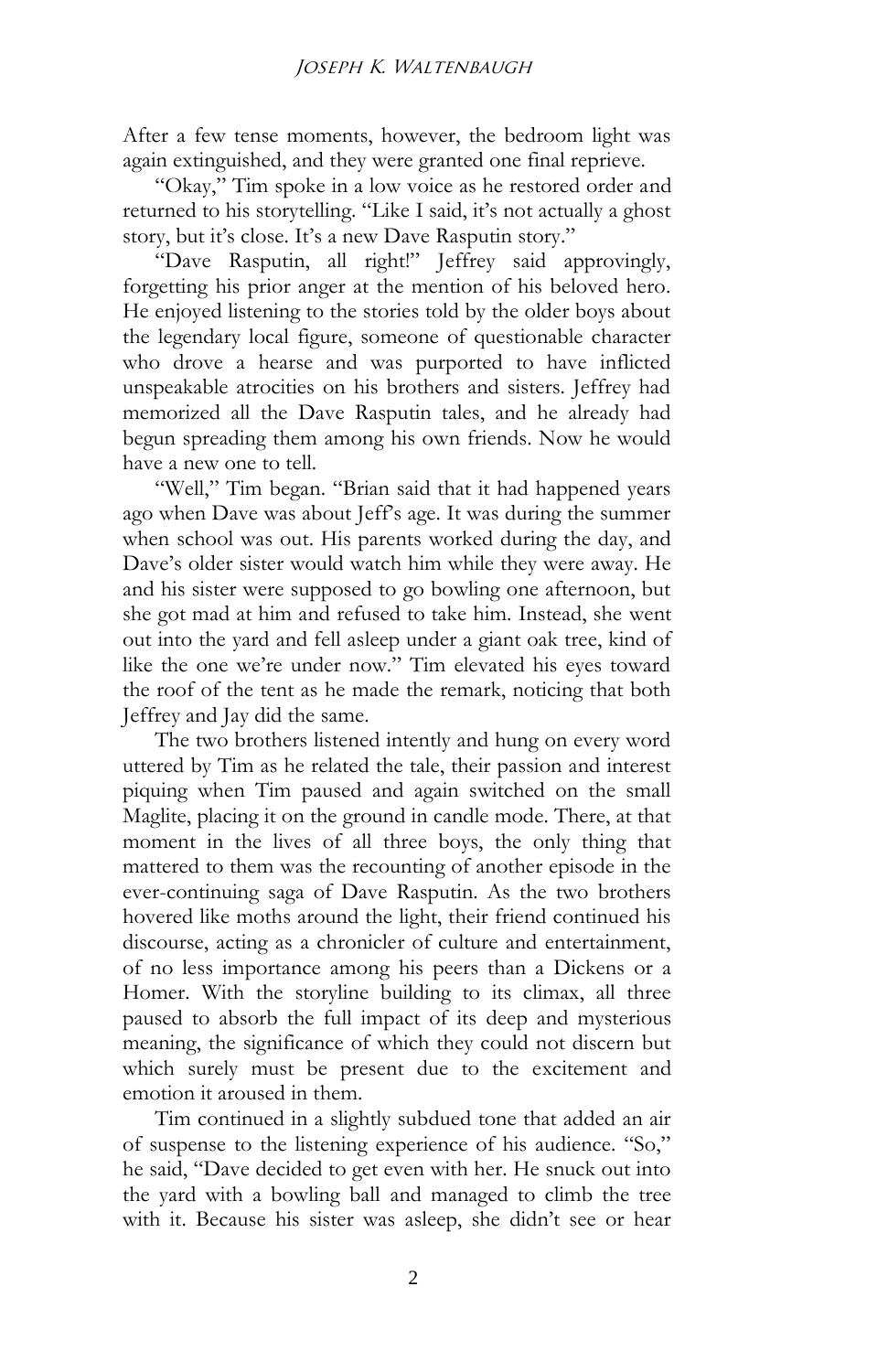After a few tense moments, however, the bedroom light was again extinguished, and they were granted one final reprieve.

"Okay," Tim spoke in a low voice as he restored order and returned to his storytelling. "Like I said, it's not actually a ghost story, but it's close. It's a new Dave Rasputin story."

"Dave Rasputin, all right!" Jeffrey said approvingly, forgetting his prior anger at the mention of his beloved hero. He enjoyed listening to the stories told by the older boys about the legendary local figure, someone of questionable character who drove a hearse and was purported to have inflicted unspeakable atrocities on his brothers and sisters. Jeffrey had memorized all the Dave Rasputin tales, and he already had begun spreading them among his own friends. Now he would have a new one to tell.

"Well," Tim began. "Brian said that it had happened years ago when Dave was about Jeff's age. It was during the summer when school was out. His parents worked during the day, and Dave's older sister would watch him while they were away. He and his sister were supposed to go bowling one afternoon, but she got mad at him and refused to take him. Instead, she went out into the yard and fell asleep under a giant oak tree, kind of like the one we're under now." Tim elevated his eyes toward the roof of the tent as he made the remark, noticing that both Jeffrey and Jay did the same.

The two brothers listened intently and hung on every word uttered by Tim as he related the tale, their passion and interest piquing when Tim paused and again switched on the small Maglite, placing it on the ground in candle mode. There, at that moment in the lives of all three boys, the only thing that mattered to them was the recounting of another episode in the ever-continuing saga of Dave Rasputin. As the two brothers hovered like moths around the light, their friend continued his discourse, acting as a chronicler of culture and entertainment, of no less importance among his peers than a Dickens or a Homer. With the storyline building to its climax, all three paused to absorb the full impact of its deep and mysterious meaning, the significance of which they could not discern but which surely must be present due to the excitement and emotion it aroused in them.

Tim continued in a slightly subdued tone that added an air of suspense to the listening experience of his audience. "So," he said, "Dave decided to get even with her. He snuck out into the yard with a bowling ball and managed to climb the tree with it. Because his sister was asleep, she didn't see or hear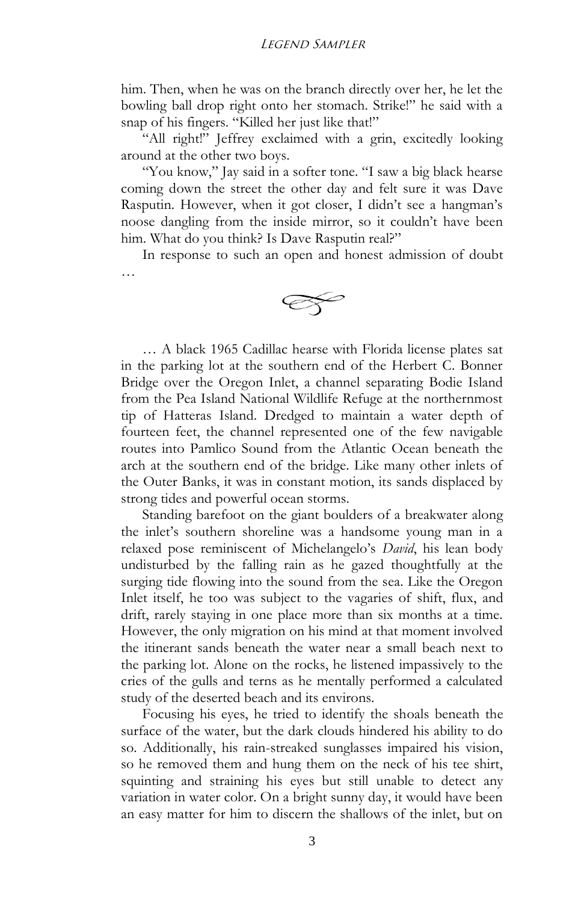him. Then, when he was on the branch directly over her, he let the bowling ball drop right onto her stomach. Strike!" he said with a snap of his fingers. "Killed her just like that!"

"All right!" Jeffrey exclaimed with a grin, excitedly looking around at the other two boys.

"You know," Jay said in a softer tone. "I saw a big black hearse coming down the street the other day and felt sure it was Dave Rasputin. However, when it got closer, I didn't see a hangman's noose dangling from the inside mirror, so it couldn't have been him. What do you think? Is Dave Rasputin real?"

In response to such an open and honest admission of doubt …

… A black 1965 Cadillac hearse with Florida license plates sat in the parking lot at the southern end of the Herbert C. Bonner Bridge over the Oregon Inlet, a channel separating Bodie Island from the Pea Island National Wildlife Refuge at the northernmost tip of Hatteras Island. Dredged to maintain a water depth of fourteen feet, the channel represented one of the few navigable routes into Pamlico Sound from the Atlantic Ocean beneath the arch at the southern end of the bridge. Like many other inlets of the Outer Banks, it was in constant motion, its sands displaced by strong tides and powerful ocean storms.

Standing barefoot on the giant boulders of a breakwater along the inlet's southern shoreline was a handsome young man in a relaxed pose reminiscent of Michelangelo's *David*, his lean body undisturbed by the falling rain as he gazed thoughtfully at the surging tide flowing into the sound from the sea. Like the Oregon Inlet itself, he too was subject to the vagaries of shift, flux, and drift, rarely staying in one place more than six months at a time. However, the only migration on his mind at that moment involved the itinerant sands beneath the water near a small beach next to the parking lot. Alone on the rocks, he listened impassively to the cries of the gulls and terns as he mentally performed a calculated study of the deserted beach and its environs.

Focusing his eyes, he tried to identify the shoals beneath the surface of the water, but the dark clouds hindered his ability to do so. Additionally, his rain-streaked sunglasses impaired his vision, so he removed them and hung them on the neck of his tee shirt, squinting and straining his eyes but still unable to detect any variation in water color. On a bright sunny day, it would have been an easy matter for him to discern the shallows of the inlet, but on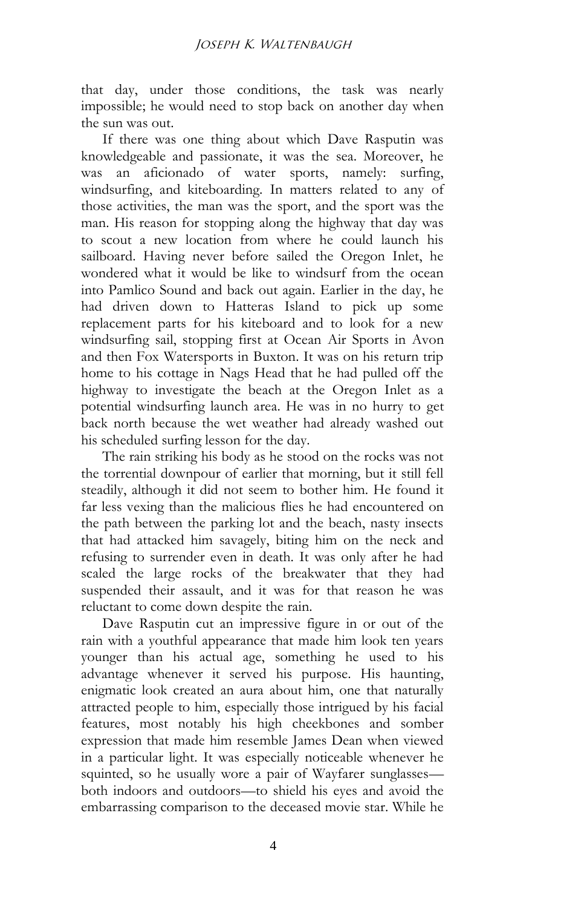that day, under those conditions, the task was nearly impossible; he would need to stop back on another day when the sun was out.

If there was one thing about which Dave Rasputin was knowledgeable and passionate, it was the sea. Moreover, he was an aficionado of water sports, namely: surfing, windsurfing, and kiteboarding. In matters related to any of those activities, the man was the sport, and the sport was the man. His reason for stopping along the highway that day was to scout a new location from where he could launch his sailboard. Having never before sailed the Oregon Inlet, he wondered what it would be like to windsurf from the ocean into Pamlico Sound and back out again. Earlier in the day, he had driven down to Hatteras Island to pick up some replacement parts for his kiteboard and to look for a new windsurfing sail, stopping first at Ocean Air Sports in Avon and then Fox Watersports in Buxton. It was on his return trip home to his cottage in Nags Head that he had pulled off the highway to investigate the beach at the Oregon Inlet as a potential windsurfing launch area. He was in no hurry to get back north because the wet weather had already washed out his scheduled surfing lesson for the day.

The rain striking his body as he stood on the rocks was not the torrential downpour of earlier that morning, but it still fell steadily, although it did not seem to bother him. He found it far less vexing than the malicious flies he had encountered on the path between the parking lot and the beach, nasty insects that had attacked him savagely, biting him on the neck and refusing to surrender even in death. It was only after he had scaled the large rocks of the breakwater that they had suspended their assault, and it was for that reason he was reluctant to come down despite the rain.

Dave Rasputin cut an impressive figure in or out of the rain with a youthful appearance that made him look ten years younger than his actual age, something he used to his advantage whenever it served his purpose. His haunting, enigmatic look created an aura about him, one that naturally attracted people to him, especially those intrigued by his facial features, most notably his high cheekbones and somber expression that made him resemble James Dean when viewed in a particular light. It was especially noticeable whenever he squinted, so he usually wore a pair of Wayfarer sunglasses—both indoors and outdoors—to shield his eyes and avoid the embarrassing comparison to the deceased movie star. While he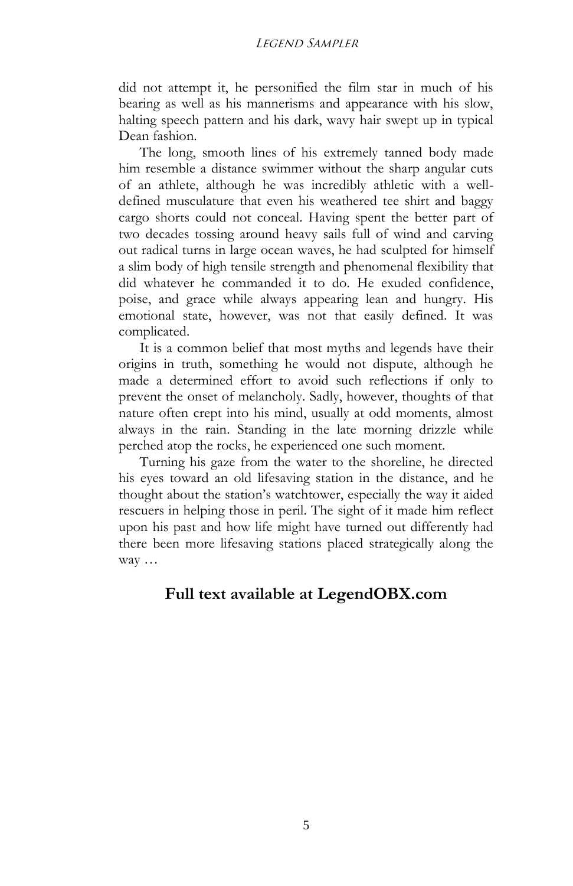did not attempt it, he personified the film star in much of his bearing as well as his mannerisms and appearance with his slow, halting speech pattern and his dark, wavy hair swept up in typical Dean fashion.

The long, smooth lines of his extremely tanned body made him resemble a distance swimmer without the sharp angular cuts of an athlete, although he was incredibly athletic with a well-defined musculature that even his weathered tee shirt and baggy cargo shorts could not conceal. Having spent the better part of two decades tossing around heavy sails full of wind and carving out radical turns in large ocean waves, he had sculpted for himself a slim body of high tensile strength and phenomenal flexibility that did whatever he commanded it to do. He exuded confidence, poise, and grace while always appearing lean and hungry. His emotional state, however, was not that easily defined. It was complicated.

It is a common belief that most myths and legends have their origins in truth, something he would not dispute, although he made a determined effort to avoid such reflections if only to prevent the onset of melancholy. Sadly, however, thoughts of that nature often crept into his mind, usually at odd moments, almost always in the rain. Standing in the late morning drizzle while perched atop the rocks, he experienced one such moment.

Turning his gaze from the water to the shoreline, he directed his eyes toward an old lifesaving station in the distance, and he thought about the station's watchtower, especially the way it aided rescuers in helping those in peril. The sight of it made him reflect upon his past and how life might have turned out differently had there been more lifesaving stations placed strategically along the way …

**Full text available at LegendOBX.com**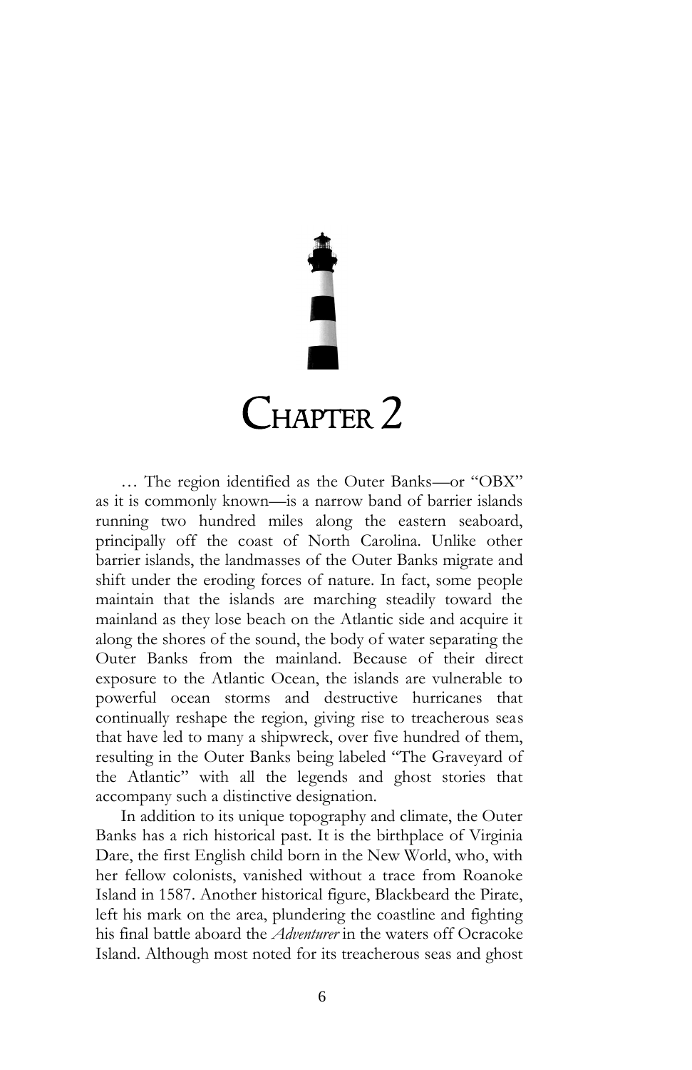# Chapter 2

… The region identified as the Outer Banks—or "OBX" as it is commonly known—is a narrow band of barrier islands running two hundred miles along the eastern seaboard, principally off the coast of North Carolina. Unlike other barrier islands, the landmasses of the Outer Banks migrate and shift under the eroding forces of nature. In fact, some people maintain that the islands are marching steadily toward the mainland as they lose beach on the Atlantic side and acquire it along the shores of the sound, the body of water separating the Outer Banks from the mainland. Because of their direct exposure to the Atlantic Ocean, the islands are vulnerable to powerful ocean storms and destructive hurricanes that continually reshape the region, giving rise to treacherous seas that have led to many a shipwreck, over five hundred of them, resulting in the Outer Banks being labeled "The Graveyard of the Atlantic" with all the legends and ghost stories that accompany such a distinctive designation.

In addition to its unique topography and climate, the Outer Banks has a rich historical past. It is the birthplace of Virginia Dare, the first English child born in the New World, who, with her fellow colonists, vanished without a trace from Roanoke Island in 1587. Another historical figure, Blackbeard the Pirate, left his mark on the area, plundering the coastline and fighting his final battle aboard the *Adventurer* in the waters off Ocracoke Island. Although most noted for its treacherous seas and ghost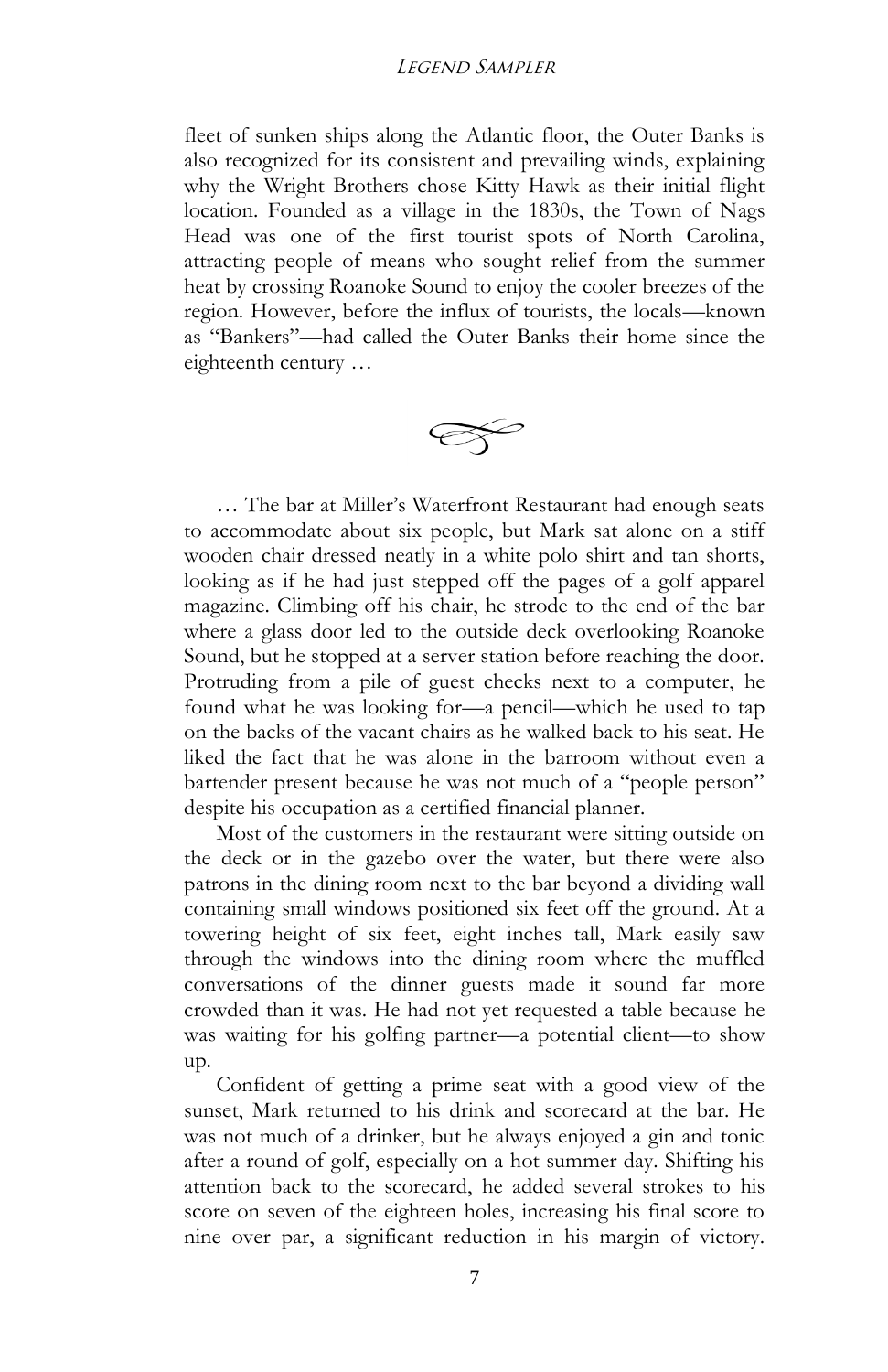fleet of sunken ships along the Atlantic floor, the Outer Banks is also recognized for its consistent and prevailing winds, explaining why the Wright Brothers chose Kitty Hawk as their initial flight location. Founded as a village in the 1830s, the Town of Nags Head was one of the first tourist spots of North Carolina, attracting people of means who sought relief from the summer heat by crossing Roanoke Sound to enjoy the cooler breezes of the region. However, before the influx of tourists, the locals—known as "Bankers"—had called the Outer Banks their home since the eighteenth century …

… The bar at Miller's Waterfront Restaurant had enough seats to accommodate about six people, but Mark sat alone on a stiff wooden chair dressed neatly in a white polo shirt and tan shorts, looking as if he had just stepped off the pages of a golf apparel magazine. Climbing off his chair, he strode to the end of the bar where a glass door led to the outside deck overlooking Roanoke Sound, but he stopped at a server station before reaching the door. Protruding from a pile of guest checks next to a computer, he found what he was looking for—a pencil—which he used to tap on the backs of the vacant chairs as he walked back to his seat. He liked the fact that he was alone in the barroom without even a bartender present because he was not much of a "people person" despite his occupation as a certified financial planner.

Most of the customers in the restaurant were sitting outside on the deck or in the gazebo over the water, but there were also patrons in the dining room next to the bar beyond a dividing wall containing small windows positioned six feet off the ground. At a towering height of six feet, eight inches tall, Mark easily saw through the windows into the dining room where the muffled conversations of the dinner guests made it sound far more crowded than it was. He had not yet requested a table because he was waiting for his golfing partner—a potential client—to show up.

Confident of getting a prime seat with a good view of the sunset, Mark returned to his drink and scorecard at the bar. He was not much of a drinker, but he always enjoyed a gin and tonic after a round of golf, especially on a hot summer day. Shifting his attention back to the scorecard, he added several strokes to his score on seven of the eighteen holes, increasing his final score to nine over par, a significant reduction in his margin of victory.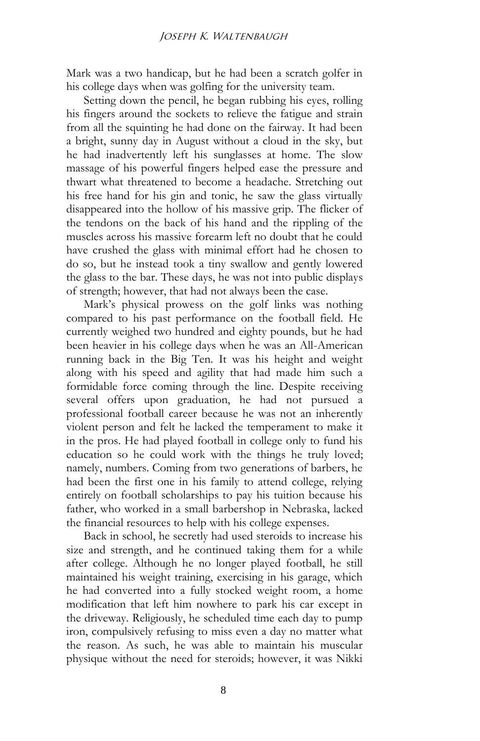Mark was a two handicap, but he had been a scratch golfer in his college days when was golfing for the university team.

Setting down the pencil, he began rubbing his eyes, rolling his fingers around the sockets to relieve the fatigue and strain from all the squinting he had done on the fairway. It had been a bright, sunny day in August without a cloud in the sky, but he had inadvertently left his sunglasses at home. The slow massage of his powerful fingers helped ease the pressure and thwart what threatened to become a headache. Stretching out his free hand for his gin and tonic, he saw the glass virtually disappeared into the hollow of his massive grip. The flicker of the tendons on the back of his hand and the rippling of the muscles across his massive forearm left no doubt that he could have crushed the glass with minimal effort had he chosen to do so, but he instead took a tiny swallow and gently lowered the glass to the bar. These days, he was not into public displays of strength; however, that had not always been the case.

Mark's physical prowess on the golf links was nothing compared to his past performance on the football field. He currently weighed two hundred and eighty pounds, but he had been heavier in his college days when he was an All-American running back in the Big Ten. It was his height and weight along with his speed and agility that had made him such a formidable force coming through the line. Despite receiving several offers upon graduation, he had not pursued a professional football career because he was not an inherently violent person and felt he lacked the temperament to make it in the pros. He had played football in college only to fund his education so he could work with the things he truly loved; namely, numbers. Coming from two generations of barbers, he had been the first one in his family to attend college, relying entirely on football scholarships to pay his tuition because his father, who worked in a small barbershop in Nebraska, lacked the financial resources to help with his college expenses.

Back in school, he secretly had used steroids to increase his size and strength, and he continued taking them for a while after college. Although he no longer played football, he still maintained his weight training, exercising in his garage, which he had converted into a fully stocked weight room, a home modification that left him nowhere to park his car except in the driveway. Religiously, he scheduled time each day to pump iron, compulsively refusing to miss even a day no matter what the reason. As such, he was able to maintain his muscular physique without the need for steroids; however, it was Nikki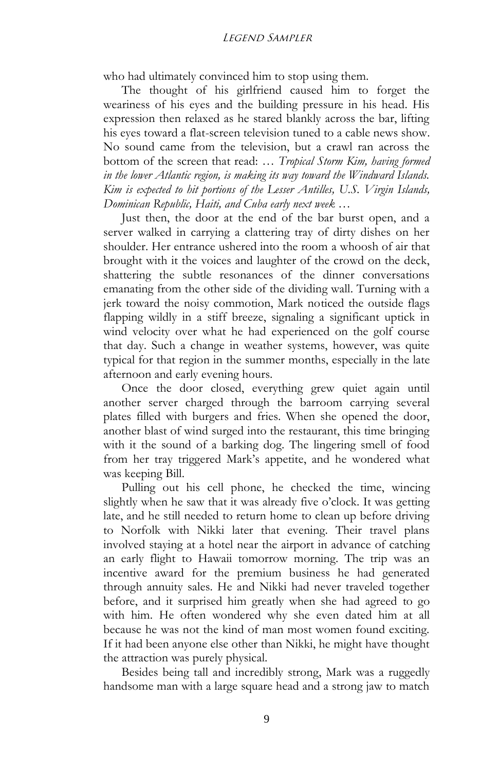who had ultimately convinced him to stop using them.

The thought of his girlfriend caused him to forget the weariness of his eyes and the building pressure in his head. His expression then relaxed as he stared blankly across the bar, lifting his eyes toward a flat-screen television tuned to a cable news show. No sound came from the television, but a crawl ran across the bottom of the screen that read: … *Tropical Storm Kim, having formed in the lower Atlantic region, is making its way toward the Windward Islands. Kim is expected to hit portions of the Lesser Antilles, U.S. Virgin Islands, Dominican Republic, Haiti, and Cuba early next week* …

Just then, the door at the end of the bar burst open, and a server walked in carrying a clattering tray of dirty dishes on her shoulder. Her entrance ushered into the room a whoosh of air that brought with it the voices and laughter of the crowd on the deck, shattering the subtle resonances of the dinner conversations emanating from the other side of the dividing wall. Turning with a jerk toward the noisy commotion, Mark noticed the outside flags flapping wildly in a stiff breeze, signaling a significant uptick in wind velocity over what he had experienced on the golf course that day. Such a change in weather systems, however, was quite typical for that region in the summer months, especially in the late afternoon and early evening hours.

Once the door closed, everything grew quiet again until another server charged through the barroom carrying several plates filled with burgers and fries. When she opened the door, another blast of wind surged into the restaurant, this time bringing with it the sound of a barking dog. The lingering smell of food from her tray triggered Mark's appetite, and he wondered what was keeping Bill.

Pulling out his cell phone, he checked the time, wincing slightly when he saw that it was already five o'clock. It was getting late, and he still needed to return home to clean up before driving to Norfolk with Nikki later that evening. Their travel plans involved staying at a hotel near the airport in advance of catching an early flight to Hawaii tomorrow morning. The trip was an incentive award for the premium business he had generated through annuity sales. He and Nikki had never traveled together before, and it surprised him greatly when she had agreed to go with him. He often wondered why she even dated him at all because he was not the kind of man most women found exciting. If it had been anyone else other than Nikki, he might have thought the attraction was purely physical.

Besides being tall and incredibly strong, Mark was a ruggedly handsome man with a large square head and a strong jaw to match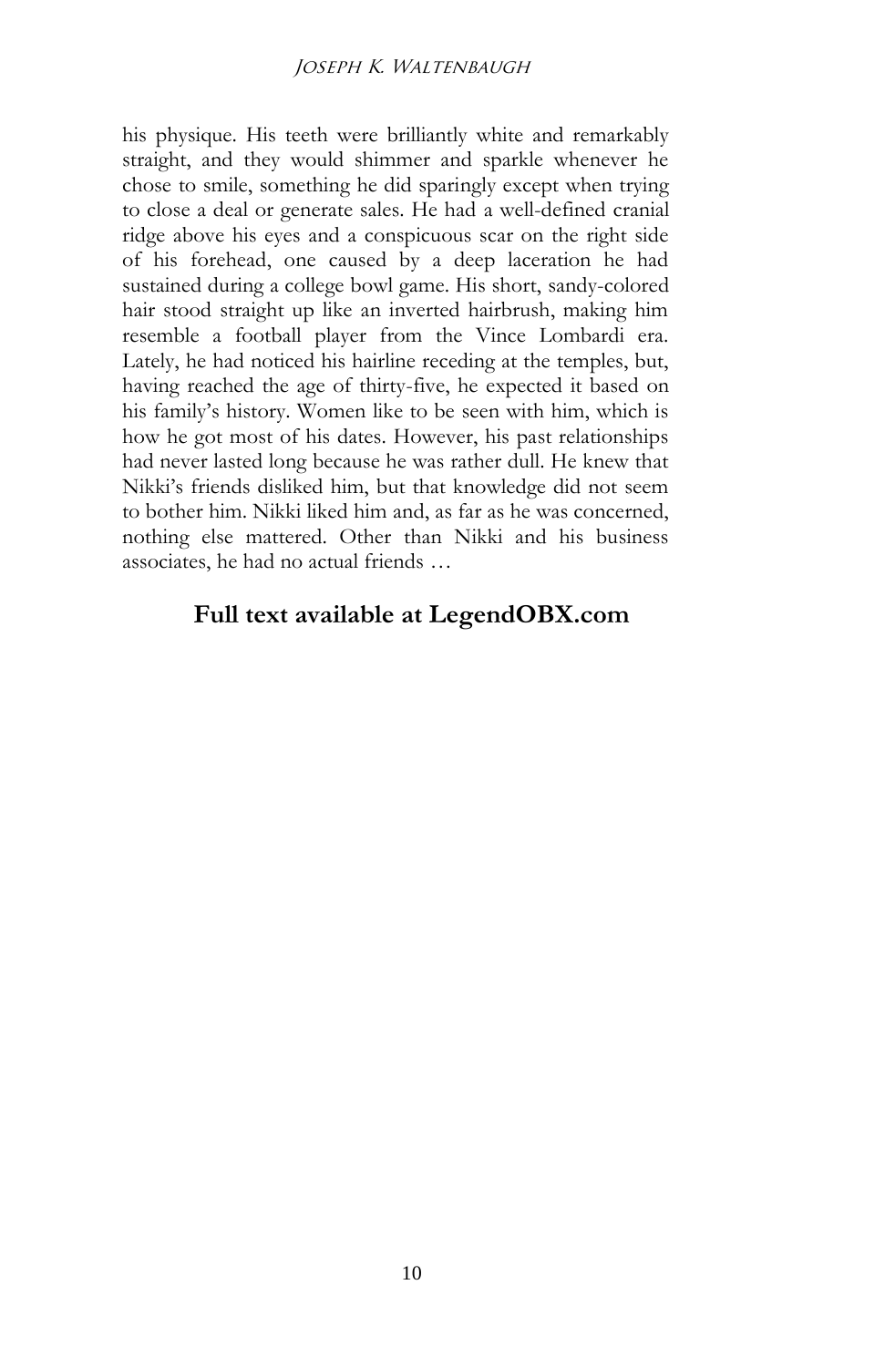his physique. His teeth were brilliantly white and remarkably straight, and they would shimmer and sparkle whenever he chose to smile, something he did sparingly except when trying to close a deal or generate sales. He had a well-defined cranial ridge above his eyes and a conspicuous scar on the right side of his forehead, one caused by a deep laceration he had sustained during a college bowl game. His short, sandy-colored hair stood straight up like an inverted hairbrush, making him resemble a football player from the Vince Lombardi era. Lately, he had noticed his hairline receding at the temples, but, having reached the age of thirty-five, he expected it based on his family's history. Women like to be seen with him, which is how he got most of his dates. However, his past relationships had never lasted long because he was rather dull. He knew that Nikki's friends disliked him, but that knowledge did not seem to bother him. Nikki liked him and, as far as he was concerned, nothing else mattered. Other than Nikki and his business associates, he had no actual friends …

**Full text available at LegendOBX.com**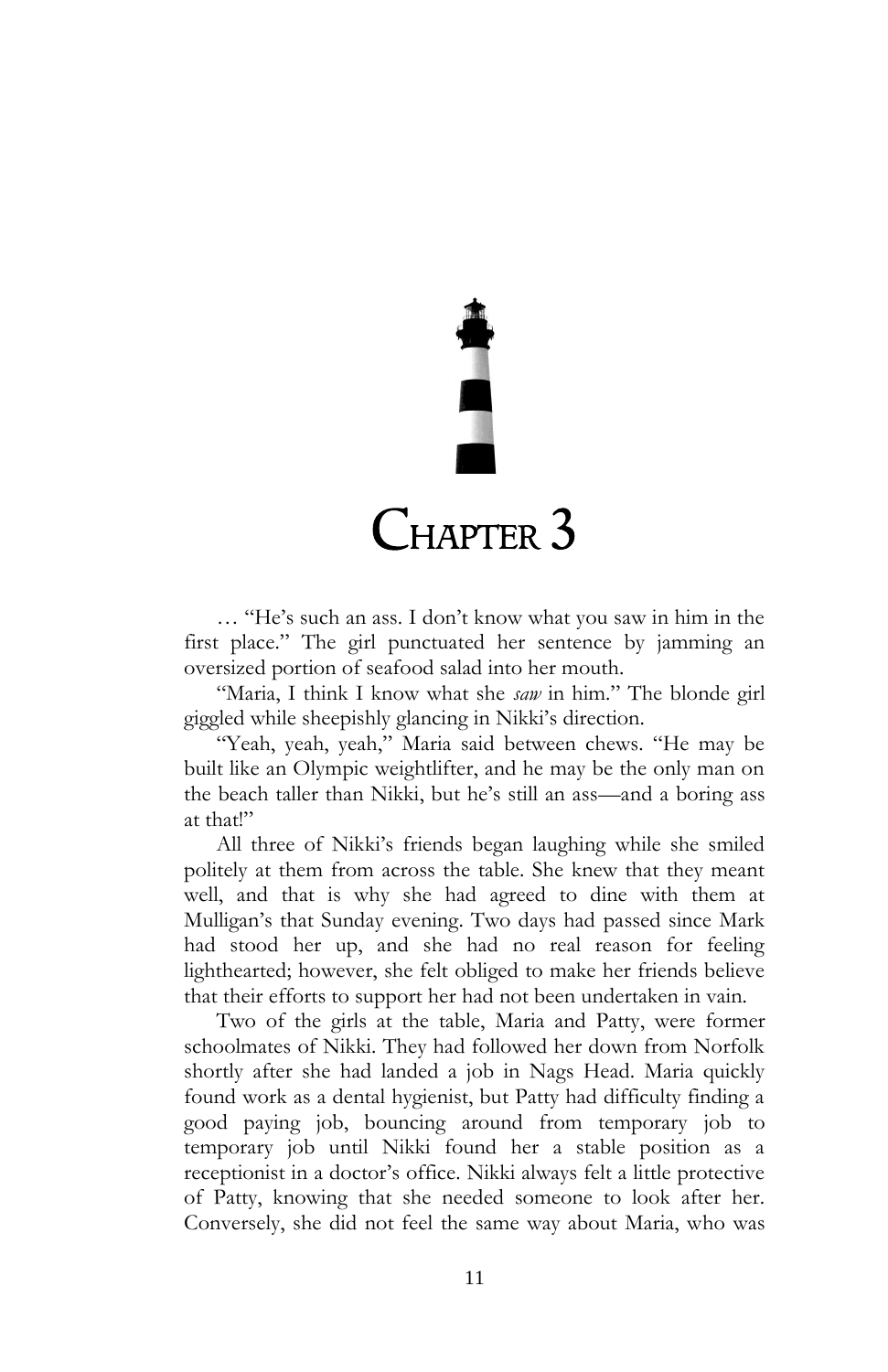# Chapter 3

… "He's such an ass. I don't know what you saw in him in the first place." The girl punctuated her sentence by jamming an oversized portion of seafood salad into her mouth.

"Maria, I think I know what she *saw* in him." The blonde girl giggled while sheepishly glancing in Nikki's direction.

"Yeah, yeah, yeah," Maria said between chews. "He may be built like an Olympic weightlifter, and he may be the only man on the beach taller than Nikki, but he's still an ass—and a boring ass at that!"

All three of Nikki's friends began laughing while she smiled politely at them from across the table. She knew that they meant well, and that is why she had agreed to dine with them at Mulligan's that Sunday evening. Two days had passed since Mark had stood her up, and she had no real reason for feeling lighthearted; however, she felt obliged to make her friends believe that their efforts to support her had not been undertaken in vain.

Two of the girls at the table, Maria and Patty, were former schoolmates of Nikki. They had followed her down from Norfolk shortly after she had landed a job in Nags Head. Maria quickly found work as a dental hygienist, but Patty had difficulty finding a good paying job, bouncing around from temporary job to temporary job until Nikki found her a stable position as a receptionist in a doctor's office. Nikki always felt a little protective of Patty, knowing that she needed someone to look after her. Conversely, she did not feel the same way about Maria, who was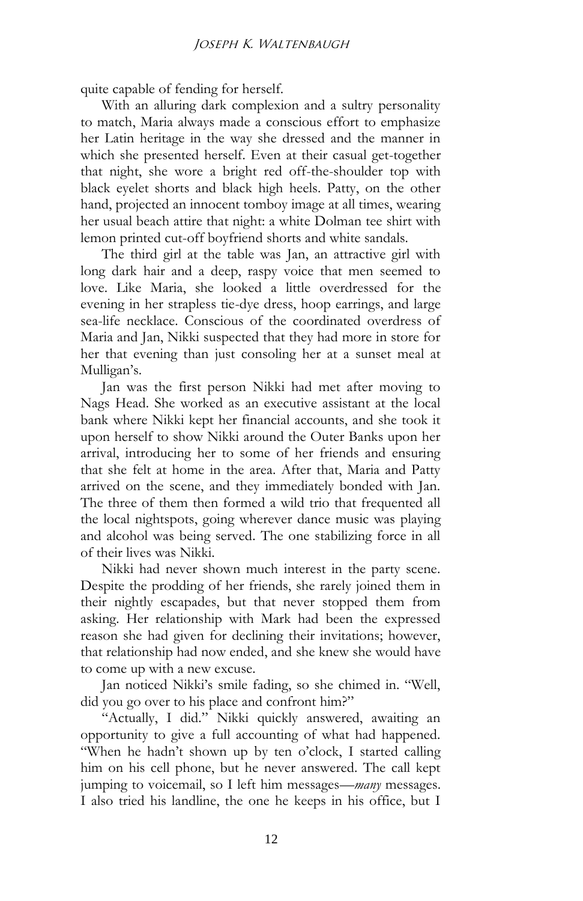quite capable of fending for herself.

With an alluring dark complexion and a sultry personality to match, Maria always made a conscious effort to emphasize her Latin heritage in the way she dressed and the manner in which she presented herself. Even at their casual get-together that night, she wore a bright red off-the-shoulder top with black eyelet shorts and black high heels. Patty, on the other hand, projected an innocent tomboy image at all times, wearing her usual beach attire that night: a white Dolman tee shirt with lemon printed cut-off boyfriend shorts and white sandals.

The third girl at the table was Jan, an attractive girl with long dark hair and a deep, raspy voice that men seemed to love. Like Maria, she looked a little overdressed for the evening in her strapless tie-dye dress, hoop earrings, and large sea-life necklace. Conscious of the coordinated overdress of Maria and Jan, Nikki suspected that they had more in store for her that evening than just consoling her at a sunset meal at Mulligan's.

Jan was the first person Nikki had met after moving to Nags Head. She worked as an executive assistant at the local bank where Nikki kept her financial accounts, and she took it upon herself to show Nikki around the Outer Banks upon her arrival, introducing her to some of her friends and ensuring that she felt at home in the area. After that, Maria and Patty arrived on the scene, and they immediately bonded with Jan. The three of them then formed a wild trio that frequented all the local nightspots, going wherever dance music was playing and alcohol was being served. The one stabilizing force in all of their lives was Nikki.

Nikki had never shown much interest in the party scene. Despite the prodding of her friends, she rarely joined them in their nightly escapades, but that never stopped them from asking. Her relationship with Mark had been the expressed reason she had given for declining their invitations; however, that relationship had now ended, and she knew she would have to come up with a new excuse.

Jan noticed Nikki's smile fading, so she chimed in. "Well, did you go over to his place and confront him?"

"Actually, I did." Nikki quickly answered, awaiting an opportunity to give a full accounting of what had happened. "When he hadn't shown up by ten o'clock, I started calling him on his cell phone, but he never answered. The call kept jumping to voicemail, so I left him messages—*many* messages. I also tried his landline, the one he keeps in his office, but I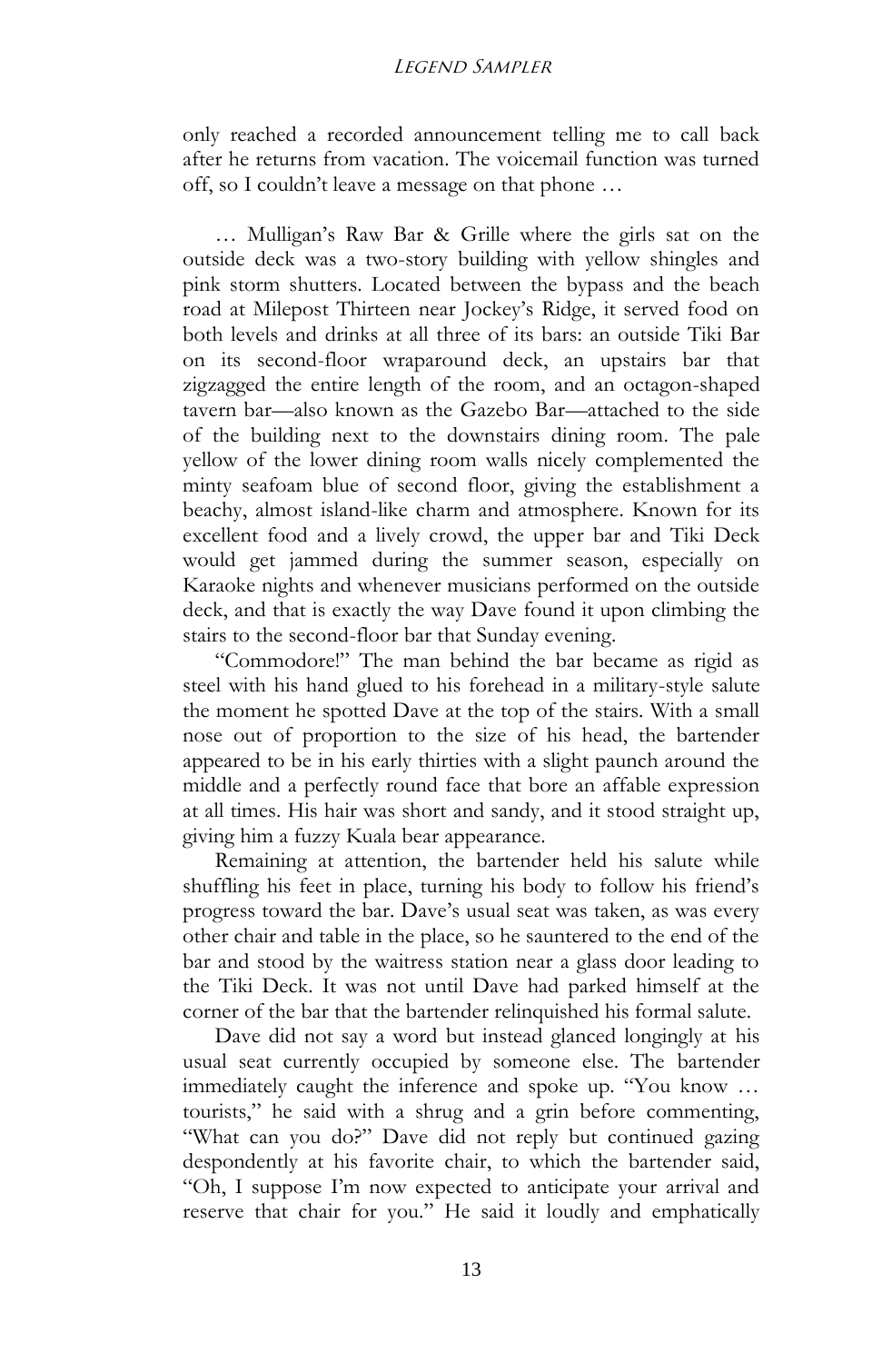only reached a recorded announcement telling me to call back after he returns from vacation. The voicemail function was turned off, so I couldn't leave a message on that phone …

… Mulligan's Raw Bar & Grille where the girls sat on the outside deck was a two-story building with yellow shingles and pink storm shutters. Located between the bypass and the beach road at Milepost Thirteen near Jockey's Ridge, it served food on both levels and drinks at all three of its bars: an outside Tiki Bar on its second-floor wraparound deck, an upstairs bar that zigzagged the entire length of the room, and an octagon-shaped tavern bar—also known as the Gazebo Bar—attached to the side of the building next to the downstairs dining room. The pale yellow of the lower dining room walls nicely complemented the minty seafoam blue of second floor, giving the establishment a beachy, almost island-like charm and atmosphere. Known for its excellent food and a lively crowd, the upper bar and Tiki Deck would get jammed during the summer season, especially on Karaoke nights and whenever musicians performed on the outside deck, and that is exactly the way Dave found it upon climbing the stairs to the second-floor bar that Sunday evening.

"Commodore!" The man behind the bar became as rigid as steel with his hand glued to his forehead in a military-style salute the moment he spotted Dave at the top of the stairs. With a small nose out of proportion to the size of his head, the bartender appeared to be in his early thirties with a slight paunch around the middle and a perfectly round face that bore an affable expression at all times. His hair was short and sandy, and it stood straight up, giving him a fuzzy Kuala bear appearance.

Remaining at attention, the bartender held his salute while shuffling his feet in place, turning his body to follow his friend's progress toward the bar. Dave's usual seat was taken, as was every other chair and table in the place, so he sauntered to the end of the bar and stood by the waitress station near a glass door leading to the Tiki Deck. It was not until Dave had parked himself at the corner of the bar that the bartender relinquished his formal salute.

Dave did not say a word but instead glanced longingly at his usual seat currently occupied by someone else. The bartender immediately caught the inference and spoke up. "You know … tourists," he said with a shrug and a grin before commenting, "What can you do?" Dave did not reply but continued gazing despondently at his favorite chair, to which the bartender said, "Oh, I suppose I'm now expected to anticipate your arrival and reserve that chair for you." He said it loudly and emphatically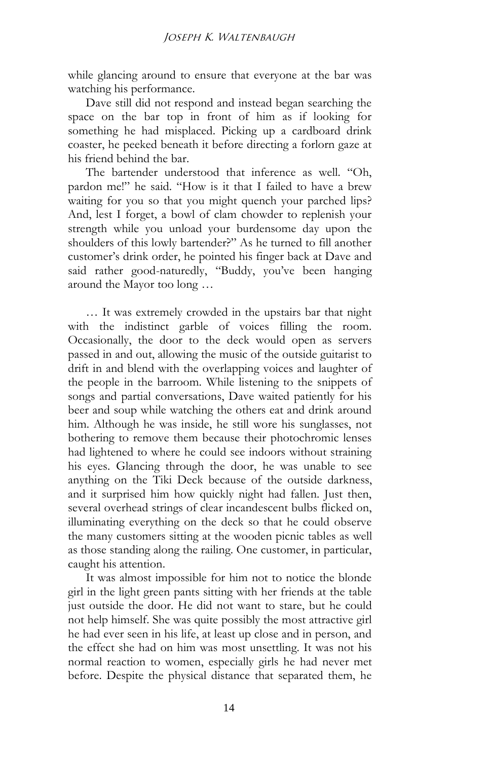while glancing around to ensure that everyone at the bar was watching his performance.

Dave still did not respond and instead began searching the space on the bar top in front of him as if looking for something he had misplaced. Picking up a cardboard drink coaster, he peeked beneath it before directing a forlorn gaze at his friend behind the bar.

The bartender understood that inference as well. "Oh, pardon me!" he said. "How is it that I failed to have a brew waiting for you so that you might quench your parched lips? And, lest I forget, a bowl of clam chowder to replenish your strength while you unload your burdensome day upon the shoulders of this lowly bartender?" As he turned to fill another customer's drink order, he pointed his finger back at Dave and said rather good-naturedly, "Buddy, you've been hanging around the Mayor too long …

… It was extremely crowded in the upstairs bar that night with the indistinct garble of voices filling the room. Occasionally, the door to the deck would open as servers passed in and out, allowing the music of the outside guitarist to drift in and blend with the overlapping voices and laughter of the people in the barroom. While listening to the snippets of songs and partial conversations, Dave waited patiently for his beer and soup while watching the others eat and drink around him. Although he was inside, he still wore his sunglasses, not bothering to remove them because their photochromic lenses had lightened to where he could see indoors without straining his eyes. Glancing through the door, he was unable to see anything on the Tiki Deck because of the outside darkness, and it surprised him how quickly night had fallen. Just then, several overhead strings of clear incandescent bulbs flicked on, illuminating everything on the deck so that he could observe the many customers sitting at the wooden picnic tables as well as those standing along the railing. One customer, in particular, caught his attention.

It was almost impossible for him not to notice the blonde girl in the light green pants sitting with her friends at the table just outside the door. He did not want to stare, but he could not help himself. She was quite possibly the most attractive girl he had ever seen in his life, at least up close and in person, and the effect she had on him was most unsettling. It was not his normal reaction to women, especially girls he had never met before. Despite the physical distance that separated them, he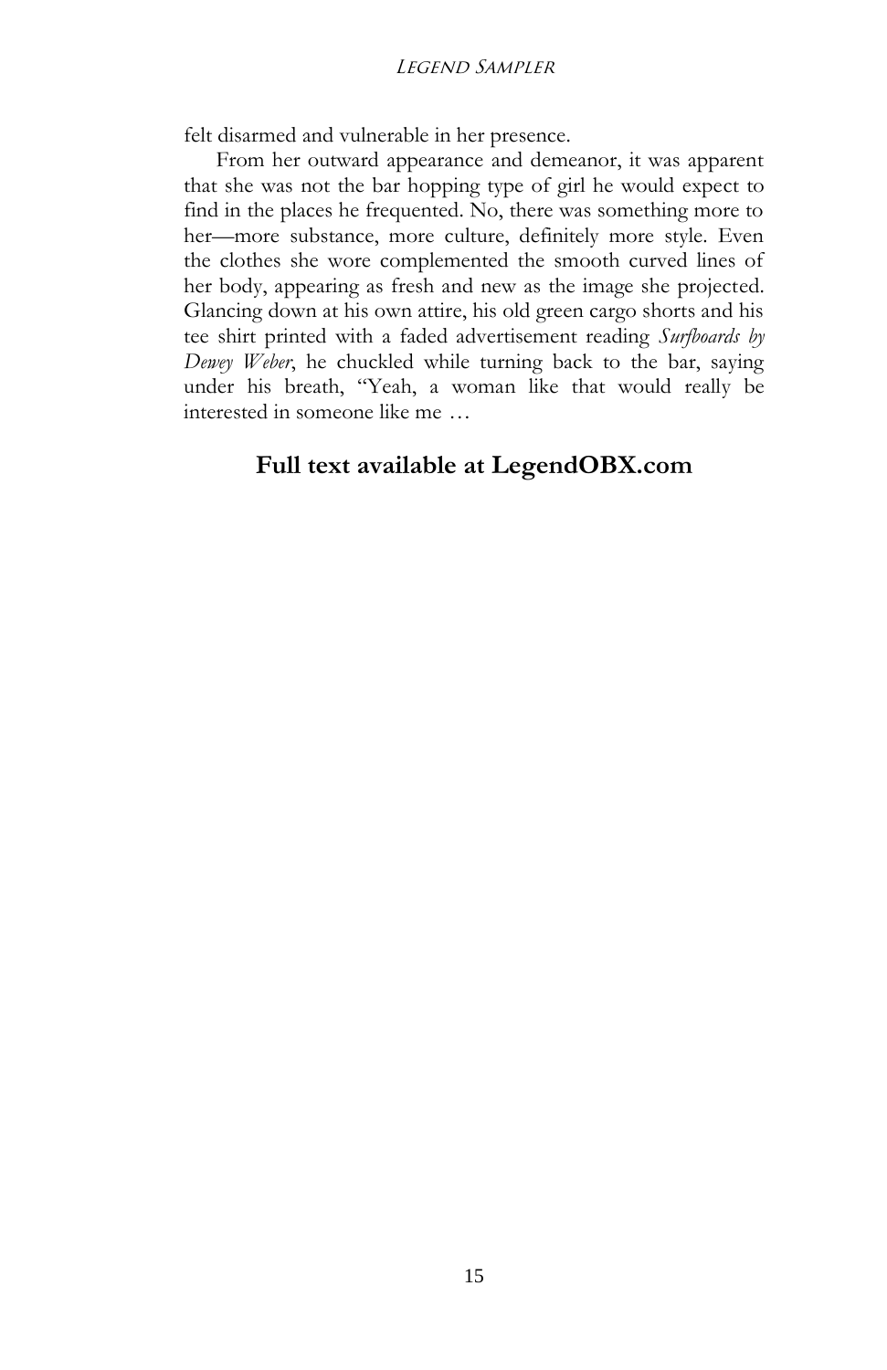felt disarmed and vulnerable in her presence.

From her outward appearance and demeanor, it was apparent that she was not the bar hopping type of girl he would expect to find in the places he frequented. No, there was something more to her—more substance, more culture, definitely more style. Even the clothes she wore complemented the smooth curved lines of her body, appearing as fresh and new as the image she projected. Glancing down at his own attire, his old green cargo shorts and his tee shirt printed with a faded advertisement reading *Surfboards by Dewey Weber*, he chuckled while turning back to the bar, saying under his breath, "Yeah, a woman like that would really be interested in someone like me …

**Full text available at LegendOBX.com**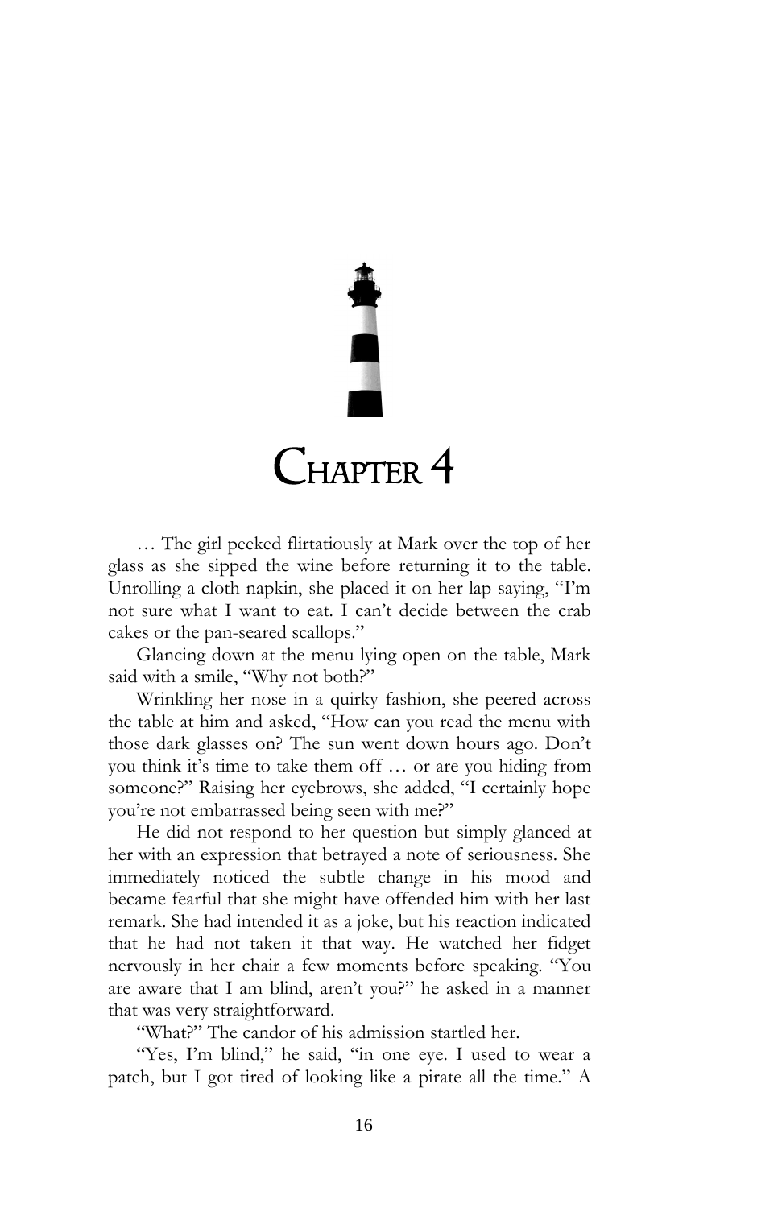# Chapter 4

… The girl peeked flirtatiously at Mark over the top of her glass as she sipped the wine before returning it to the table. Unrolling a cloth napkin, she placed it on her lap saying, "I'm not sure what I want to eat. I can't decide between the crab cakes or the pan-seared scallops."

Glancing down at the menu lying open on the table, Mark said with a smile, "Why not both?"

Wrinkling her nose in a quirky fashion, she peered across the table at him and asked, "How can you read the menu with those dark glasses on? The sun went down hours ago. Don't you think it's time to take them off … or are you hiding from someone?" Raising her eyebrows, she added, "I certainly hope you're not embarrassed being seen with me?"

He did not respond to her question but simply glanced at her with an expression that betrayed a note of seriousness. She immediately noticed the subtle change in his mood and became fearful that she might have offended him with her last remark. She had intended it as a joke, but his reaction indicated that he had not taken it that way. He watched her fidget nervously in her chair a few moments before speaking. "You are aware that I am blind, aren't you?" he asked in a manner that was very straightforward.

"What?" The candor of his admission startled her.

"Yes, I'm blind," he said, "in one eye. I used to wear a patch, but I got tired of looking like a pirate all the time." A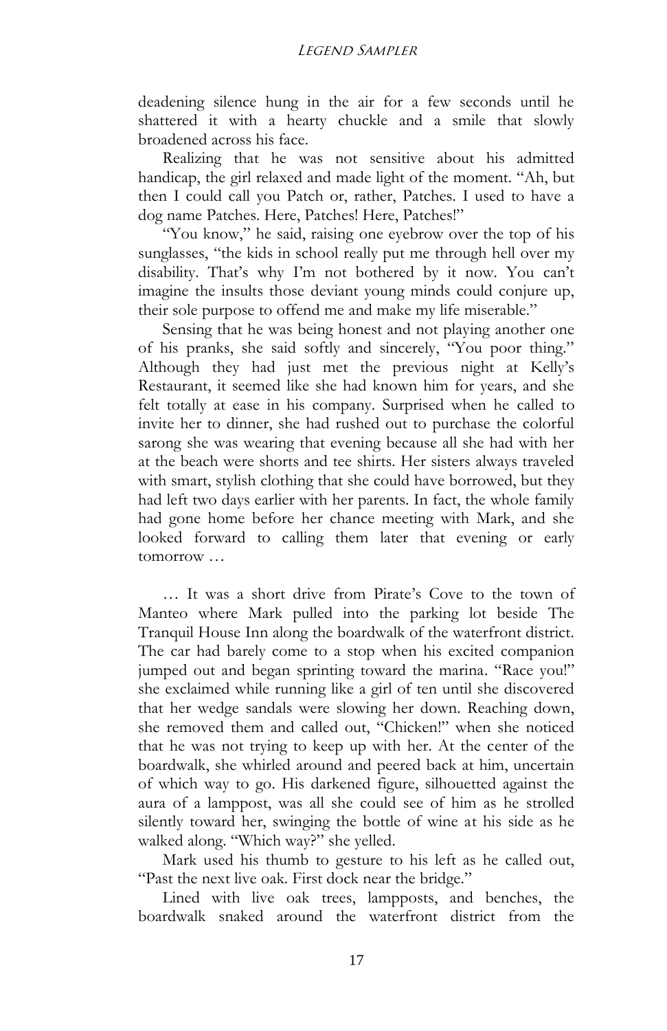deadening silence hung in the air for a few seconds until he shattered it with a hearty chuckle and a smile that slowly broadened across his face.

Realizing that he was not sensitive about his admitted handicap, the girl relaxed and made light of the moment. "Ah, but then I could call you Patch or, rather, Patches. I used to have a dog name Patches. Here, Patches! Here, Patches!"

"You know," he said, raising one eyebrow over the top of his sunglasses, "the kids in school really put me through hell over my disability. That's why I'm not bothered by it now. You can't imagine the insults those deviant young minds could conjure up, their sole purpose to offend me and make my life miserable."

Sensing that he was being honest and not playing another one of his pranks, she said softly and sincerely, "You poor thing." Although they had just met the previous night at Kelly's Restaurant, it seemed like she had known him for years, and she felt totally at ease in his company. Surprised when he called to invite her to dinner, she had rushed out to purchase the colorful sarong she was wearing that evening because all she had with her at the beach were shorts and tee shirts. Her sisters always traveled with smart, stylish clothing that she could have borrowed, but they had left two days earlier with her parents. In fact, the whole family had gone home before her chance meeting with Mark, and she looked forward to calling them later that evening or early tomorrow …

… It was a short drive from Pirate's Cove to the town of Manteo where Mark pulled into the parking lot beside The Tranquil House Inn along the boardwalk of the waterfront district. The car had barely come to a stop when his excited companion jumped out and began sprinting toward the marina. "Race you!" she exclaimed while running like a girl of ten until she discovered that her wedge sandals were slowing her down. Reaching down, she removed them and called out, "Chicken!" when she noticed that he was not trying to keep up with her. At the center of the boardwalk, she whirled around and peered back at him, uncertain of which way to go. His darkened figure, silhouetted against the aura of a lamppost, was all she could see of him as he strolled silently toward her, swinging the bottle of wine at his side as he walked along. "Which way?" she yelled.

Mark used his thumb to gesture to his left as he called out, "Past the next live oak. First dock near the bridge."

Lined with live oak trees, lampposts, and benches, the boardwalk snaked around the waterfront district from the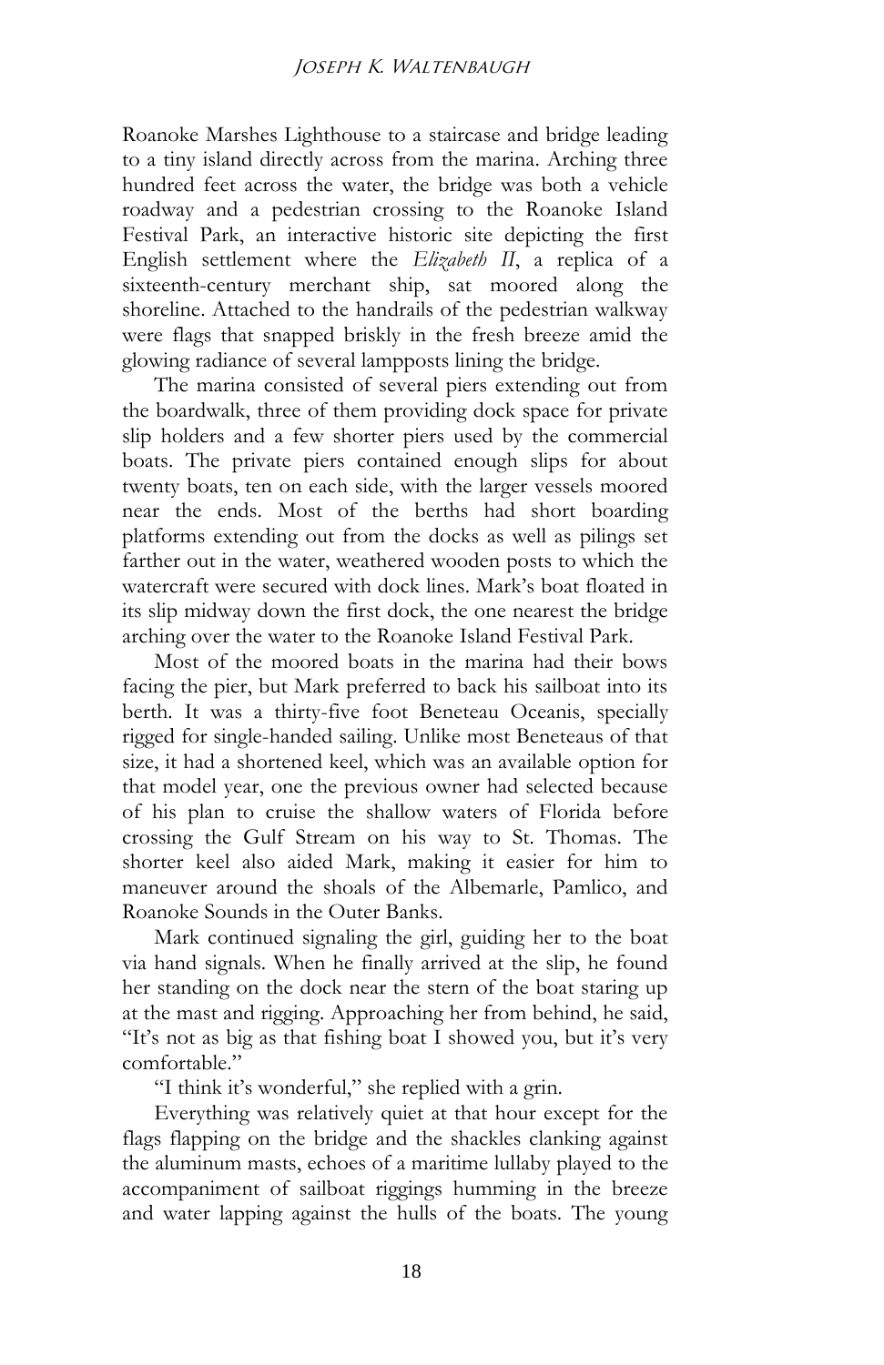Roanoke Marshes Lighthouse to a staircase and bridge leading to a tiny island directly across from the marina. Arching three hundred feet across the water, the bridge was both a vehicle roadway and a pedestrian crossing to the Roanoke Island Festival Park, an interactive historic site depicting the first English settlement where the *Elizabeth II*, a replica of a sixteenth-century merchant ship, sat moored along the shoreline. Attached to the handrails of the pedestrian walkway were flags that snapped briskly in the fresh breeze amid the glowing radiance of several lampposts lining the bridge.

The marina consisted of several piers extending out from the boardwalk, three of them providing dock space for private slip holders and a few shorter piers used by the commercial boats. The private piers contained enough slips for about twenty boats, ten on each side, with the larger vessels moored near the ends. Most of the berths had short boarding platforms extending out from the docks as well as pilings set farther out in the water, weathered wooden posts to which the watercraft were secured with dock lines. Mark's boat floated in its slip midway down the first dock, the one nearest the bridge arching over the water to the Roanoke Island Festival Park.

Most of the moored boats in the marina had their bows facing the pier, but Mark preferred to back his sailboat into its berth. It was a thirty-five foot Beneteau Oceanis, specially rigged for single-handed sailing. Unlike most Beneteaus of that size, it had a shortened keel, which was an available option for that model year, one the previous owner had selected because of his plan to cruise the shallow waters of Florida before crossing the Gulf Stream on his way to St. Thomas. The shorter keel also aided Mark, making it easier for him to maneuver around the shoals of the Albemarle, Pamlico, and Roanoke Sounds in the Outer Banks.

Mark continued signaling the girl, guiding her to the boat via hand signals. When he finally arrived at the slip, he found her standing on the dock near the stern of the boat staring up at the mast and rigging. Approaching her from behind, he said, "It's not as big as that fishing boat I showed you, but it's very comfortable."

"I think it's wonderful," she replied with a grin.

Everything was relatively quiet at that hour except for the flags flapping on the bridge and the shackles clanking against the aluminum masts, echoes of a maritime lullaby played to the accompaniment of sailboat riggings humming in the breeze and water lapping against the hulls of the boats. The young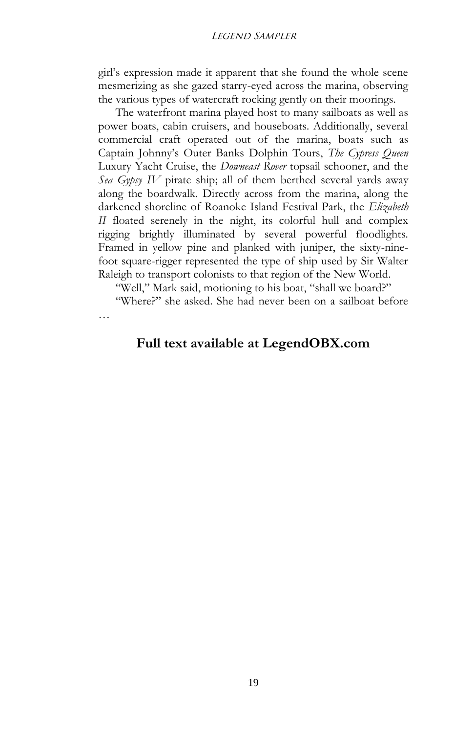girl's expression made it apparent that she found the whole scene mesmerizing as she gazed starry-eyed across the marina, observing the various types of watercraft rocking gently on their moorings.

The waterfront marina played host to many sailboats as well as power boats, cabin cruisers, and houseboats. Additionally, several commercial craft operated out of the marina, boats such as Captain Johnny's Outer Banks Dolphin Tours, *The Cypress Queen* Luxury Yacht Cruise, the *Downeast Rover* topsail schooner, and the *Sea Gypsy IV* pirate ship; all of them berthed several yards away along the boardwalk. Directly across from the marina, along the darkened shoreline of Roanoke Island Festival Park, the *Elizabeth II* floated serenely in the night, its colorful hull and complex rigging brightly illuminated by several powerful floodlights. Framed in yellow pine and planked with juniper, the sixty-nine-foot square-rigger represented the type of ship used by Sir Walter Raleigh to transport colonists to that region of the New World.

"Well," Mark said, motioning to his boat, "shall we board?"

"Where?" she asked. She had never been on a sailboat before …

**Full text available at LegendOBX.com**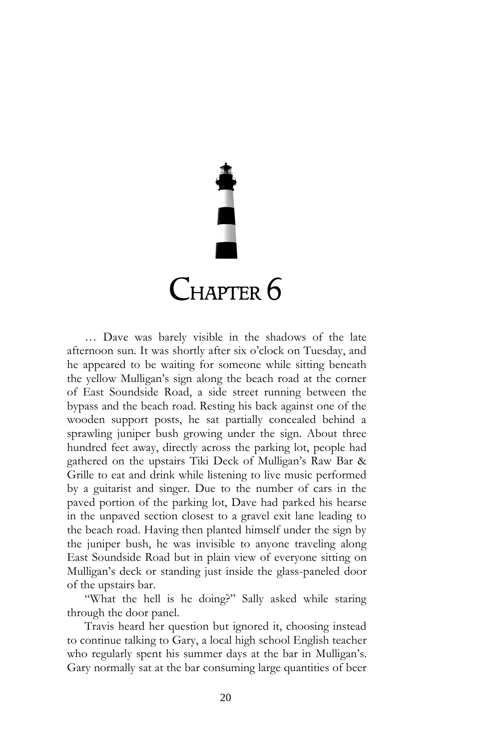# Chapter 6

… Dave was barely visible in the shadows of the late afternoon sun. It was shortly after six o'clock on Tuesday, and he appeared to be waiting for someone while sitting beneath the yellow Mulligan's sign along the beach road at the corner of East Soundside Road, a side street running between the bypass and the beach road. Resting his back against one of the wooden support posts, he sat partially concealed behind a sprawling juniper bush growing under the sign. About three hundred feet away, directly across the parking lot, people had gathered on the upstairs Tiki Deck of Mulligan's Raw Bar & Grille to eat and drink while listening to live music performed by a guitarist and singer. Due to the number of cars in the paved portion of the parking lot, Dave had parked his hearse in the unpaved section closest to a gravel exit lane leading to the beach road. Having then planted himself under the sign by the juniper bush, he was invisible to anyone traveling along East Soundside Road but in plain view of everyone sitting on Mulligan's deck or standing just inside the glass-paneled door of the upstairs bar.

"What the hell is he doing?" Sally asked while staring through the door panel.

Travis heard her question but ignored it, choosing instead to continue talking to Gary, a local high school English teacher who regularly spent his summer days at the bar in Mulligan's. Gary normally sat at the bar consuming large quantities of beer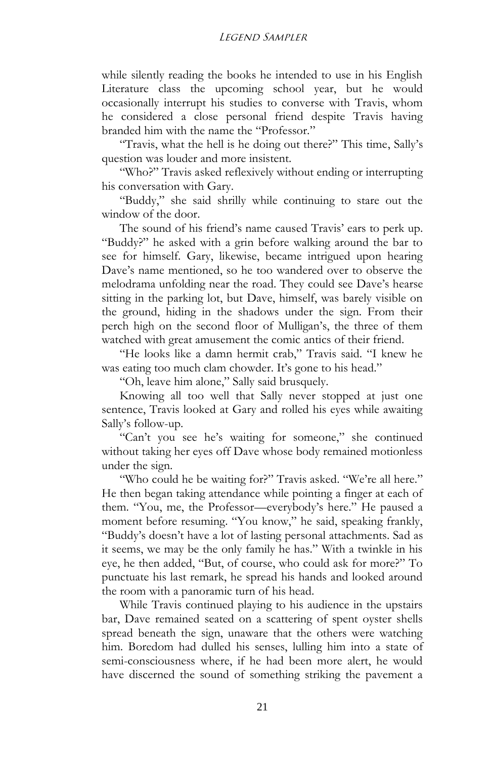while silently reading the books he intended to use in his English Literature class the upcoming school year, but he would occasionally interrupt his studies to converse with Travis, whom he considered a close personal friend despite Travis having branded him with the name the "Professor."

"Travis, what the hell is he doing out there?" This time, Sally's question was louder and more insistent.

"Who?" Travis asked reflexively without ending or interrupting his conversation with Gary.

"Buddy," she said shrilly while continuing to stare out the window of the door.

The sound of his friend's name caused Travis' ears to perk up. "Buddy?" he asked with a grin before walking around the bar to see for himself. Gary, likewise, became intrigued upon hearing Dave's name mentioned, so he too wandered over to observe the melodrama unfolding near the road. They could see Dave's hearse sitting in the parking lot, but Dave, himself, was barely visible on the ground, hiding in the shadows under the sign. From their perch high on the second floor of Mulligan's, the three of them watched with great amusement the comic antics of their friend.

"He looks like a damn hermit crab," Travis said. "I knew he was eating too much clam chowder. It's gone to his head."

"Oh, leave him alone," Sally said brusquely.

Knowing all too well that Sally never stopped at just one sentence, Travis looked at Gary and rolled his eyes while awaiting Sally's follow-up.

"Can't you see he's waiting for someone," she continued without taking her eyes off Dave whose body remained motionless under the sign.

"Who could he be waiting for?" Travis asked. "We're all here." He then began taking attendance while pointing a finger at each of them. "You, me, the Professor—everybody's here." He paused a moment before resuming. "You know," he said, speaking frankly, "Buddy's doesn't have a lot of lasting personal attachments. Sad as it seems, we may be the only family he has." With a twinkle in his eye, he then added, "But, of course, who could ask for more?" To punctuate his last remark, he spread his hands and looked around the room with a panoramic turn of his head.

While Travis continued playing to his audience in the upstairs bar, Dave remained seated on a scattering of spent oyster shells spread beneath the sign, unaware that the others were watching him. Boredom had dulled his senses, lulling him into a state of semi-consciousness where, if he had been more alert, he would have discerned the sound of something striking the pavement a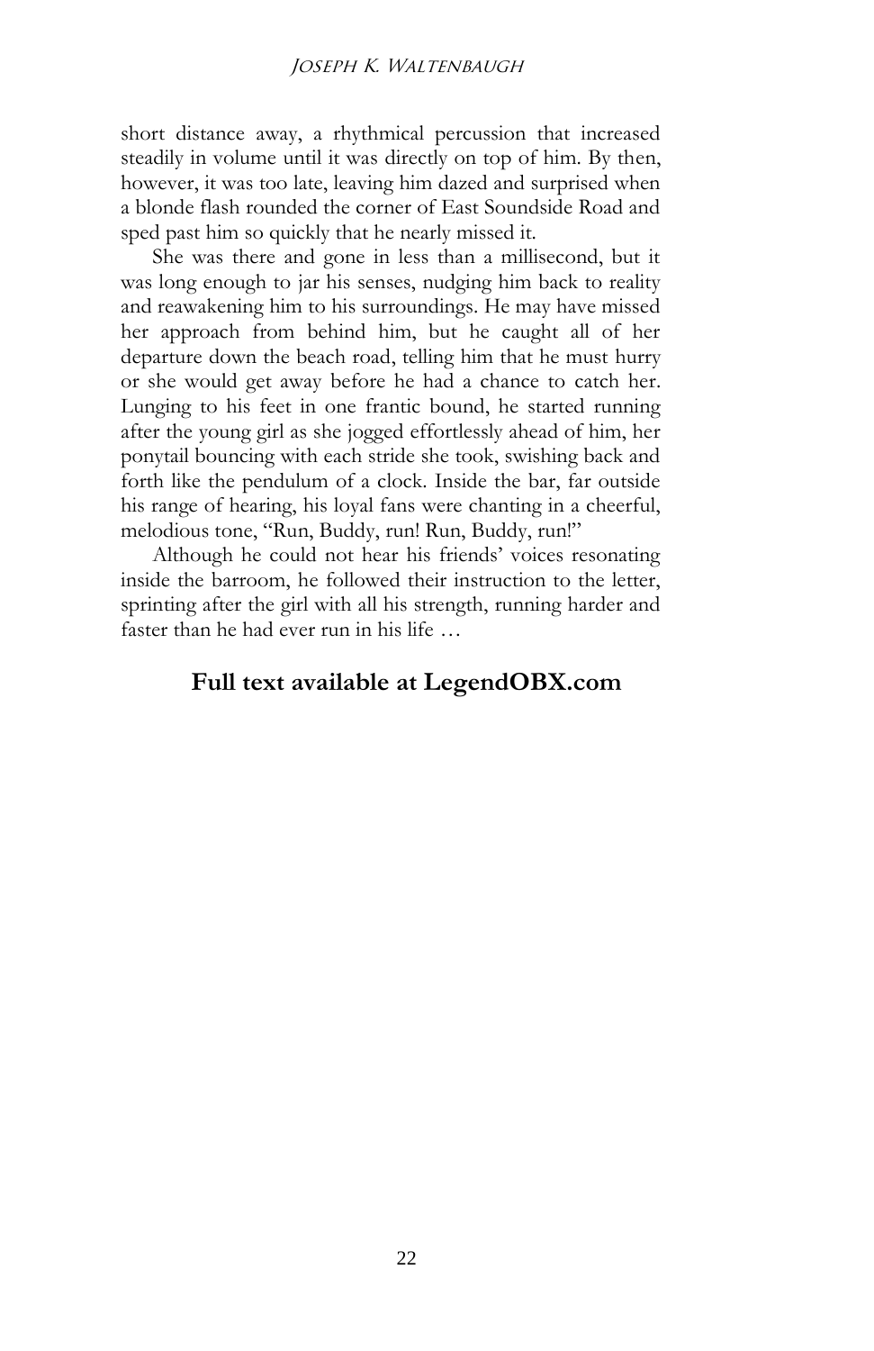short distance away, a rhythmical percussion that increased steadily in volume until it was directly on top of him. By then, however, it was too late, leaving him dazed and surprised when a blonde flash rounded the corner of East Soundside Road and sped past him so quickly that he nearly missed it.

She was there and gone in less than a millisecond, but it was long enough to jar his senses, nudging him back to reality and reawakening him to his surroundings. He may have missed her approach from behind him, but he caught all of her departure down the beach road, telling him that he must hurry or she would get away before he had a chance to catch her. Lunging to his feet in one frantic bound, he started running after the young girl as she jogged effortlessly ahead of him, her ponytail bouncing with each stride she took, swishing back and forth like the pendulum of a clock. Inside the bar, far outside his range of hearing, his loyal fans were chanting in a cheerful, melodious tone, "Run, Buddy, run! Run, Buddy, run!"

Although he could not hear his friends' voices resonating inside the barroom, he followed their instruction to the letter, sprinting after the girl with all his strength, running harder and faster than he had ever run in his life …

**Full text available at LegendOBX.com**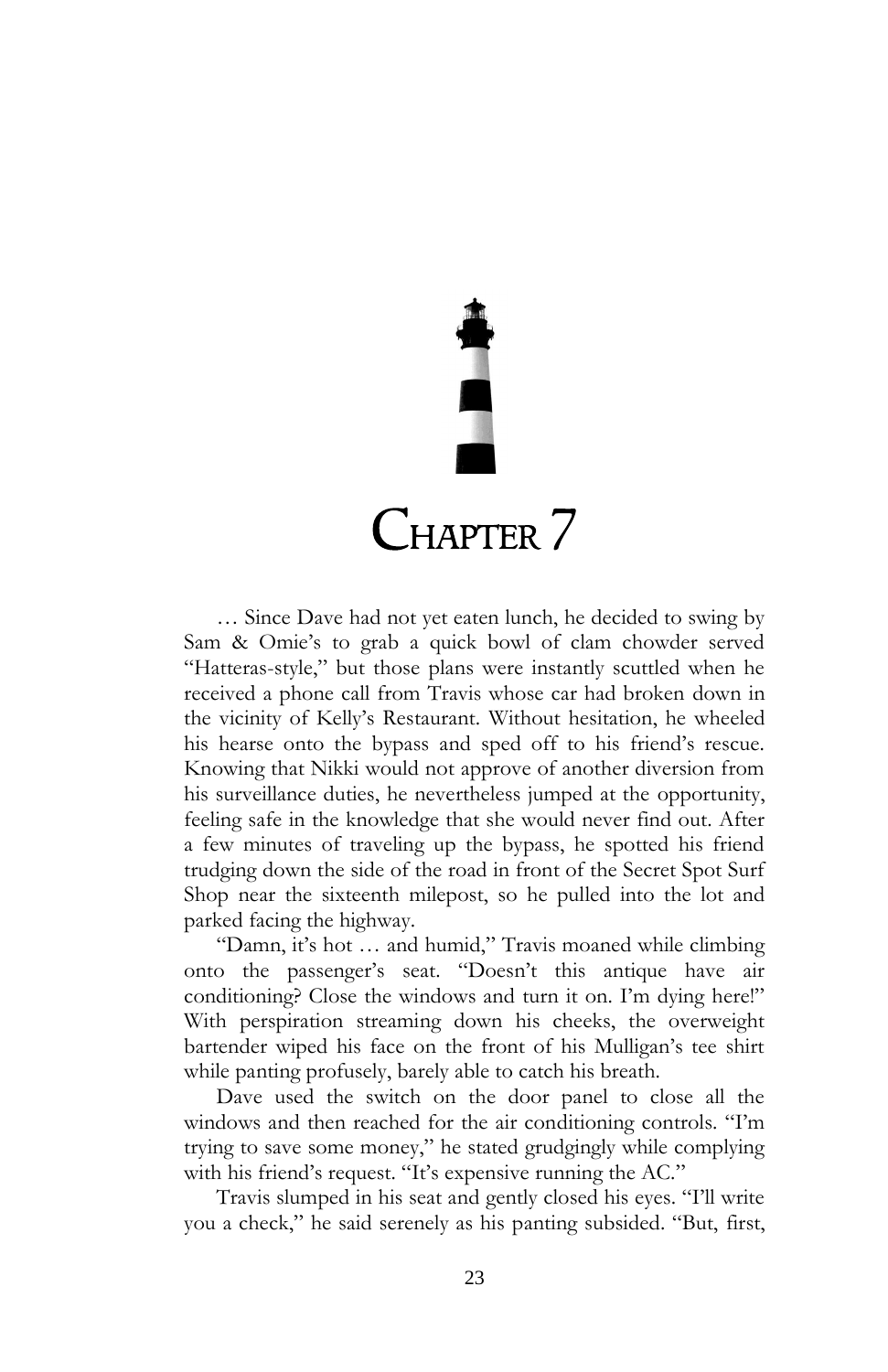# CHAPTER 7

… Since Dave had not yet eaten lunch, he decided to swing by Sam & Omie's to grab a quick bowl of clam chowder served "Hatteras-style," but those plans were instantly scuttled when he received a phone call from Travis whose car had broken down in the vicinity of Kelly's Restaurant. Without hesitation, he wheeled his hearse onto the bypass and sped off to his friend's rescue. Knowing that Nikki would not approve of another diversion from his surveillance duties, he nevertheless jumped at the opportunity, feeling safe in the knowledge that she would never find out. After a few minutes of traveling up the bypass, he spotted his friend trudging down the side of the road in front of the Secret Spot Surf Shop near the sixteenth milepost, so he pulled into the lot and parked facing the highway.

"Damn, it's hot … and humid," Travis moaned while climbing onto the passenger's seat. "Doesn't this antique have air conditioning? Close the windows and turn it on. I'm dying here!" With perspiration streaming down his cheeks, the overweight bartender wiped his face on the front of his Mulligan's tee shirt while panting profusely, barely able to catch his breath.

Dave used the switch on the door panel to close all the windows and then reached for the air conditioning controls. "I'm trying to save some money," he stated grudgingly while complying with his friend's request. "It's expensive running the AC."

Travis slumped in his seat and gently closed his eyes. "I'll write you a check," he said serenely as his panting subsided. "But, first,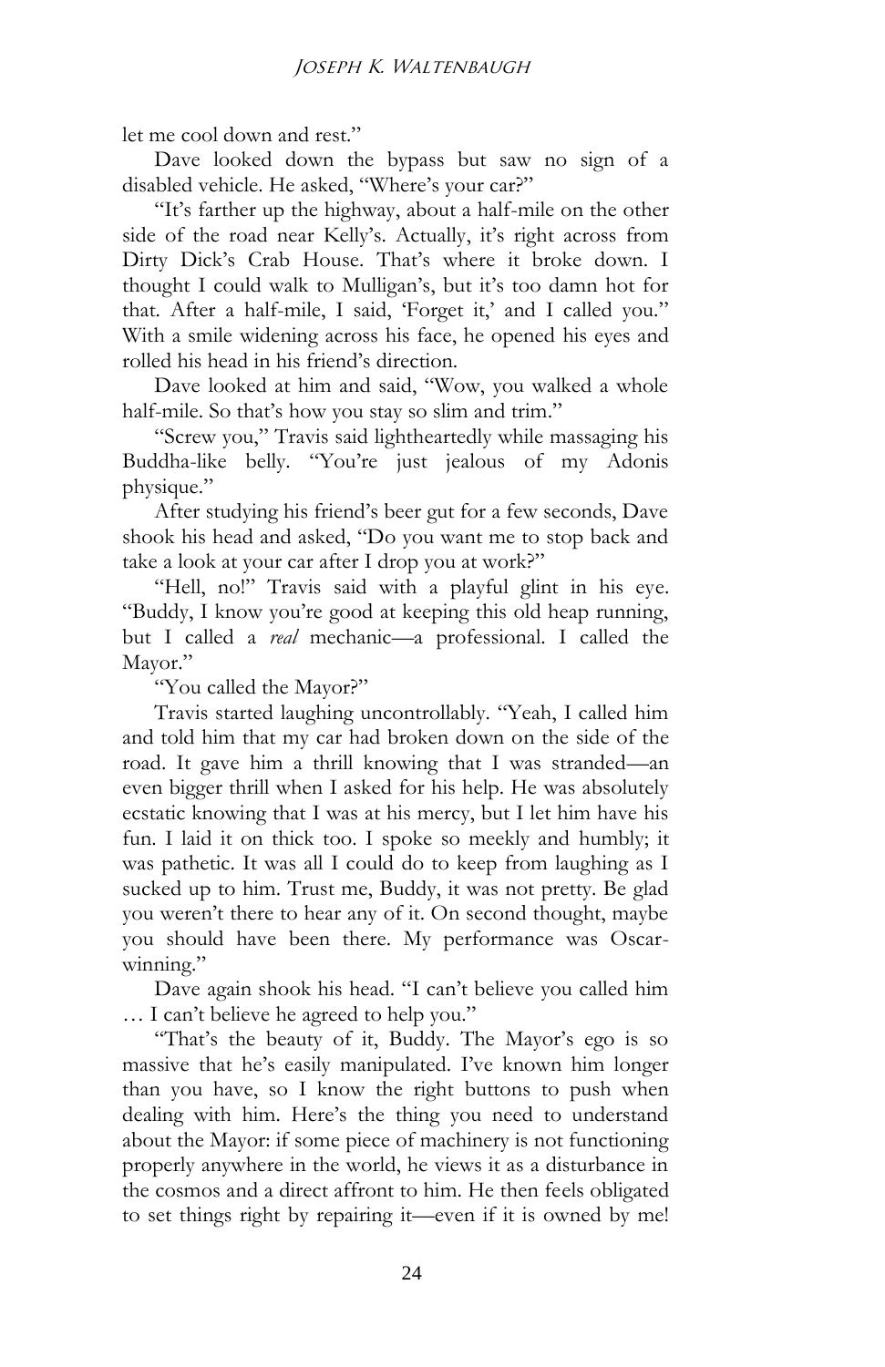let me cool down and rest."

Dave looked down the bypass but saw no sign of a disabled vehicle. He asked, "Where's your car?"

"It's farther up the highway, about a half-mile on the other side of the road near Kelly's. Actually, it's right across from Dirty Dick's Crab House. That's where it broke down. I thought I could walk to Mulligan's, but it's too damn hot for that. After a half-mile, I said, 'Forget it,' and I called you." With a smile widening across his face, he opened his eyes and rolled his head in his friend's direction.

Dave looked at him and said, "Wow, you walked a whole half-mile. So that's how you stay so slim and trim."

"Screw you," Travis said lightheartedly while massaging his Buddha-like belly. "You're just jealous of my Adonis physique."

After studying his friend's beer gut for a few seconds, Dave shook his head and asked, "Do you want me to stop back and take a look at your car after I drop you at work?"

"Hell, no!" Travis said with a playful glint in his eye. "Buddy, I know you're good at keeping this old heap running, but I called a *real* mechanic—a professional. I called the Mayor."

"You called the Mayor?"

Travis started laughing uncontrollably. "Yeah, I called him and told him that my car had broken down on the side of the road. It gave him a thrill knowing that I was stranded—an even bigger thrill when I asked for his help. He was absolutely ecstatic knowing that I was at his mercy, but I let him have his fun. I laid it on thick too. I spoke so meekly and humbly; it was pathetic. It was all I could do to keep from laughing as I sucked up to him. Trust me, Buddy, it was not pretty. Be glad you weren't there to hear any of it. On second thought, maybe you should have been there. My performance was Oscar-winning."

Dave again shook his head. "I can't believe you called him … I can't believe he agreed to help you."

"That's the beauty of it, Buddy. The Mayor's ego is so massive that he's easily manipulated. I've known him longer than you have, so I know the right buttons to push when dealing with him. Here's the thing you need to understand about the Mayor: if some piece of machinery is not functioning properly anywhere in the world, he views it as a disturbance in the cosmos and a direct affront to him. He then feels obligated to set things right by repairing it—even if it is owned by me!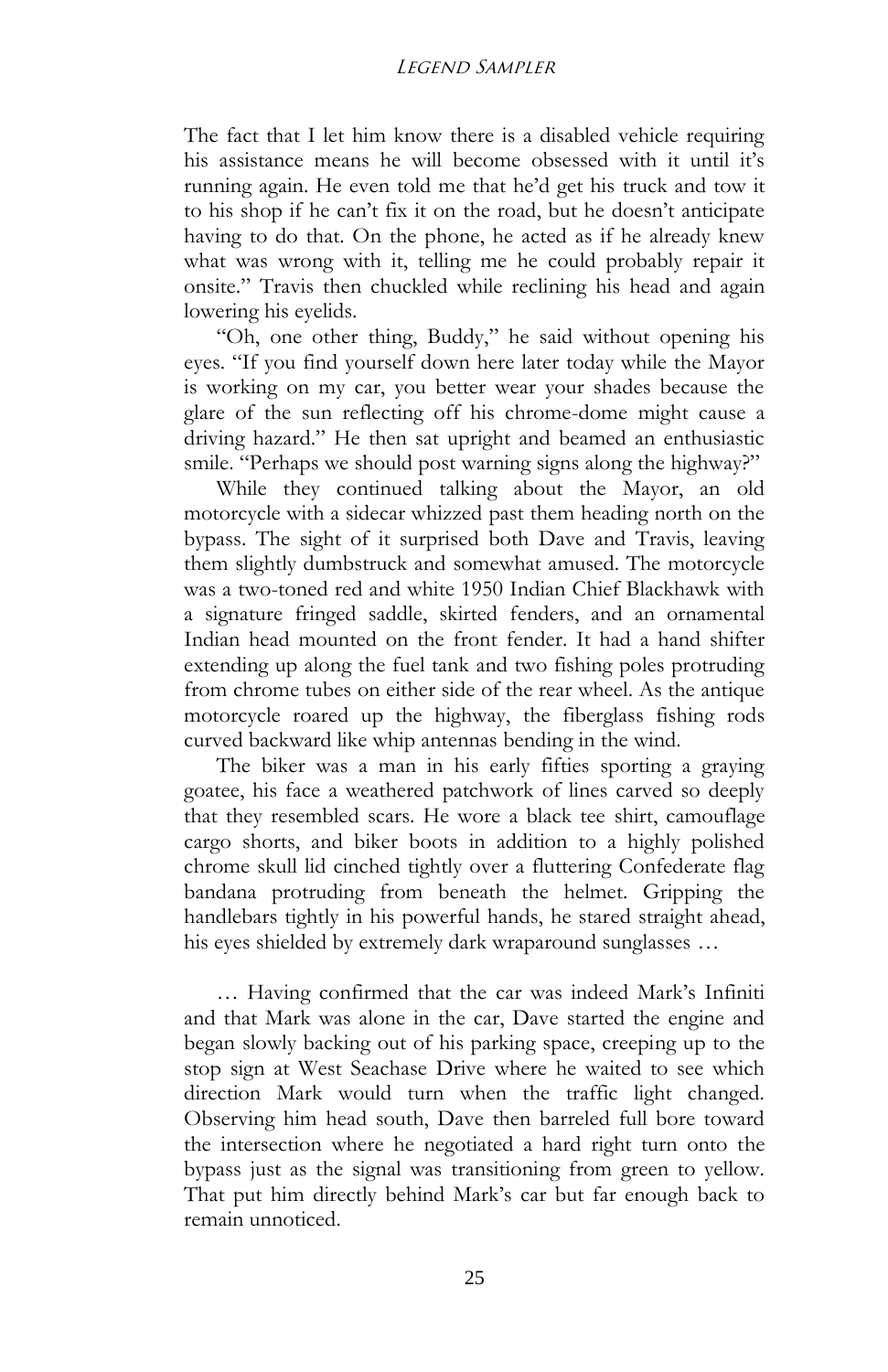The fact that I let him know there is a disabled vehicle requiring his assistance means he will become obsessed with it until it's running again. He even told me that he'd get his truck and tow it to his shop if he can't fix it on the road, but he doesn't anticipate having to do that. On the phone, he acted as if he already knew what was wrong with it, telling me he could probably repair it onsite." Travis then chuckled while reclining his head and again lowering his eyelids.

"Oh, one other thing, Buddy," he said without opening his eyes. "If you find yourself down here later today while the Mayor is working on my car, you better wear your shades because the glare of the sun reflecting off his chrome-dome might cause a driving hazard." He then sat upright and beamed an enthusiastic smile. "Perhaps we should post warning signs along the highway?"

While they continued talking about the Mayor, an old motorcycle with a sidecar whizzed past them heading north on the bypass. The sight of it surprised both Dave and Travis, leaving them slightly dumbstruck and somewhat amused. The motorcycle was a two-toned red and white 1950 Indian Chief Blackhawk with a signature fringed saddle, skirted fenders, and an ornamental Indian head mounted on the front fender. It had a hand shifter extending up along the fuel tank and two fishing poles protruding from chrome tubes on either side of the rear wheel. As the antique motorcycle roared up the highway, the fiberglass fishing rods curved backward like whip antennas bending in the wind.

The biker was a man in his early fifties sporting a graying goatee, his face a weathered patchwork of lines carved so deeply that they resembled scars. He wore a black tee shirt, camouflage cargo shorts, and biker boots in addition to a highly polished chrome skull lid cinched tightly over a fluttering Confederate flag bandana protruding from beneath the helmet. Gripping the handlebars tightly in his powerful hands, he stared straight ahead, his eyes shielded by extremely dark wraparound sunglasses …

… Having confirmed that the car was indeed Mark's Infiniti and that Mark was alone in the car, Dave started the engine and began slowly backing out of his parking space, creeping up to the stop sign at West Seachase Drive where he waited to see which direction Mark would turn when the traffic light changed. Observing him head south, Dave then barreled full bore toward the intersection where he negotiated a hard right turn onto the bypass just as the signal was transitioning from green to yellow. That put him directly behind Mark's car but far enough back to remain unnoticed.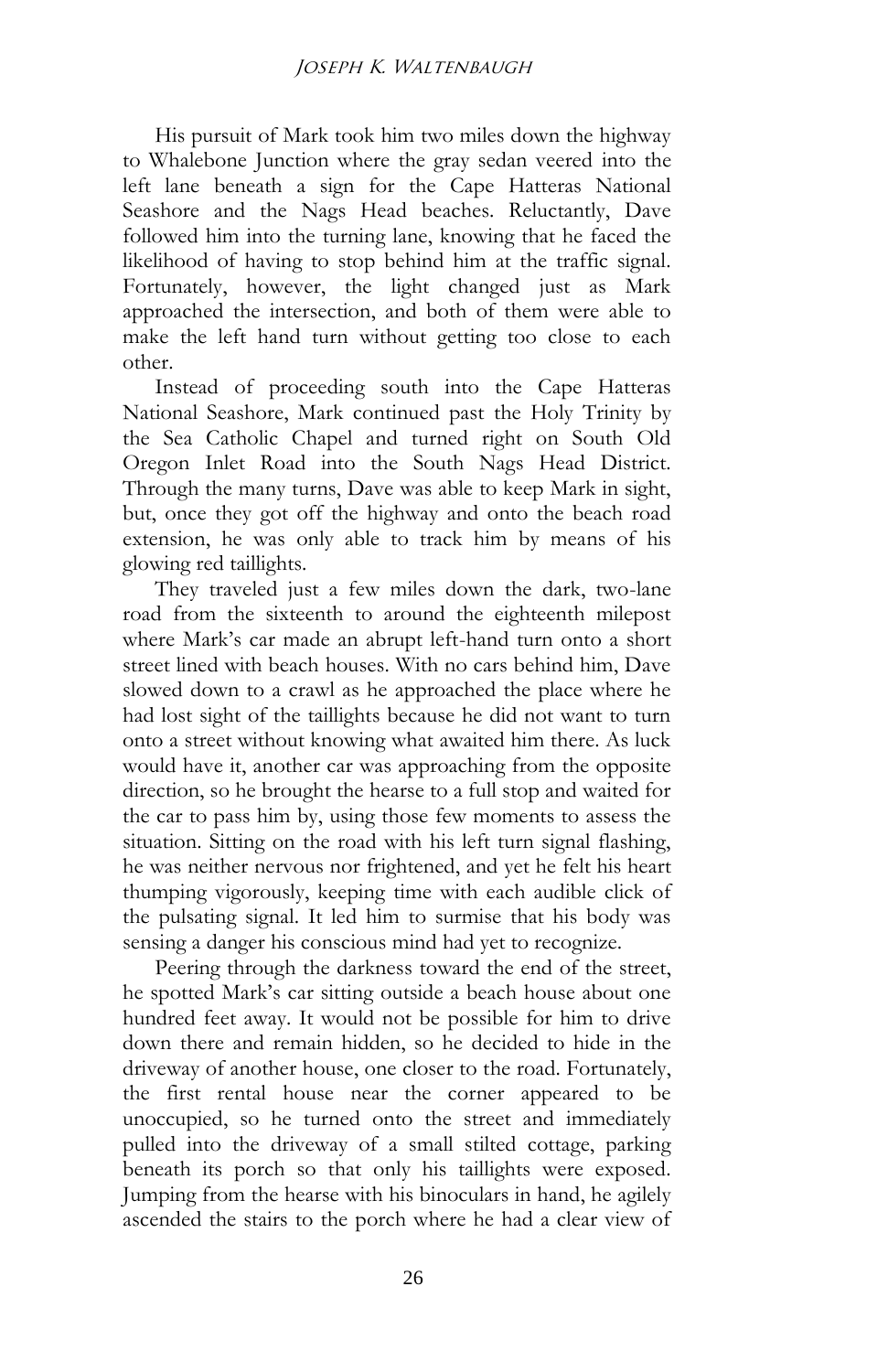His pursuit of Mark took him two miles down the highway to Whalebone Junction where the gray sedan veered into the left lane beneath a sign for the Cape Hatteras National Seashore and the Nags Head beaches. Reluctantly, Dave followed him into the turning lane, knowing that he faced the likelihood of having to stop behind him at the traffic signal. Fortunately, however, the light changed just as Mark approached the intersection, and both of them were able to make the left hand turn without getting too close to each other.

Instead of proceeding south into the Cape Hatteras National Seashore, Mark continued past the Holy Trinity by the Sea Catholic Chapel and turned right on South Old Oregon Inlet Road into the South Nags Head District. Through the many turns, Dave was able to keep Mark in sight, but, once they got off the highway and onto the beach road extension, he was only able to track him by means of his glowing red taillights.

They traveled just a few miles down the dark, two-lane road from the sixteenth to around the eighteenth milepost where Mark's car made an abrupt left-hand turn onto a short street lined with beach houses. With no cars behind him, Dave slowed down to a crawl as he approached the place where he had lost sight of the taillights because he did not want to turn onto a street without knowing what awaited him there. As luck would have it, another car was approaching from the opposite direction, so he brought the hearse to a full stop and waited for the car to pass him by, using those few moments to assess the situation. Sitting on the road with his left turn signal flashing, he was neither nervous nor frightened, and yet he felt his heart thumping vigorously, keeping time with each audible click of the pulsating signal. It led him to surmise that his body was sensing a danger his conscious mind had yet to recognize.

Peering through the darkness toward the end of the street, he spotted Mark's car sitting outside a beach house about one hundred feet away. It would not be possible for him to drive down there and remain hidden, so he decided to hide in the driveway of another house, one closer to the road. Fortunately, the first rental house near the corner appeared to be unoccupied, so he turned onto the street and immediately pulled into the driveway of a small stilted cottage, parking beneath its porch so that only his taillights were exposed. Jumping from the hearse with his binoculars in hand, he agilely ascended the stairs to the porch where he had a clear view of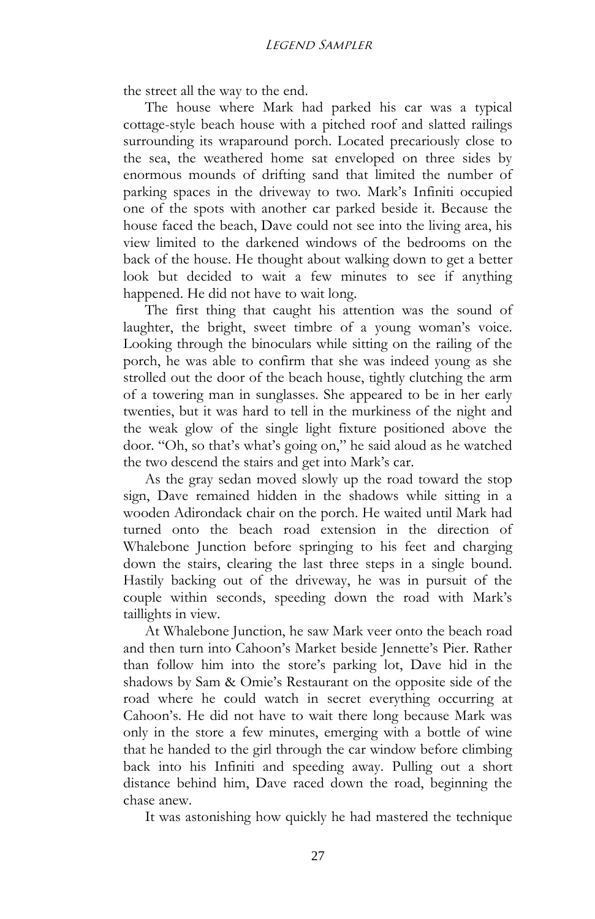the street all the way to the end.

The house where Mark had parked his car was a typical cottage-style beach house with a pitched roof and slatted railings surrounding its wraparound porch. Located precariously close to the sea, the weathered home sat enveloped on three sides by enormous mounds of drifting sand that limited the number of parking spaces in the driveway to two. Mark's Infiniti occupied one of the spots with another car parked beside it. Because the house faced the beach, Dave could not see into the living area, his view limited to the darkened windows of the bedrooms on the back of the house. He thought about walking down to get a better look but decided to wait a few minutes to see if anything happened. He did not have to wait long.

The first thing that caught his attention was the sound of laughter, the bright, sweet timbre of a young woman's voice. Looking through the binoculars while sitting on the railing of the porch, he was able to confirm that she was indeed young as she strolled out the door of the beach house, tightly clutching the arm of a towering man in sunglasses. She appeared to be in her early twenties, but it was hard to tell in the murkiness of the night and the weak glow of the single light fixture positioned above the door. "Oh, so that's what's going on," he said aloud as he watched the two descend the stairs and get into Mark's car.

As the gray sedan moved slowly up the road toward the stop sign, Dave remained hidden in the shadows while sitting in a wooden Adirondack chair on the porch. He waited until Mark had turned onto the beach road extension in the direction of Whalebone Junction before springing to his feet and charging down the stairs, clearing the last three steps in a single bound. Hastily backing out of the driveway, he was in pursuit of the couple within seconds, speeding down the road with Mark's taillights in view.

At Whalebone Junction, he saw Mark veer onto the beach road and then turn into Cahoon's Market beside Jennette's Pier. Rather than follow him into the store's parking lot, Dave hid in the shadows by Sam & Omie's Restaurant on the opposite side of the road where he could watch in secret everything occurring at Cahoon's. He did not have to wait there long because Mark was only in the store a few minutes, emerging with a bottle of wine that he handed to the girl through the car window before climbing back into his Infiniti and speeding away. Pulling out a short distance behind him, Dave raced down the road, beginning the chase anew.

It was astonishing how quickly he had mastered the technique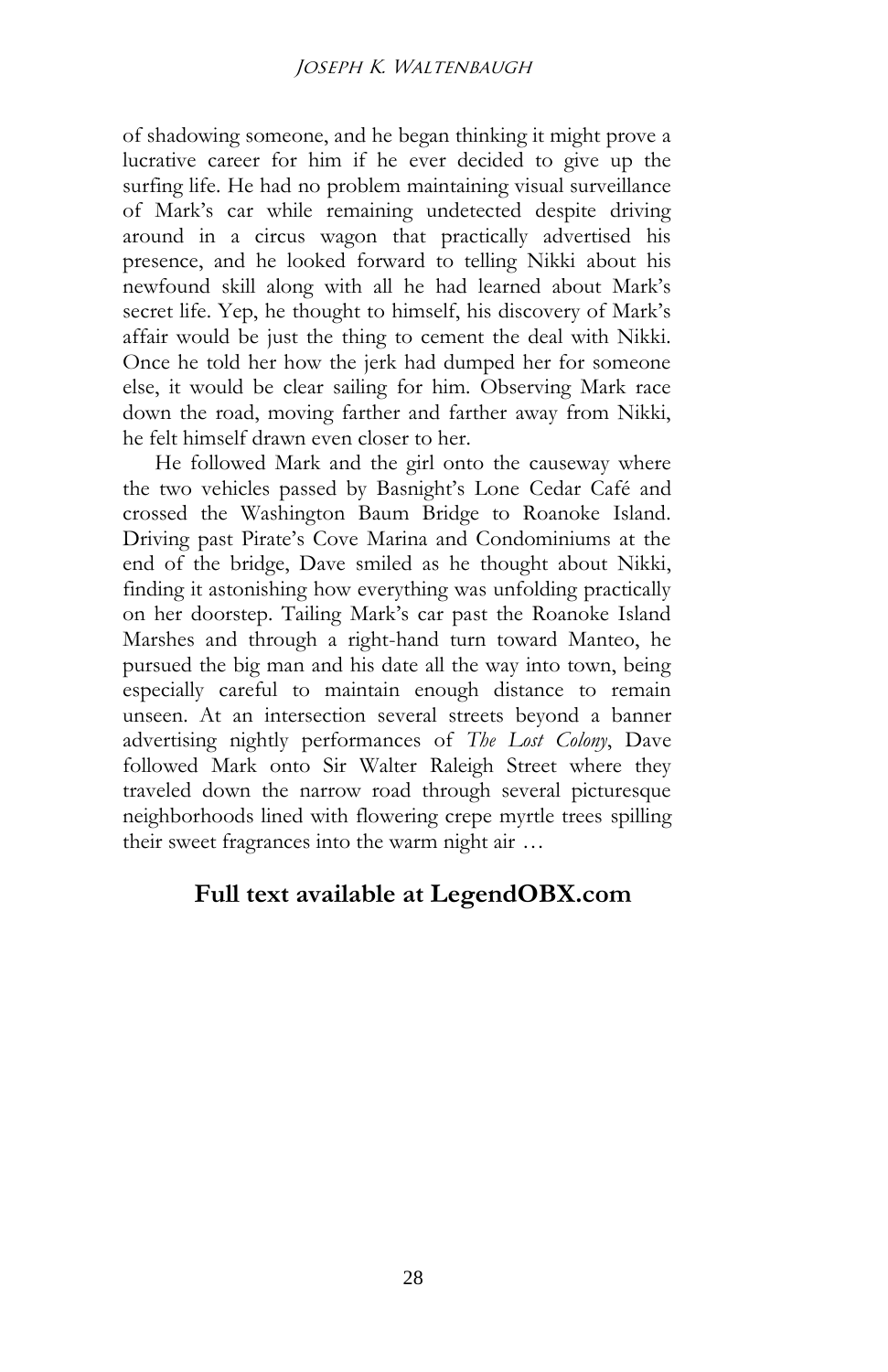of shadowing someone, and he began thinking it might prove a lucrative career for him if he ever decided to give up the surfing life. He had no problem maintaining visual surveillance of Mark's car while remaining undetected despite driving around in a circus wagon that practically advertised his presence, and he looked forward to telling Nikki about his newfound skill along with all he had learned about Mark's secret life. Yep, he thought to himself, his discovery of Mark's affair would be just the thing to cement the deal with Nikki. Once he told her how the jerk had dumped her for someone else, it would be clear sailing for him. Observing Mark race down the road, moving farther and farther away from Nikki, he felt himself drawn even closer to her.

He followed Mark and the girl onto the causeway where the two vehicles passed by Basnight's Lone Cedar Café and crossed the Washington Baum Bridge to Roanoke Island. Driving past Pirate's Cove Marina and Condominiums at the end of the bridge, Dave smiled as he thought about Nikki, finding it astonishing how everything was unfolding practically on her doorstep. Tailing Mark's car past the Roanoke Island Marshes and through a right-hand turn toward Manteo, he pursued the big man and his date all the way into town, being especially careful to maintain enough distance to remain unseen. At an intersection several streets beyond a banner advertising nightly performances of *The Lost Colony*, Dave followed Mark onto Sir Walter Raleigh Street where they traveled down the narrow road through several picturesque neighborhoods lined with flowering crepe myrtle trees spilling their sweet fragrances into the warm night air …

**Full text available at LegendOBX.com**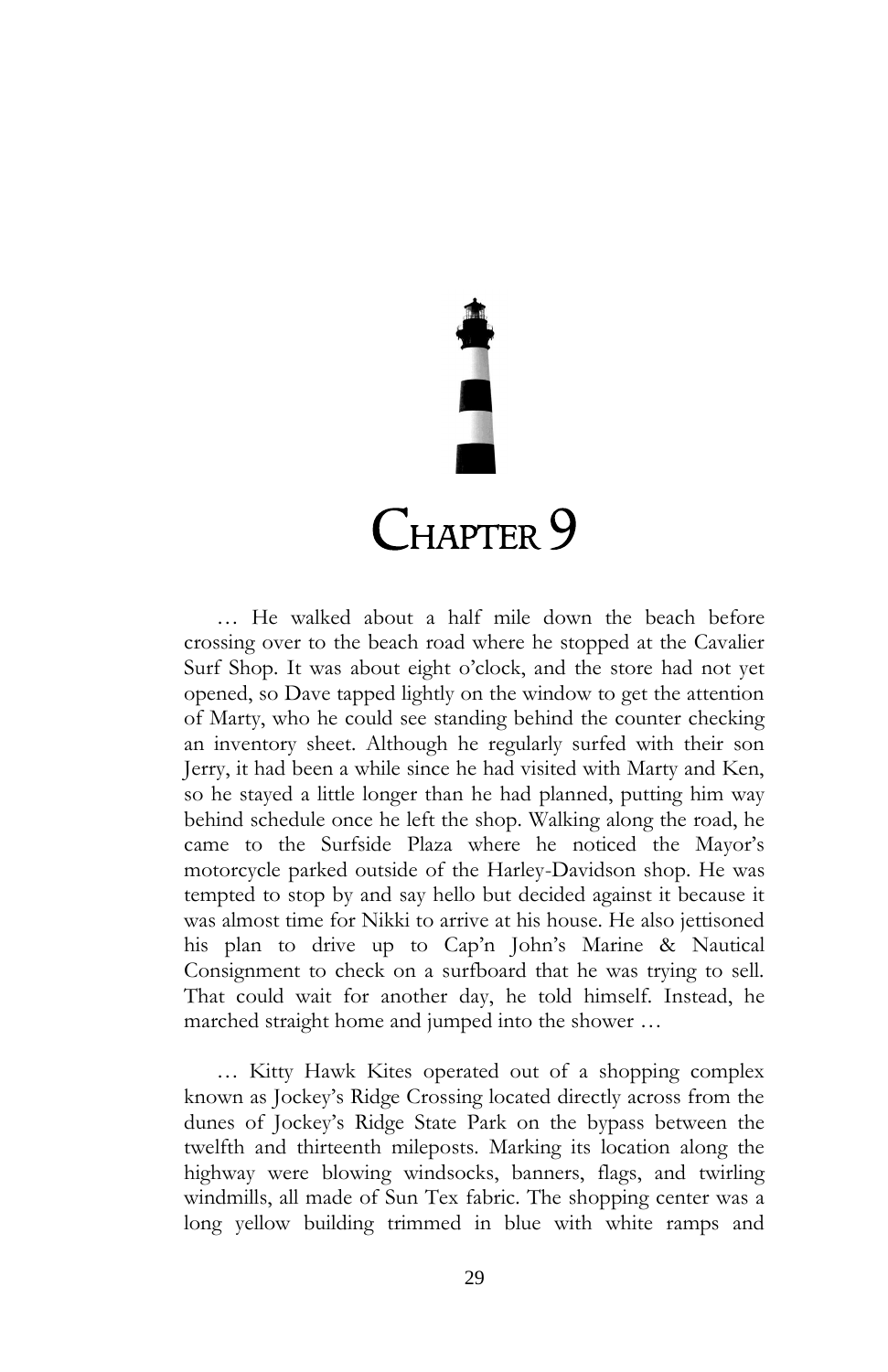# Chapter 9

… He walked about a half mile down the beach before crossing over to the beach road where he stopped at the Cavalier Surf Shop. It was about eight o'clock, and the store had not yet opened, so Dave tapped lightly on the window to get the attention of Marty, who he could see standing behind the counter checking an inventory sheet. Although he regularly surfed with their son Jerry, it had been a while since he had visited with Marty and Ken, so he stayed a little longer than he had planned, putting him way behind schedule once he left the shop. Walking along the road, he came to the Surfside Plaza where he noticed the Mayor's motorcycle parked outside of the Harley-Davidson shop. He was tempted to stop by and say hello but decided against it because it was almost time for Nikki to arrive at his house. He also jettisoned his plan to drive up to Cap'n John's Marine & Nautical Consignment to check on a surfboard that he was trying to sell. That could wait for another day, he told himself. Instead, he marched straight home and jumped into the shower …

… Kitty Hawk Kites operated out of a shopping complex known as Jockey's Ridge Crossing located directly across from the dunes of Jockey's Ridge State Park on the bypass between the twelfth and thirteenth mileposts. Marking its location along the highway were blowing windsocks, banners, flags, and twirling windmills, all made of Sun Tex fabric. The shopping center was a long yellow building trimmed in blue with white ramps and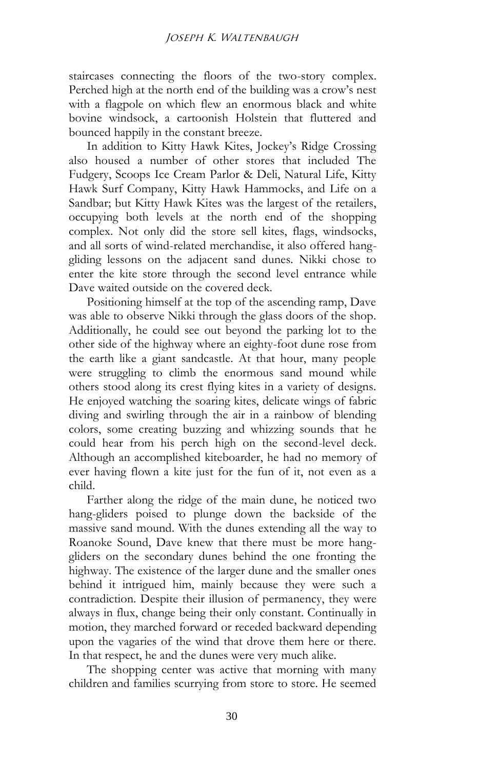staircases connecting the floors of the two-story complex. Perched high at the north end of the building was a crow's nest with a flagpole on which flew an enormous black and white bovine windsock, a cartoonish Holstein that fluttered and bounced happily in the constant breeze.

In addition to Kitty Hawk Kites, Jockey's Ridge Crossing also housed a number of other stores that included The Fudgery, Scoops Ice Cream Parlor & Deli, Natural Life, Kitty Hawk Surf Company, Kitty Hawk Hammocks, and Life on a Sandbar; but Kitty Hawk Kites was the largest of the retailers, occupying both levels at the north end of the shopping complex. Not only did the store sell kites, flags, windsocks, and all sorts of wind-related merchandise, it also offered hang-gliding lessons on the adjacent sand dunes. Nikki chose to enter the kite store through the second level entrance while Dave waited outside on the covered deck.

Positioning himself at the top of the ascending ramp, Dave was able to observe Nikki through the glass doors of the shop. Additionally, he could see out beyond the parking lot to the other side of the highway where an eighty-foot dune rose from the earth like a giant sandcastle. At that hour, many people were struggling to climb the enormous sand mound while others stood along its crest flying kites in a variety of designs. He enjoyed watching the soaring kites, delicate wings of fabric diving and swirling through the air in a rainbow of blending colors, some creating buzzing and whizzing sounds that he could hear from his perch high on the second-level deck. Although an accomplished kiteboarder, he had no memory of ever having flown a kite just for the fun of it, not even as a child.

Farther along the ridge of the main dune, he noticed two hang-gliders poised to plunge down the backside of the massive sand mound. With the dunes extending all the way to Roanoke Sound, Dave knew that there must be more hang-gliders on the secondary dunes behind the one fronting the highway. The existence of the larger dune and the smaller ones behind it intrigued him, mainly because they were such a contradiction. Despite their illusion of permanency, they were always in flux, change being their only constant. Continually in motion, they marched forward or receded backward depending upon the vagaries of the wind that drove them here or there. In that respect, he and the dunes were very much alike.

The shopping center was active that morning with many children and families scurrying from store to store. He seemed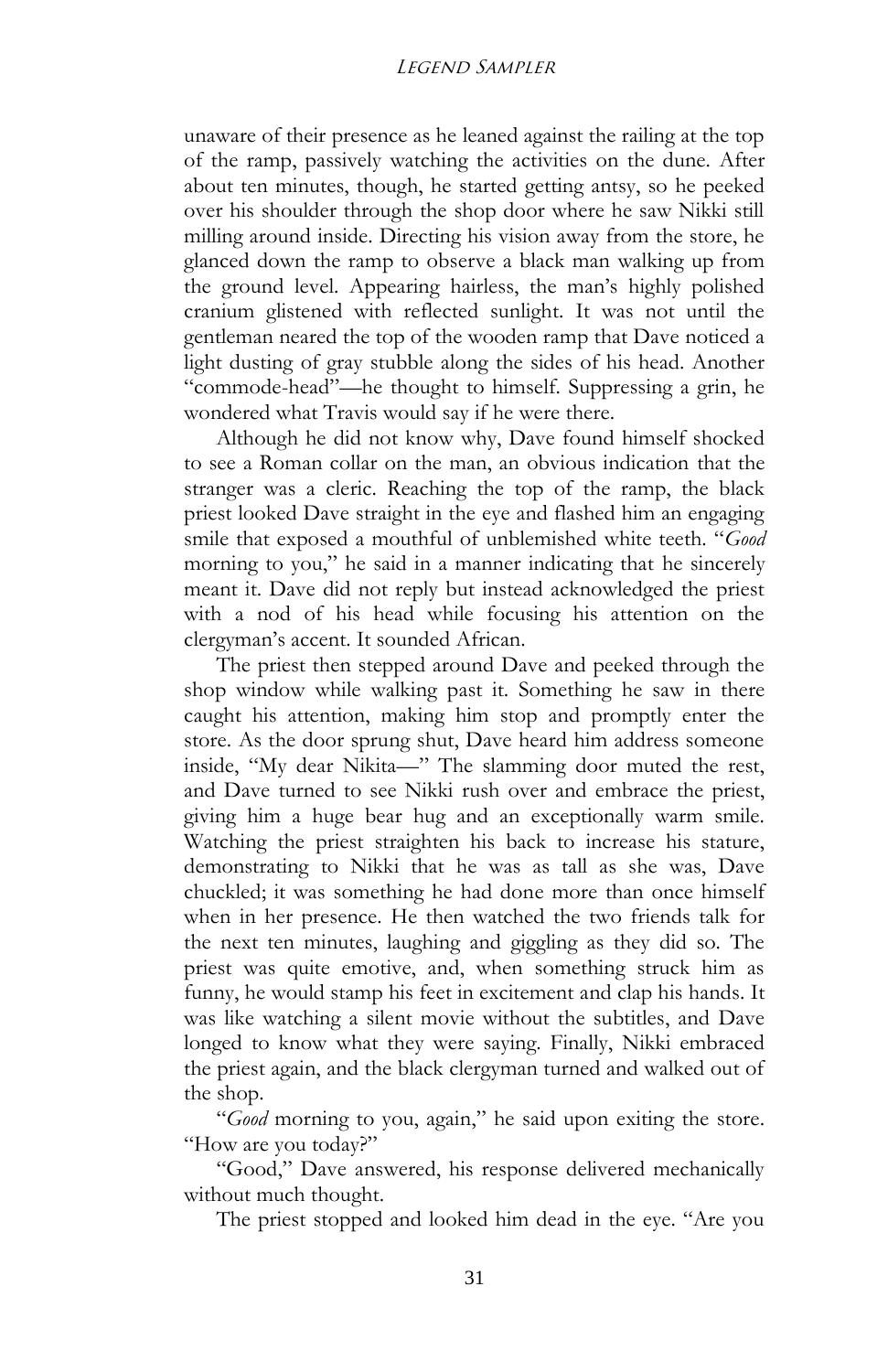unaware of their presence as he leaned against the railing at the top of the ramp, passively watching the activities on the dune. After about ten minutes, though, he started getting antsy, so he peeked over his shoulder through the shop door where he saw Nikki still milling around inside. Directing his vision away from the store, he glanced down the ramp to observe a black man walking up from the ground level. Appearing hairless, the man's highly polished cranium glistened with reflected sunlight. It was not until the gentleman neared the top of the wooden ramp that Dave noticed a light dusting of gray stubble along the sides of his head. Another "commode-head"—he thought to himself. Suppressing a grin, he wondered what Travis would say if he were there.

Although he did not know why, Dave found himself shocked to see a Roman collar on the man, an obvious indication that the stranger was a cleric. Reaching the top of the ramp, the black priest looked Dave straight in the eye and flashed him an engaging smile that exposed a mouthful of unblemished white teeth. "*Good* morning to you," he said in a manner indicating that he sincerely meant it. Dave did not reply but instead acknowledged the priest with a nod of his head while focusing his attention on the clergyman's accent. It sounded African.

The priest then stepped around Dave and peeked through the shop window while walking past it. Something he saw in there caught his attention, making him stop and promptly enter the store. As the door sprung shut, Dave heard him address someone inside, "My dear Nikita—" The slamming door muted the rest, and Dave turned to see Nikki rush over and embrace the priest, giving him a huge bear hug and an exceptionally warm smile. Watching the priest straighten his back to increase his stature, demonstrating to Nikki that he was as tall as she was, Dave chuckled; it was something he had done more than once himself when in her presence. He then watched the two friends talk for the next ten minutes, laughing and giggling as they did so. The priest was quite emotive, and, when something struck him as funny, he would stamp his feet in excitement and clap his hands. It was like watching a silent movie without the subtitles, and Dave longed to know what they were saying. Finally, Nikki embraced the priest again, and the black clergyman turned and walked out of the shop.

"*Good* morning to you, again," he said upon exiting the store. "How are you today?"

"Good," Dave answered, his response delivered mechanically without much thought.

The priest stopped and looked him dead in the eye. "Are you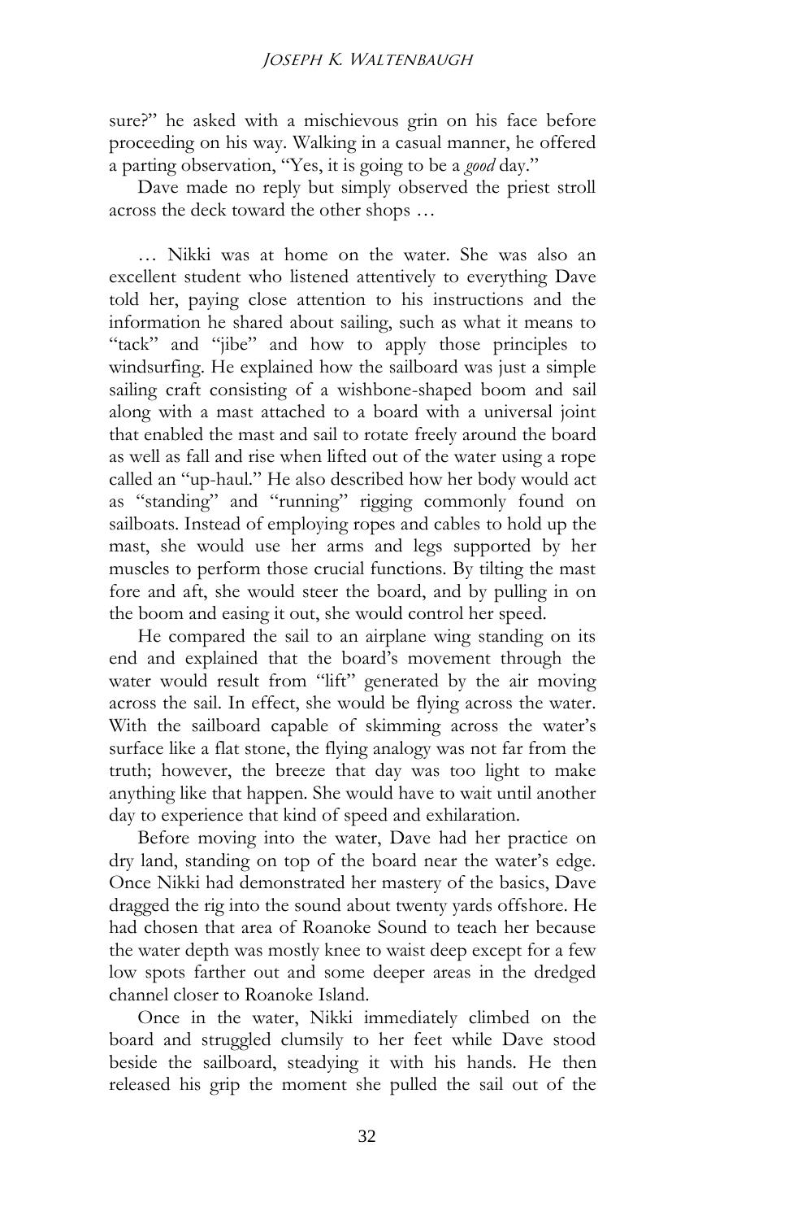sure?" he asked with a mischievous grin on his face before proceeding on his way. Walking in a casual manner, he offered a parting observation, "Yes, it is going to be a *good* day."

Dave made no reply but simply observed the priest stroll across the deck toward the other shops …

… Nikki was at home on the water. She was also an excellent student who listened attentively to everything Dave told her, paying close attention to his instructions and the information he shared about sailing, such as what it means to "tack" and "jibe" and how to apply those principles to windsurfing. He explained how the sailboard was just a simple sailing craft consisting of a wishbone-shaped boom and sail along with a mast attached to a board with a universal joint that enabled the mast and sail to rotate freely around the board as well as fall and rise when lifted out of the water using a rope called an "up-haul." He also described how her body would act as "standing" and "running" rigging commonly found on sailboats. Instead of employing ropes and cables to hold up the mast, she would use her arms and legs supported by her muscles to perform those crucial functions. By tilting the mast fore and aft, she would steer the board, and by pulling in on the boom and easing it out, she would control her speed.

He compared the sail to an airplane wing standing on its end and explained that the board's movement through the water would result from "lift" generated by the air moving across the sail. In effect, she would be flying across the water. With the sailboard capable of skimming across the water's surface like a flat stone, the flying analogy was not far from the truth; however, the breeze that day was too light to make anything like that happen. She would have to wait until another day to experience that kind of speed and exhilaration.

Before moving into the water, Dave had her practice on dry land, standing on top of the board near the water's edge. Once Nikki had demonstrated her mastery of the basics, Dave dragged the rig into the sound about twenty yards offshore. He had chosen that area of Roanoke Sound to teach her because the water depth was mostly knee to waist deep except for a few low spots farther out and some deeper areas in the dredged channel closer to Roanoke Island.

Once in the water, Nikki immediately climbed on the board and struggled clumsily to her feet while Dave stood beside the sailboard, steadying it with his hands. He then released his grip the moment she pulled the sail out of the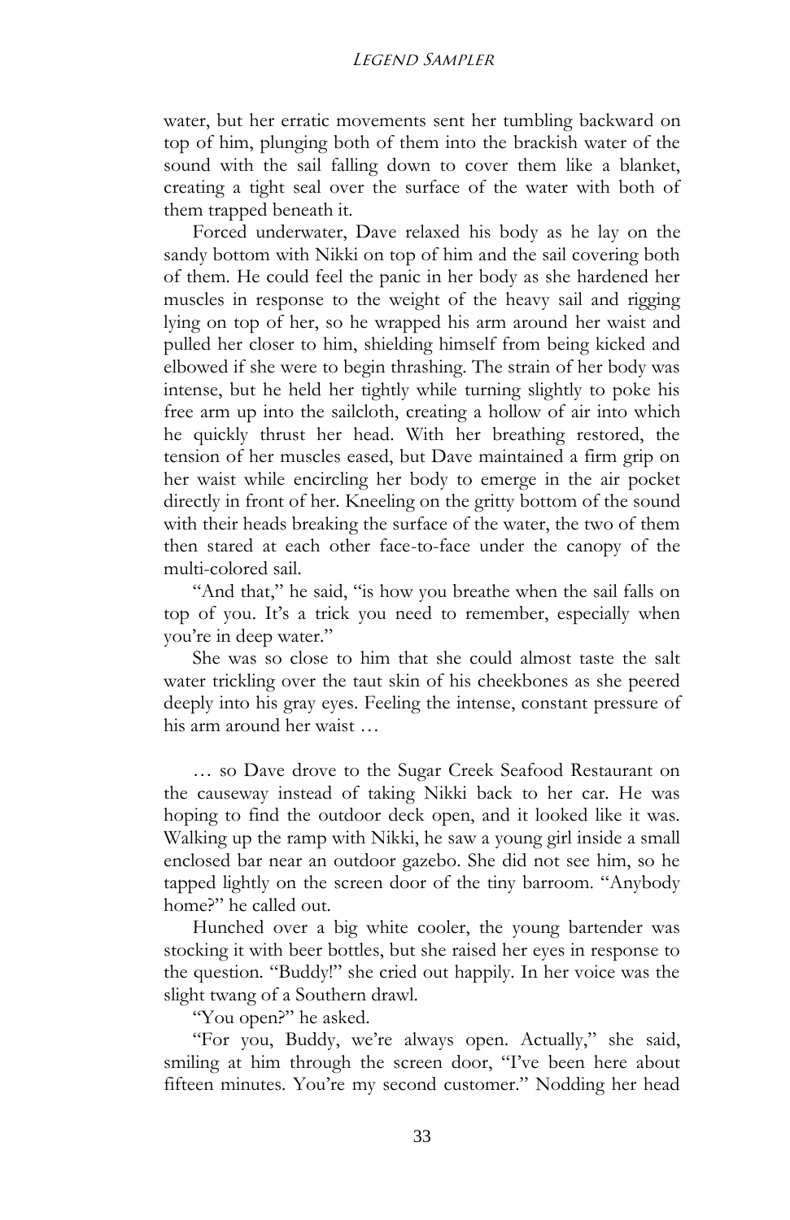water, but her erratic movements sent her tumbling backward on top of him, plunging both of them into the brackish water of the sound with the sail falling down to cover them like a blanket, creating a tight seal over the surface of the water with both of them trapped beneath it.

Forced underwater, Dave relaxed his body as he lay on the sandy bottom with Nikki on top of him and the sail covering both of them. He could feel the panic in her body as she hardened her muscles in response to the weight of the heavy sail and rigging lying on top of her, so he wrapped his arm around her waist and pulled her closer to him, shielding himself from being kicked and elbowed if she were to begin thrashing. The strain of her body was intense, but he held her tightly while turning slightly to poke his free arm up into the sailcloth, creating a hollow of air into which he quickly thrust her head. With her breathing restored, the tension of her muscles eased, but Dave maintained a firm grip on her waist while encircling her body to emerge in the air pocket directly in front of her. Kneeling on the gritty bottom of the sound with their heads breaking the surface of the water, the two of them then stared at each other face-to-face under the canopy of the multi-colored sail.

"And that," he said, "is how you breathe when the sail falls on top of you. It's a trick you need to remember, especially when you're in deep water."

She was so close to him that she could almost taste the salt water trickling over the taut skin of his cheekbones as she peered deeply into his gray eyes. Feeling the intense, constant pressure of his arm around her waist …

… so Dave drove to the Sugar Creek Seafood Restaurant on the causeway instead of taking Nikki back to her car. He was hoping to find the outdoor deck open, and it looked like it was. Walking up the ramp with Nikki, he saw a young girl inside a small enclosed bar near an outdoor gazebo. She did not see him, so he tapped lightly on the screen door of the tiny barroom. "Anybody home?" he called out.

Hunched over a big white cooler, the young bartender was stocking it with beer bottles, but she raised her eyes in response to the question. "Buddy!" she cried out happily. In her voice was the slight twang of a Southern drawl.

"You open?" he asked.

"For you, Buddy, we're always open. Actually," she said, smiling at him through the screen door, "I've been here about fifteen minutes. You're my second customer." Nodding her head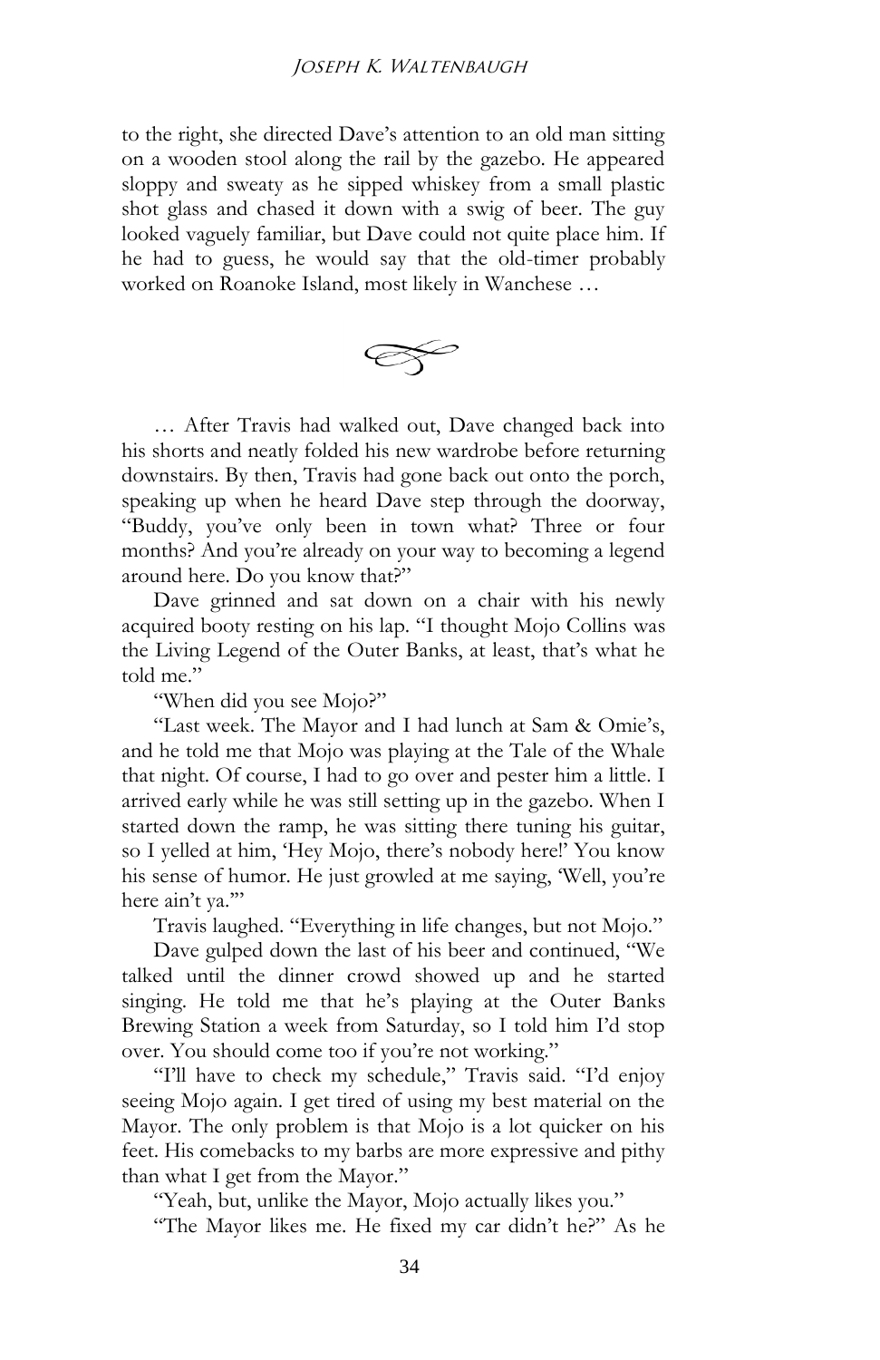to the right, she directed Dave's attention to an old man sitting on a wooden stool along the rail by the gazebo. He appeared sloppy and sweaty as he sipped whiskey from a small plastic shot glass and chased it down with a swig of beer. The guy looked vaguely familiar, but Dave could not quite place him. If he had to guess, he would say that the old-timer probably worked on Roanoke Island, most likely in Wanchese …

… After Travis had walked out, Dave changed back into his shorts and neatly folded his new wardrobe before returning downstairs. By then, Travis had gone back out onto the porch, speaking up when he heard Dave step through the doorway, "Buddy, you've only been in town what? Three or four months? And you're already on your way to becoming a legend around here. Do you know that?"

Dave grinned and sat down on a chair with his newly acquired booty resting on his lap. "I thought Mojo Collins was the Living Legend of the Outer Banks, at least, that's what he told me."

"When did you see Mojo?"

"Last week. The Mayor and I had lunch at Sam & Omie's, and he told me that Mojo was playing at the Tale of the Whale that night. Of course, I had to go over and pester him a little. I arrived early while he was still setting up in the gazebo. When I started down the ramp, he was sitting there tuning his guitar, so I yelled at him, 'Hey Mojo, there's nobody here!' You know his sense of humor. He just growled at me saying, 'Well, you're here ain't ya.'"

Travis laughed. "Everything in life changes, but not Mojo."

Dave gulped down the last of his beer and continued, "We talked until the dinner crowd showed up and he started singing. He told me that he's playing at the Outer Banks Brewing Station a week from Saturday, so I told him I'd stop over. You should come too if you're not working."

"I'll have to check my schedule," Travis said. "I'd enjoy seeing Mojo again. I get tired of using my best material on the Mayor. The only problem is that Mojo is a lot quicker on his feet. His comebacks to my barbs are more expressive and pithy than what I get from the Mayor."

"Yeah, but, unlike the Mayor, Mojo actually likes you."

"The Mayor likes me. He fixed my car didn't he?" As he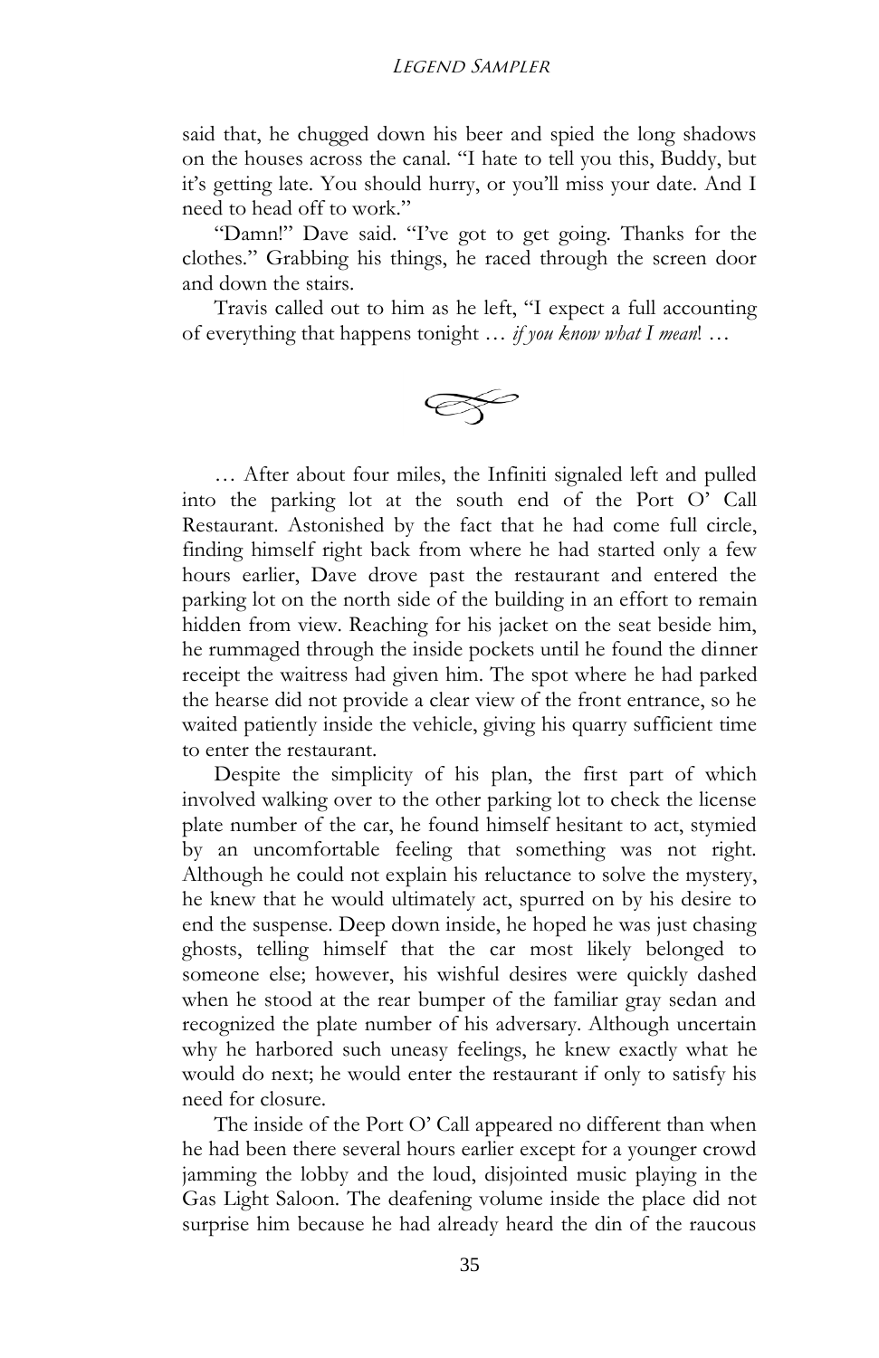said that, he chugged down his beer and spied the long shadows on the houses across the canal. "I hate to tell you this, Buddy, but it's getting late. You should hurry, or you'll miss your date. And I need to head off to work."

"Damn!" Dave said. "I've got to get going. Thanks for the clothes." Grabbing his things, he raced through the screen door and down the stairs.

Travis called out to him as he left, "I expect a full accounting of everything that happens tonight … *if you know what I mean*! …

… After about four miles, the Infiniti signaled left and pulled into the parking lot at the south end of the Port O' Call Restaurant. Astonished by the fact that he had come full circle, finding himself right back from where he had started only a few hours earlier, Dave drove past the restaurant and entered the parking lot on the north side of the building in an effort to remain hidden from view. Reaching for his jacket on the seat beside him, he rummaged through the inside pockets until he found the dinner receipt the waitress had given him. The spot where he had parked the hearse did not provide a clear view of the front entrance, so he waited patiently inside the vehicle, giving his quarry sufficient time to enter the restaurant.

Despite the simplicity of his plan, the first part of which involved walking over to the other parking lot to check the license plate number of the car, he found himself hesitant to act, stymied by an uncomfortable feeling that something was not right. Although he could not explain his reluctance to solve the mystery, he knew that he would ultimately act, spurred on by his desire to end the suspense. Deep down inside, he hoped he was just chasing ghosts, telling himself that the car most likely belonged to someone else; however, his wishful desires were quickly dashed when he stood at the rear bumper of the familiar gray sedan and recognized the plate number of his adversary. Although uncertain why he harbored such uneasy feelings, he knew exactly what he would do next; he would enter the restaurant if only to satisfy his need for closure.

The inside of the Port O' Call appeared no different than when he had been there several hours earlier except for a younger crowd jamming the lobby and the loud, disjointed music playing in the Gas Light Saloon. The deafening volume inside the place did not surprise him because he had already heard the din of the raucous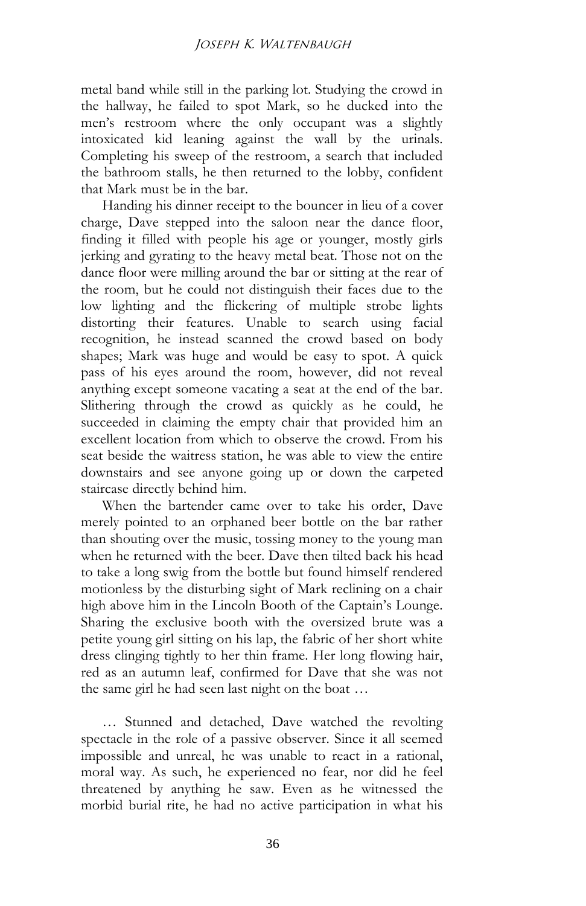metal band while still in the parking lot. Studying the crowd in the hallway, he failed to spot Mark, so he ducked into the men's restroom where the only occupant was a slightly intoxicated kid leaning against the wall by the urinals. Completing his sweep of the restroom, a search that included the bathroom stalls, he then returned to the lobby, confident that Mark must be in the bar.

Handing his dinner receipt to the bouncer in lieu of a cover charge, Dave stepped into the saloon near the dance floor, finding it filled with people his age or younger, mostly girls jerking and gyrating to the heavy metal beat. Those not on the dance floor were milling around the bar or sitting at the rear of the room, but he could not distinguish their faces due to the low lighting and the flickering of multiple strobe lights distorting their features. Unable to search using facial recognition, he instead scanned the crowd based on body shapes; Mark was huge and would be easy to spot. A quick pass of his eyes around the room, however, did not reveal anything except someone vacating a seat at the end of the bar. Slithering through the crowd as quickly as he could, he succeeded in claiming the empty chair that provided him an excellent location from which to observe the crowd. From his seat beside the waitress station, he was able to view the entire downstairs and see anyone going up or down the carpeted staircase directly behind him.

When the bartender came over to take his order, Dave merely pointed to an orphaned beer bottle on the bar rather than shouting over the music, tossing money to the young man when he returned with the beer. Dave then tilted back his head to take a long swig from the bottle but found himself rendered motionless by the disturbing sight of Mark reclining on a chair high above him in the Lincoln Booth of the Captain's Lounge. Sharing the exclusive booth with the oversized brute was a petite young girl sitting on his lap, the fabric of her short white dress clinging tightly to her thin frame. Her long flowing hair, red as an autumn leaf, confirmed for Dave that she was not the same girl he had seen last night on the boat …

… Stunned and detached, Dave watched the revolting spectacle in the role of a passive observer. Since it all seemed impossible and unreal, he was unable to react in a rational, moral way. As such, he experienced no fear, nor did he feel threatened by anything he saw. Even as he witnessed the morbid burial rite, he had no active participation in what his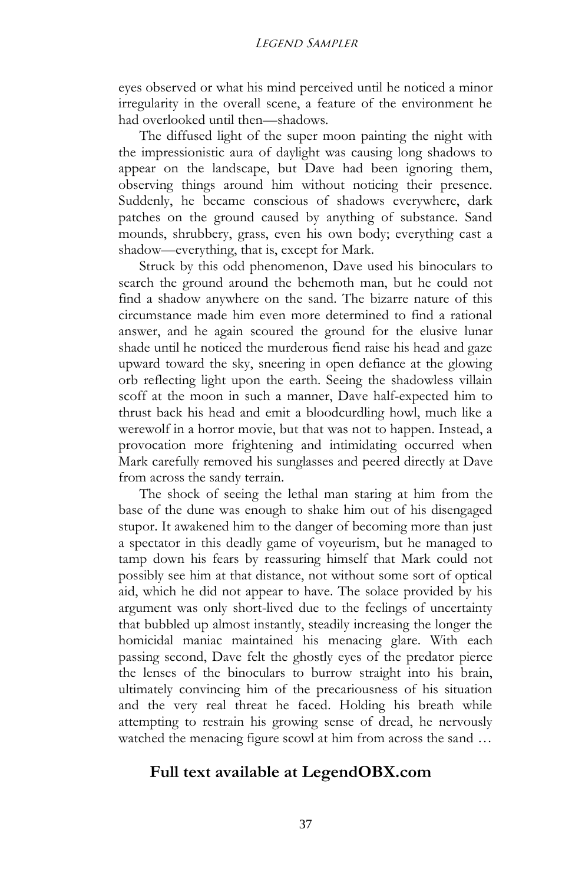eyes observed or what his mind perceived until he noticed a minor irregularity in the overall scene, a feature of the environment he had overlooked until then—shadows.

The diffused light of the super moon painting the night with the impressionistic aura of daylight was causing long shadows to appear on the landscape, but Dave had been ignoring them, observing things around him without noticing their presence. Suddenly, he became conscious of shadows everywhere, dark patches on the ground caused by anything of substance. Sand mounds, shrubbery, grass, even his own body; everything cast a shadow—everything, that is, except for Mark.

Struck by this odd phenomenon, Dave used his binoculars to search the ground around the behemoth man, but he could not find a shadow anywhere on the sand. The bizarre nature of this circumstance made him even more determined to find a rational answer, and he again scoured the ground for the elusive lunar shade until he noticed the murderous fiend raise his head and gaze upward toward the sky, sneering in open defiance at the glowing orb reflecting light upon the earth. Seeing the shadowless villain scoff at the moon in such a manner, Dave half-expected him to thrust back his head and emit a bloodcurdling howl, much like a werewolf in a horror movie, but that was not to happen. Instead, a provocation more frightening and intimidating occurred when Mark carefully removed his sunglasses and peered directly at Dave from across the sandy terrain.

The shock of seeing the lethal man staring at him from the base of the dune was enough to shake him out of his disengaged stupor. It awakened him to the danger of becoming more than just a spectator in this deadly game of voyeurism, but he managed to tamp down his fears by reassuring himself that Mark could not possibly see him at that distance, not without some sort of optical aid, which he did not appear to have. The solace provided by his argument was only short-lived due to the feelings of uncertainty that bubbled up almost instantly, steadily increasing the longer the homicidal maniac maintained his menacing glare. With each passing second, Dave felt the ghostly eyes of the predator pierce the lenses of the binoculars to burrow straight into his brain, ultimately convincing him of the precariousness of his situation and the very real threat he faced. Holding his breath while attempting to restrain his growing sense of dread, he nervously watched the menacing figure scowl at him from across the sand …

**Full text available at LegendOBX.com**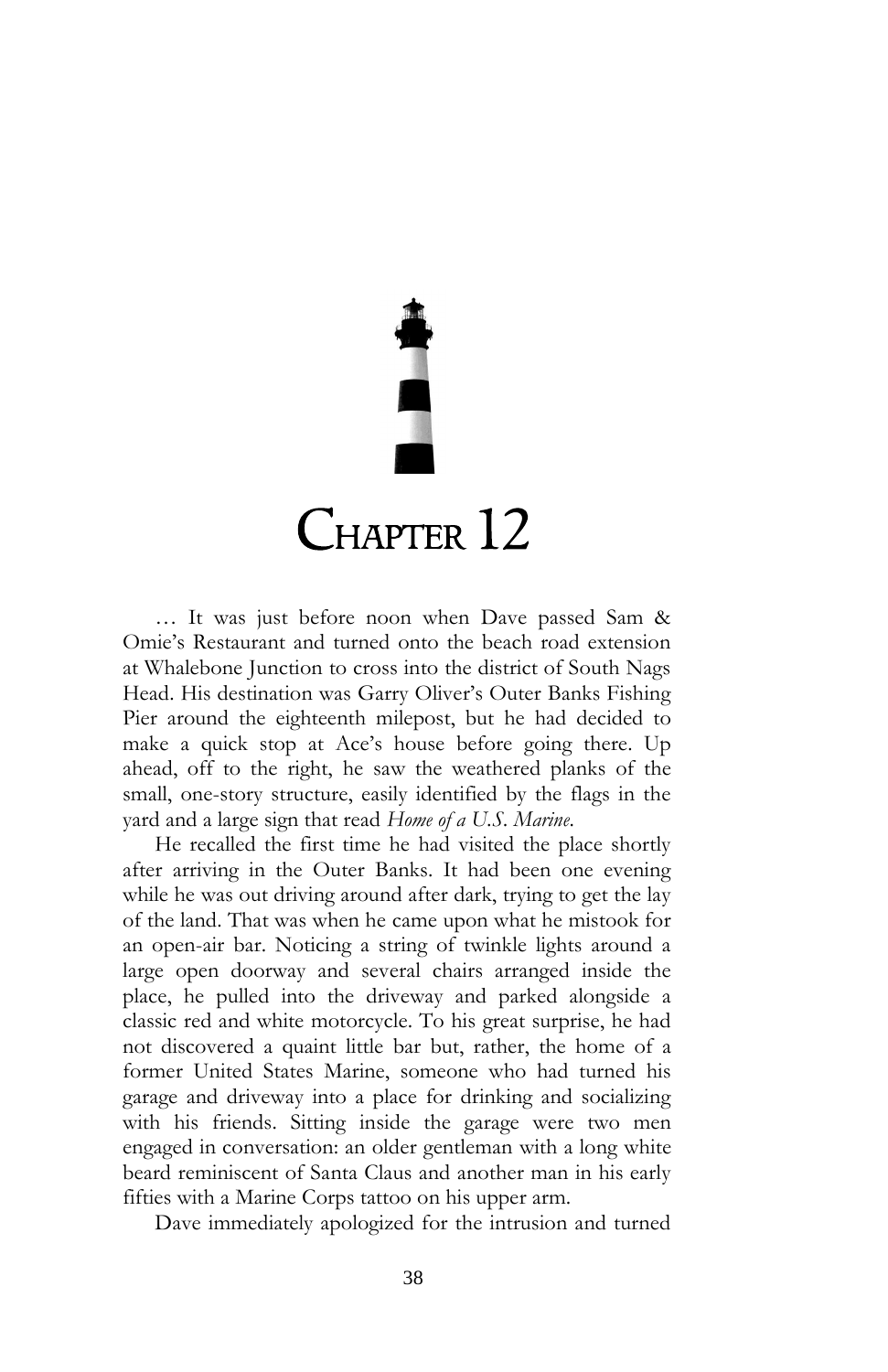# Chapter 12

… It was just before noon when Dave passed Sam & Omie's Restaurant and turned onto the beach road extension at Whalebone Junction to cross into the district of South Nags Head. His destination was Garry Oliver's Outer Banks Fishing Pier around the eighteenth milepost, but he had decided to make a quick stop at Ace's house before going there. Up ahead, off to the right, he saw the weathered planks of the small, one-story structure, easily identified by the flags in the yard and a large sign that read *Home of a U.S. Marine*.

He recalled the first time he had visited the place shortly after arriving in the Outer Banks. It had been one evening while he was out driving around after dark, trying to get the lay of the land. That was when he came upon what he mistook for an open-air bar. Noticing a string of twinkle lights around a large open doorway and several chairs arranged inside the place, he pulled into the driveway and parked alongside a classic red and white motorcycle. To his great surprise, he had not discovered a quaint little bar but, rather, the home of a former United States Marine, someone who had turned his garage and driveway into a place for drinking and socializing with his friends. Sitting inside the garage were two men engaged in conversation: an older gentleman with a long white beard reminiscent of Santa Claus and another man in his early fifties with a Marine Corps tattoo on his upper arm.

Dave immediately apologized for the intrusion and turned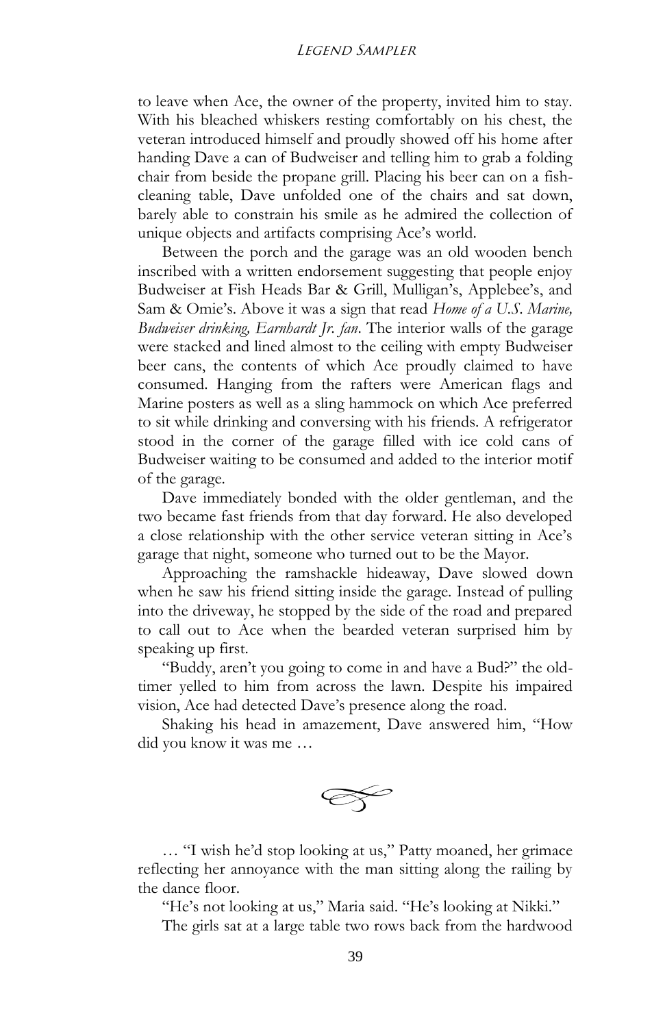to leave when Ace, the owner of the property, invited him to stay. With his bleached whiskers resting comfortably on his chest, the veteran introduced himself and proudly showed off his home after handing Dave a can of Budweiser and telling him to grab a folding chair from beside the propane grill. Placing his beer can on a fish-cleaning table, Dave unfolded one of the chairs and sat down, barely able to constrain his smile as he admired the collection of unique objects and artifacts comprising Ace's world.

Between the porch and the garage was an old wooden bench inscribed with a written endorsement suggesting that people enjoy Budweiser at Fish Heads Bar & Grill, Mulligan's, Applebee's, and Sam & Omie's. Above it was a sign that read *Home of a U.S. Marine, Budweiser drinking, Earnhardt Jr. fan*. The interior walls of the garage were stacked and lined almost to the ceiling with empty Budweiser beer cans, the contents of which Ace proudly claimed to have consumed. Hanging from the rafters were American flags and Marine posters as well as a sling hammock on which Ace preferred to sit while drinking and conversing with his friends. A refrigerator stood in the corner of the garage filled with ice cold cans of Budweiser waiting to be consumed and added to the interior motif of the garage.

Dave immediately bonded with the older gentleman, and the two became fast friends from that day forward. He also developed a close relationship with the other service veteran sitting in Ace's garage that night, someone who turned out to be the Mayor.

Approaching the ramshackle hideaway, Dave slowed down when he saw his friend sitting inside the garage. Instead of pulling into the driveway, he stopped by the side of the road and prepared to call out to Ace when the bearded veteran surprised him by speaking up first.

"Buddy, aren't you going to come in and have a Bud?" the old-timer yelled to him from across the lawn. Despite his impaired vision, Ace had detected Dave's presence along the road.

Shaking his head in amazement, Dave answered him, "How did you know it was me …

… "I wish he'd stop looking at us," Patty moaned, her grimace reflecting her annoyance with the man sitting along the railing by the dance floor.

"He's not looking at us," Maria said. "He's looking at Nikki."

The girls sat at a large table two rows back from the hardwood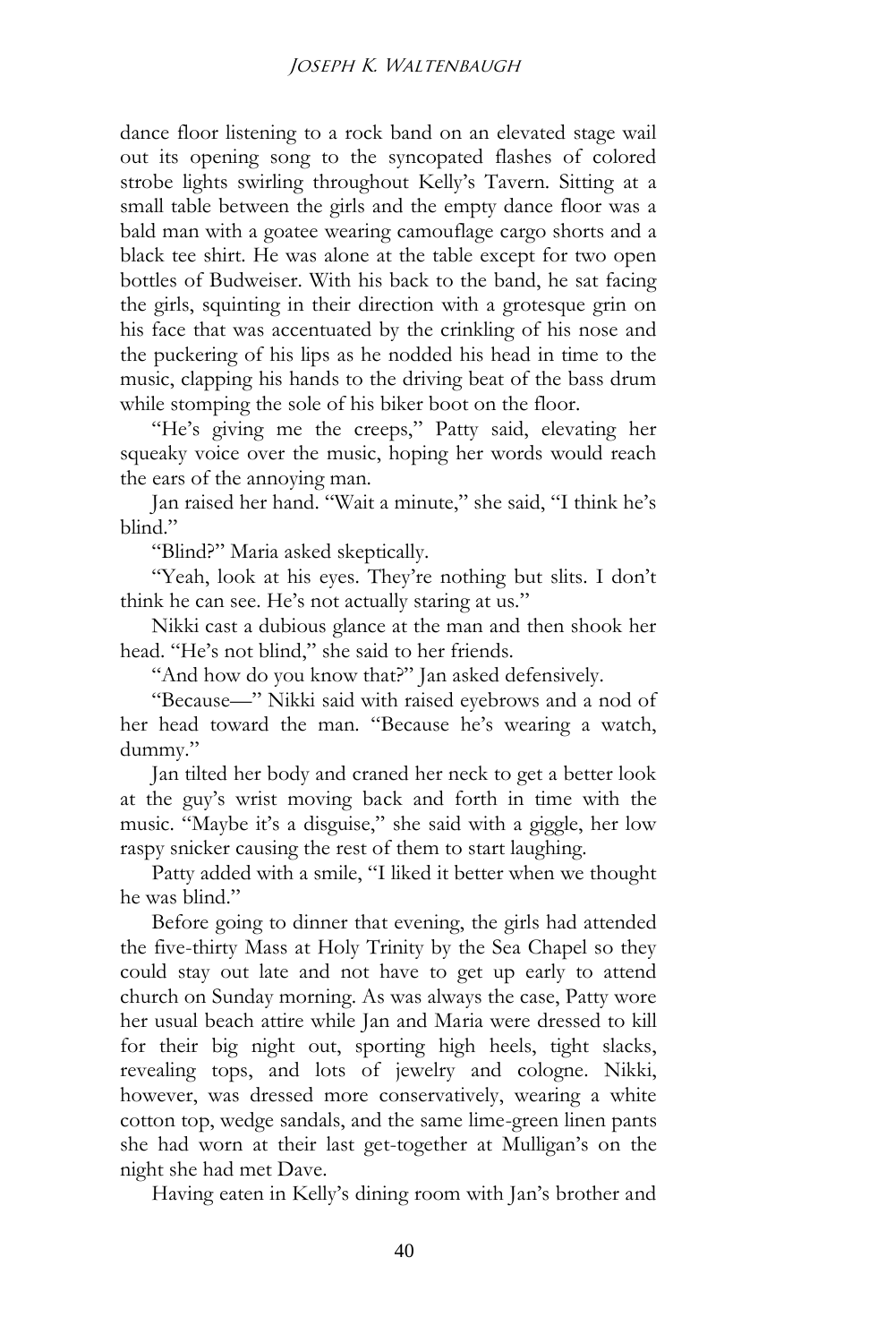dance floor listening to a rock band on an elevated stage wail out its opening song to the syncopated flashes of colored strobe lights swirling throughout Kelly's Tavern. Sitting at a small table between the girls and the empty dance floor was a bald man with a goatee wearing camouflage cargo shorts and a black tee shirt. He was alone at the table except for two open bottles of Budweiser. With his back to the band, he sat facing the girls, squinting in their direction with a grotesque grin on his face that was accentuated by the crinkling of his nose and the puckering of his lips as he nodded his head in time to the music, clapping his hands to the driving beat of the bass drum while stomping the sole of his biker boot on the floor.

"He's giving me the creeps," Patty said, elevating her squeaky voice over the music, hoping her words would reach the ears of the annoying man.

Jan raised her hand. "Wait a minute," she said, "I think he's blind."

"Blind?" Maria asked skeptically.

"Yeah, look at his eyes. They're nothing but slits. I don't think he can see. He's not actually staring at us."

Nikki cast a dubious glance at the man and then shook her head. "He's not blind," she said to her friends.

"And how do you know that?" Jan asked defensively.

"Because—" Nikki said with raised eyebrows and a nod of her head toward the man. "Because he's wearing a watch, dummy."

Jan tilted her body and craned her neck to get a better look at the guy's wrist moving back and forth in time with the music. "Maybe it's a disguise," she said with a giggle, her low raspy snicker causing the rest of them to start laughing.

Patty added with a smile, "I liked it better when we thought he was blind."

Before going to dinner that evening, the girls had attended the five-thirty Mass at Holy Trinity by the Sea Chapel so they could stay out late and not have to get up early to attend church on Sunday morning. As was always the case, Patty wore her usual beach attire while Jan and Maria were dressed to kill for their big night out, sporting high heels, tight slacks, revealing tops, and lots of jewelry and cologne. Nikki, however, was dressed more conservatively, wearing a white cotton top, wedge sandals, and the same lime-green linen pants she had worn at their last get-together at Mulligan's on the night she had met Dave.

Having eaten in Kelly's dining room with Jan's brother and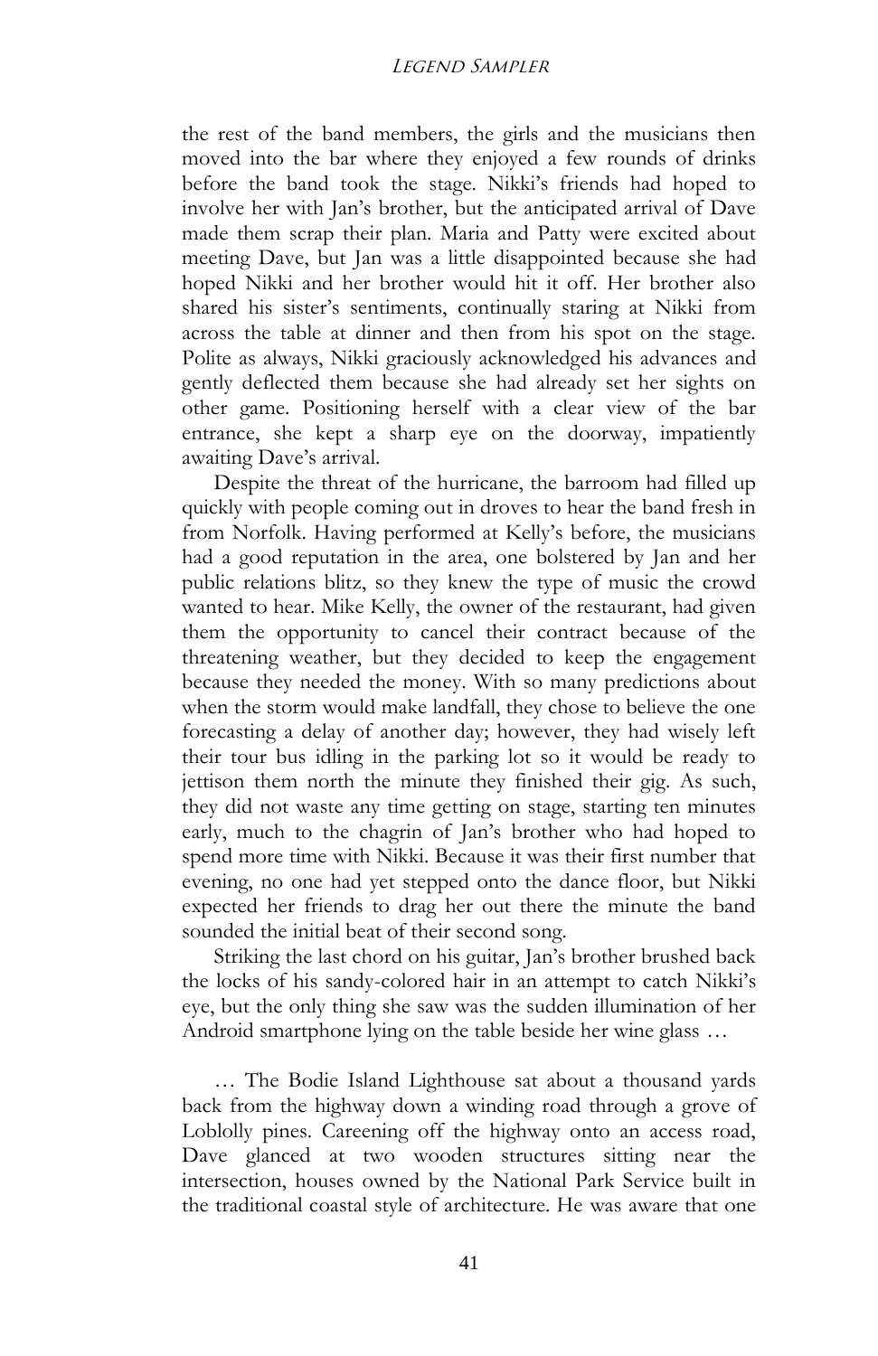the rest of the band members, the girls and the musicians then moved into the bar where they enjoyed a few rounds of drinks before the band took the stage. Nikki's friends had hoped to involve her with Jan's brother, but the anticipated arrival of Dave made them scrap their plan. Maria and Patty were excited about meeting Dave, but Jan was a little disappointed because she had hoped Nikki and her brother would hit it off. Her brother also shared his sister's sentiments, continually staring at Nikki from across the table at dinner and then from his spot on the stage. Polite as always, Nikki graciously acknowledged his advances and gently deflected them because she had already set her sights on other game. Positioning herself with a clear view of the bar entrance, she kept a sharp eye on the doorway, impatiently awaiting Dave's arrival.

Despite the threat of the hurricane, the barroom had filled up quickly with people coming out in droves to hear the band fresh in from Norfolk. Having performed at Kelly's before, the musicians had a good reputation in the area, one bolstered by Jan and her public relations blitz, so they knew the type of music the crowd wanted to hear. Mike Kelly, the owner of the restaurant, had given them the opportunity to cancel their contract because of the threatening weather, but they decided to keep the engagement because they needed the money. With so many predictions about when the storm would make landfall, they chose to believe the one forecasting a delay of another day; however, they had wisely left their tour bus idling in the parking lot so it would be ready to jettison them north the minute they finished their gig. As such, they did not waste any time getting on stage, starting ten minutes early, much to the chagrin of Jan's brother who had hoped to spend more time with Nikki. Because it was their first number that evening, no one had yet stepped onto the dance floor, but Nikki expected her friends to drag her out there the minute the band sounded the initial beat of their second song.

Striking the last chord on his guitar, Jan's brother brushed back the locks of his sandy-colored hair in an attempt to catch Nikki's eye, but the only thing she saw was the sudden illumination of her Android smartphone lying on the table beside her wine glass …

… The Bodie Island Lighthouse sat about a thousand yards back from the highway down a winding road through a grove of Loblolly pines. Careening off the highway onto an access road, Dave glanced at two wooden structures sitting near the intersection, houses owned by the National Park Service built in the traditional coastal style of architecture. He was aware that one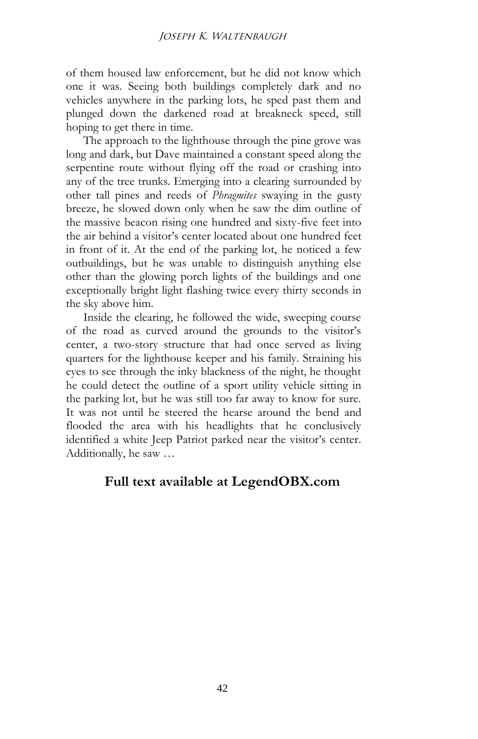of them housed law enforcement, but he did not know which one it was. Seeing both buildings completely dark and no vehicles anywhere in the parking lots, he sped past them and plunged down the darkened road at breakneck speed, still hoping to get there in time.

The approach to the lighthouse through the pine grove was long and dark, but Dave maintained a constant speed along the serpentine route without flying off the road or crashing into any of the tree trunks. Emerging into a clearing surrounded by other tall pines and reeds of *Phragmites* swaying in the gusty breeze, he slowed down only when he saw the dim outline of the massive beacon rising one hundred and sixty-five feet into the air behind a visitor's center located about one hundred feet in front of it. At the end of the parking lot, he noticed a few outbuildings, but he was unable to distinguish anything else other than the glowing porch lights of the buildings and one exceptionally bright light flashing twice every thirty seconds in the sky above him.

Inside the clearing, he followed the wide, sweeping course of the road as curved around the grounds to the visitor's center, a two-story structure that had once served as living quarters for the lighthouse keeper and his family. Straining his eyes to see through the inky blackness of the night, he thought he could detect the outline of a sport utility vehicle sitting in the parking lot, but he was still too far away to know for sure. It was not until he steered the hearse around the bend and flooded the area with his headlights that he conclusively identified a white Jeep Patriot parked near the visitor's center. Additionally, he saw …

**Full text available at LegendOBX.com**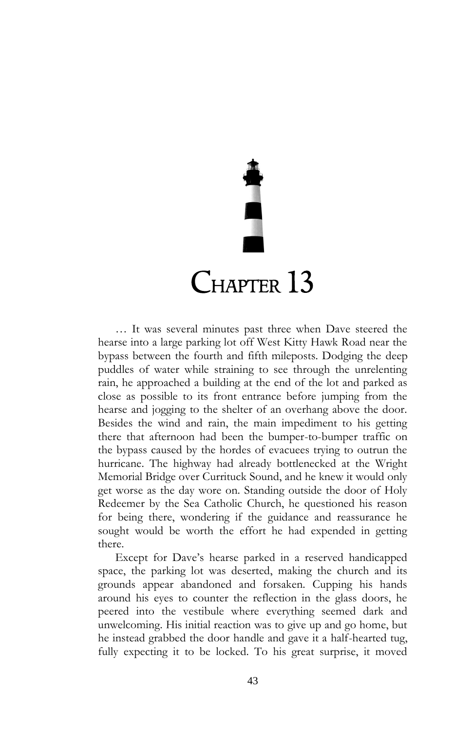# Chapter 13

… It was several minutes past three when Dave steered the hearse into a large parking lot off West Kitty Hawk Road near the bypass between the fourth and fifth mileposts. Dodging the deep puddles of water while straining to see through the unrelenting rain, he approached a building at the end of the lot and parked as close as possible to its front entrance before jumping from the hearse and jogging to the shelter of an overhang above the door. Besides the wind and rain, the main impediment to his getting there that afternoon had been the bumper-to-bumper traffic on the bypass caused by the hordes of evacuees trying to outrun the hurricane. The highway had already bottlenecked at the Wright Memorial Bridge over Currituck Sound, and he knew it would only get worse as the day wore on. Standing outside the door of Holy Redeemer by the Sea Catholic Church, he questioned his reason for being there, wondering if the guidance and reassurance he sought would be worth the effort he had expended in getting there.

Except for Dave's hearse parked in a reserved handicapped space, the parking lot was deserted, making the church and its grounds appear abandoned and forsaken. Cupping his hands around his eyes to counter the reflection in the glass doors, he peered into the vestibule where everything seemed dark and unwelcoming. His initial reaction was to give up and go home, but he instead grabbed the door handle and gave it a half-hearted tug, fully expecting it to be locked. To his great surprise, it moved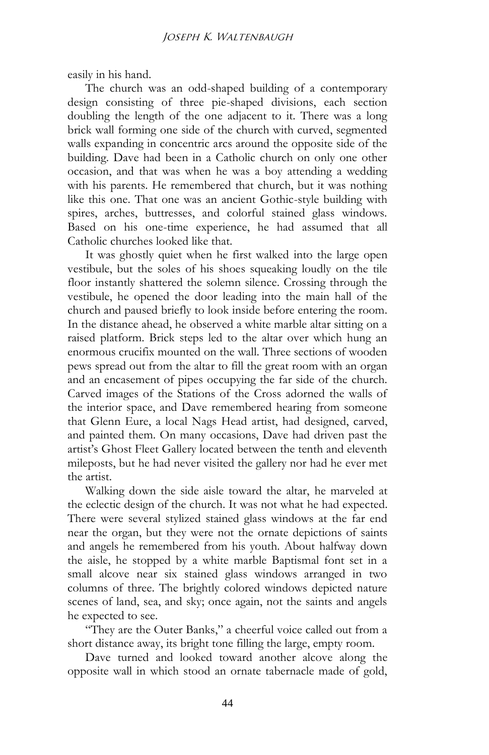easily in his hand.

The church was an odd-shaped building of a contemporary design consisting of three pie-shaped divisions, each section doubling the length of the one adjacent to it. There was a long brick wall forming one side of the church with curved, segmented walls expanding in concentric arcs around the opposite side of the building. Dave had been in a Catholic church on only one other occasion, and that was when he was a boy attending a wedding with his parents. He remembered that church, but it was nothing like this one. That one was an ancient Gothic-style building with spires, arches, buttresses, and colorful stained glass windows. Based on his one-time experience, he had assumed that all Catholic churches looked like that.

It was ghostly quiet when he first walked into the large open vestibule, but the soles of his shoes squeaking loudly on the tile floor instantly shattered the solemn silence. Crossing through the vestibule, he opened the door leading into the main hall of the church and paused briefly to look inside before entering the room. In the distance ahead, he observed a white marble altar sitting on a raised platform. Brick steps led to the altar over which hung an enormous crucifix mounted on the wall. Three sections of wooden pews spread out from the altar to fill the great room with an organ and an encasement of pipes occupying the far side of the church. Carved images of the Stations of the Cross adorned the walls of the interior space, and Dave remembered hearing from someone that Glenn Eure, a local Nags Head artist, had designed, carved, and painted them. On many occasions, Dave had driven past the artist's Ghost Fleet Gallery located between the tenth and eleventh mileposts, but he had never visited the gallery nor had he ever met the artist.

Walking down the side aisle toward the altar, he marveled at the eclectic design of the church. It was not what he had expected. There were several stylized stained glass windows at the far end near the organ, but they were not the ornate depictions of saints and angels he remembered from his youth. About halfway down the aisle, he stopped by a white marble Baptismal font set in a small alcove near six stained glass windows arranged in two columns of three. The brightly colored windows depicted nature scenes of land, sea, and sky; once again, not the saints and angels he expected to see.

"They are the Outer Banks," a cheerful voice called out from a short distance away, its bright tone filling the large, empty room.

Dave turned and looked toward another alcove along the opposite wall in which stood an ornate tabernacle made of gold,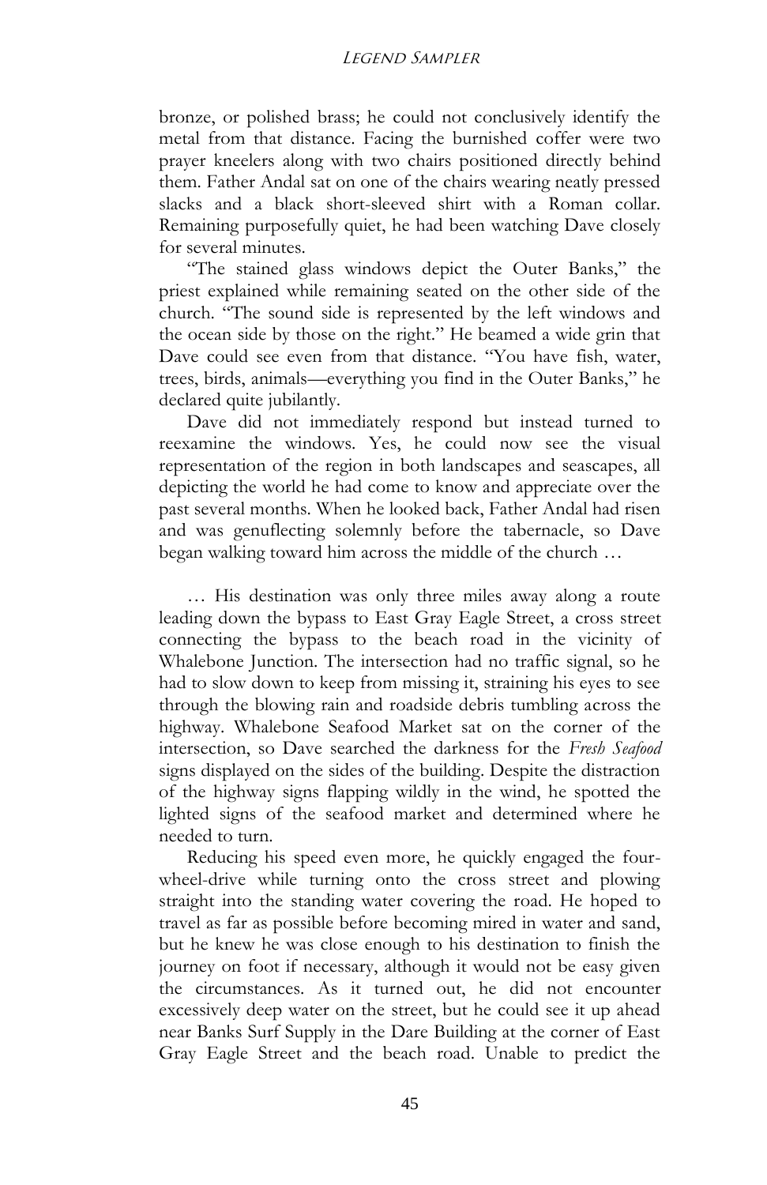bronze, or polished brass; he could not conclusively identify the metal from that distance. Facing the burnished coffer were two prayer kneelers along with two chairs positioned directly behind them. Father Andal sat on one of the chairs wearing neatly pressed slacks and a black short-sleeved shirt with a Roman collar. Remaining purposefully quiet, he had been watching Dave closely for several minutes.

"The stained glass windows depict the Outer Banks," the priest explained while remaining seated on the other side of the church. "The sound side is represented by the left windows and the ocean side by those on the right." He beamed a wide grin that Dave could see even from that distance. "You have fish, water, trees, birds, animals—everything you find in the Outer Banks," he declared quite jubilantly.

Dave did not immediately respond but instead turned to reexamine the windows. Yes, he could now see the visual representation of the region in both landscapes and seascapes, all depicting the world he had come to know and appreciate over the past several months. When he looked back, Father Andal had risen and was genuflecting solemnly before the tabernacle, so Dave began walking toward him across the middle of the church …

… His destination was only three miles away along a route leading down the bypass to East Gray Eagle Street, a cross street connecting the bypass to the beach road in the vicinity of Whalebone Junction. The intersection had no traffic signal, so he had to slow down to keep from missing it, straining his eyes to see through the blowing rain and roadside debris tumbling across the highway. Whalebone Seafood Market sat on the corner of the intersection, so Dave searched the darkness for the *Fresh Seafood* signs displayed on the sides of the building. Despite the distraction of the highway signs flapping wildly in the wind, he spotted the lighted signs of the seafood market and determined where he needed to turn.

Reducing his speed even more, he quickly engaged the four-wheel-drive while turning onto the cross street and plowing straight into the standing water covering the road. He hoped to travel as far as possible before becoming mired in water and sand, but he knew he was close enough to his destination to finish the journey on foot if necessary, although it would not be easy given the circumstances. As it turned out, he did not encounter excessively deep water on the street, but he could see it up ahead near Banks Surf Supply in the Dare Building at the corner of East Gray Eagle Street and the beach road. Unable to predict the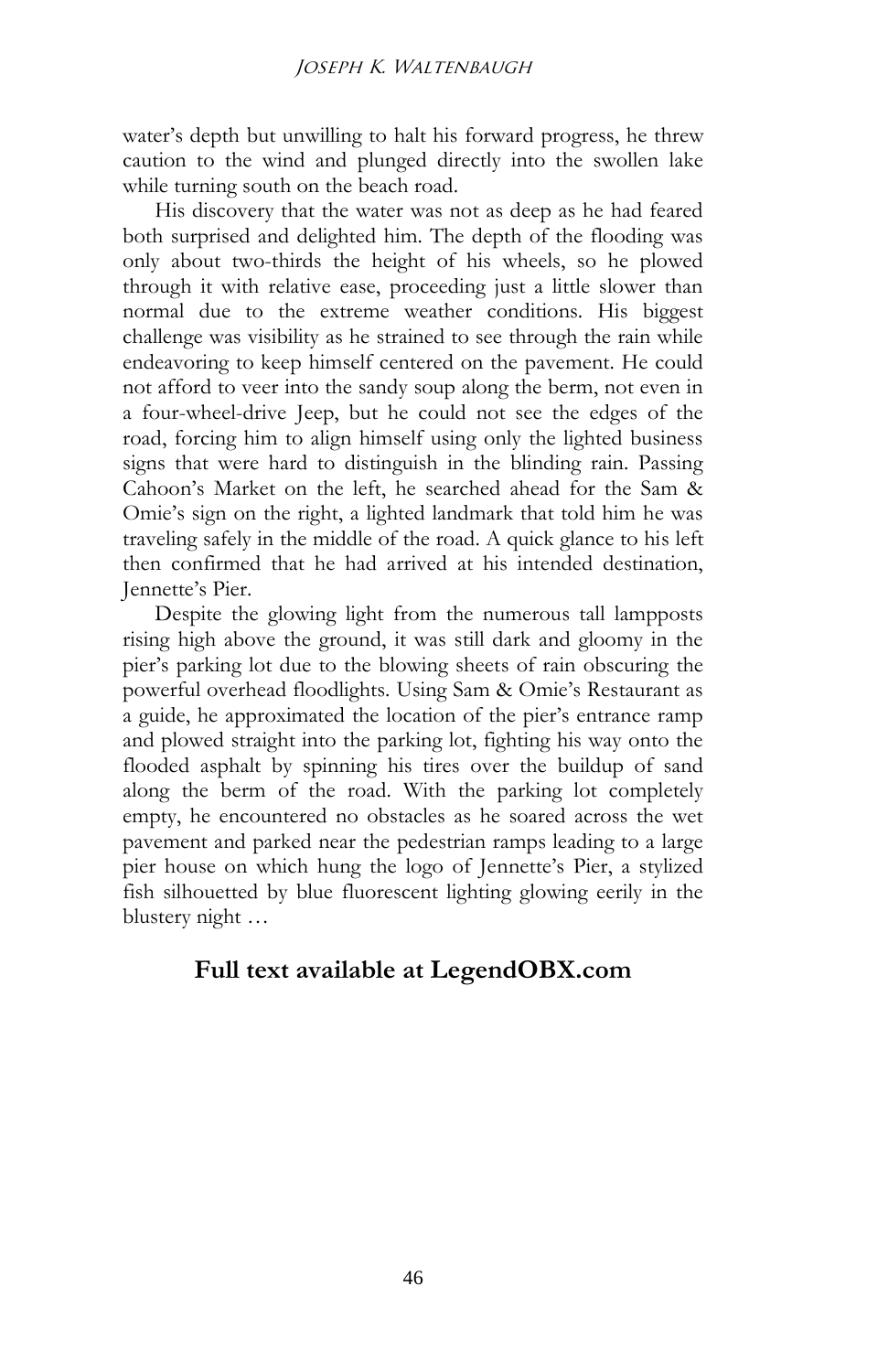water's depth but unwilling to halt his forward progress, he threw caution to the wind and plunged directly into the swollen lake while turning south on the beach road.

His discovery that the water was not as deep as he had feared both surprised and delighted him. The depth of the flooding was only about two-thirds the height of his wheels, so he plowed through it with relative ease, proceeding just a little slower than normal due to the extreme weather conditions. His biggest challenge was visibility as he strained to see through the rain while endeavoring to keep himself centered on the pavement. He could not afford to veer into the sandy soup along the berm, not even in a four-wheel-drive Jeep, but he could not see the edges of the road, forcing him to align himself using only the lighted business signs that were hard to distinguish in the blinding rain. Passing Cahoon's Market on the left, he searched ahead for the Sam & Omie's sign on the right, a lighted landmark that told him he was traveling safely in the middle of the road. A quick glance to his left then confirmed that he had arrived at his intended destination, Jennette's Pier.

Despite the glowing light from the numerous tall lampposts rising high above the ground, it was still dark and gloomy in the pier's parking lot due to the blowing sheets of rain obscuring the powerful overhead floodlights. Using Sam & Omie's Restaurant as a guide, he approximated the location of the pier's entrance ramp and plowed straight into the parking lot, fighting his way onto the flooded asphalt by spinning his tires over the buildup of sand along the berm of the road. With the parking lot completely empty, he encountered no obstacles as he soared across the wet pavement and parked near the pedestrian ramps leading to a large pier house on which hung the logo of Jennette's Pier, a stylized fish silhouetted by blue fluorescent lighting glowing eerily in the blustery night …

**Full text available at LegendOBX.com**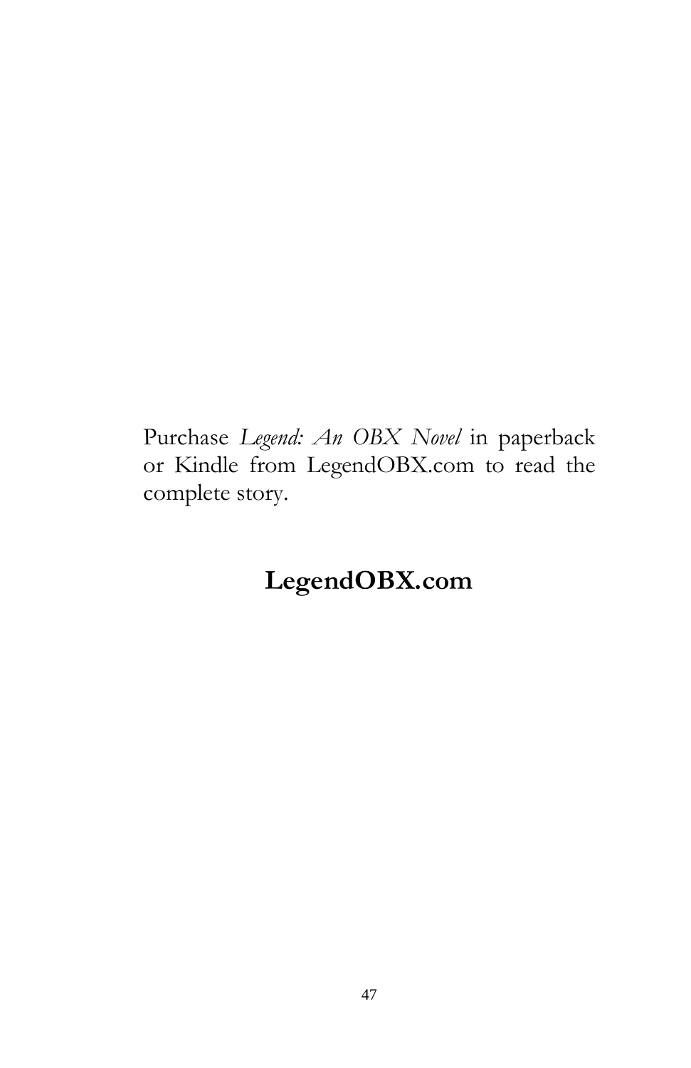Purchase *Legend: An OBX Novel* in paperback or Kindle from LegendOBX.com to read the complete story.

**LegendOBX.com**